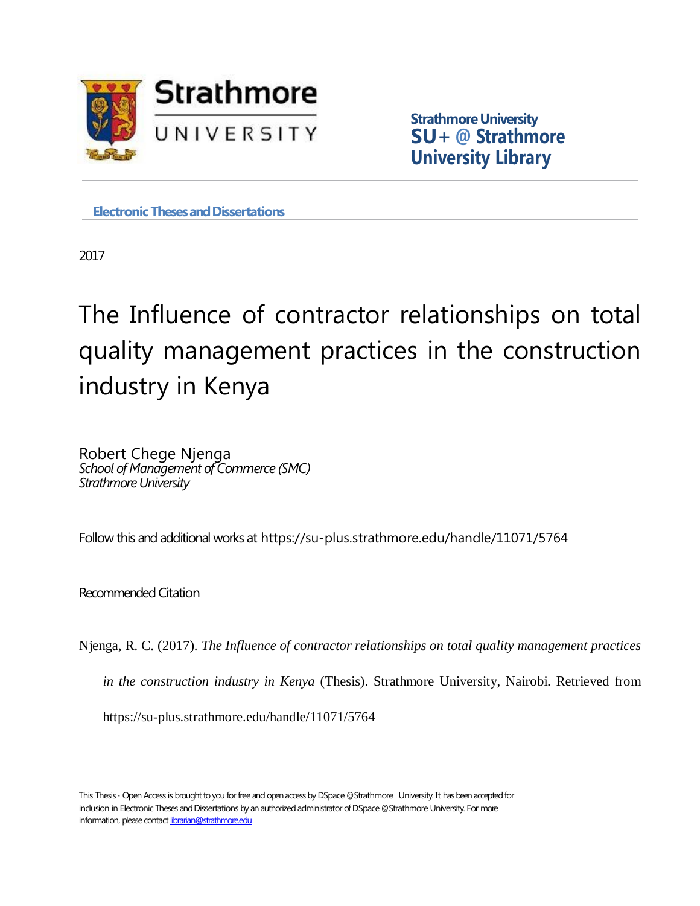Strathmore University
SU + @ Strathmore University Library

Electronic Theses and Dissertations

2017

# The Influence of contractor relationships on total quality management practices in the construction industry in Kenya

Robert Chege Njenga
*School of Management of Commerce (SMC)*
*Strathmore University*

Follow this and additional works at https://su-plus.strathmore.edu/handle/11071/5764

Recommended Citation

Njenga, R. C. (2017). *The Influence of contractor relationships on total quality management practices in the construction industry in Kenya* (Thesis). Strathmore University, Nairobi. Retrieved from https://su-plus.strathmore.edu/handle/11071/5764

This Thesis - Open Access is brought to you for free and open access by DSpace @Strathmore University. It has been accepted for inclusion in Electronic Theses and Dissertations by an authorized administrator of DSpace @Strathmore University. For more information, please contact librarian@strathmore.edu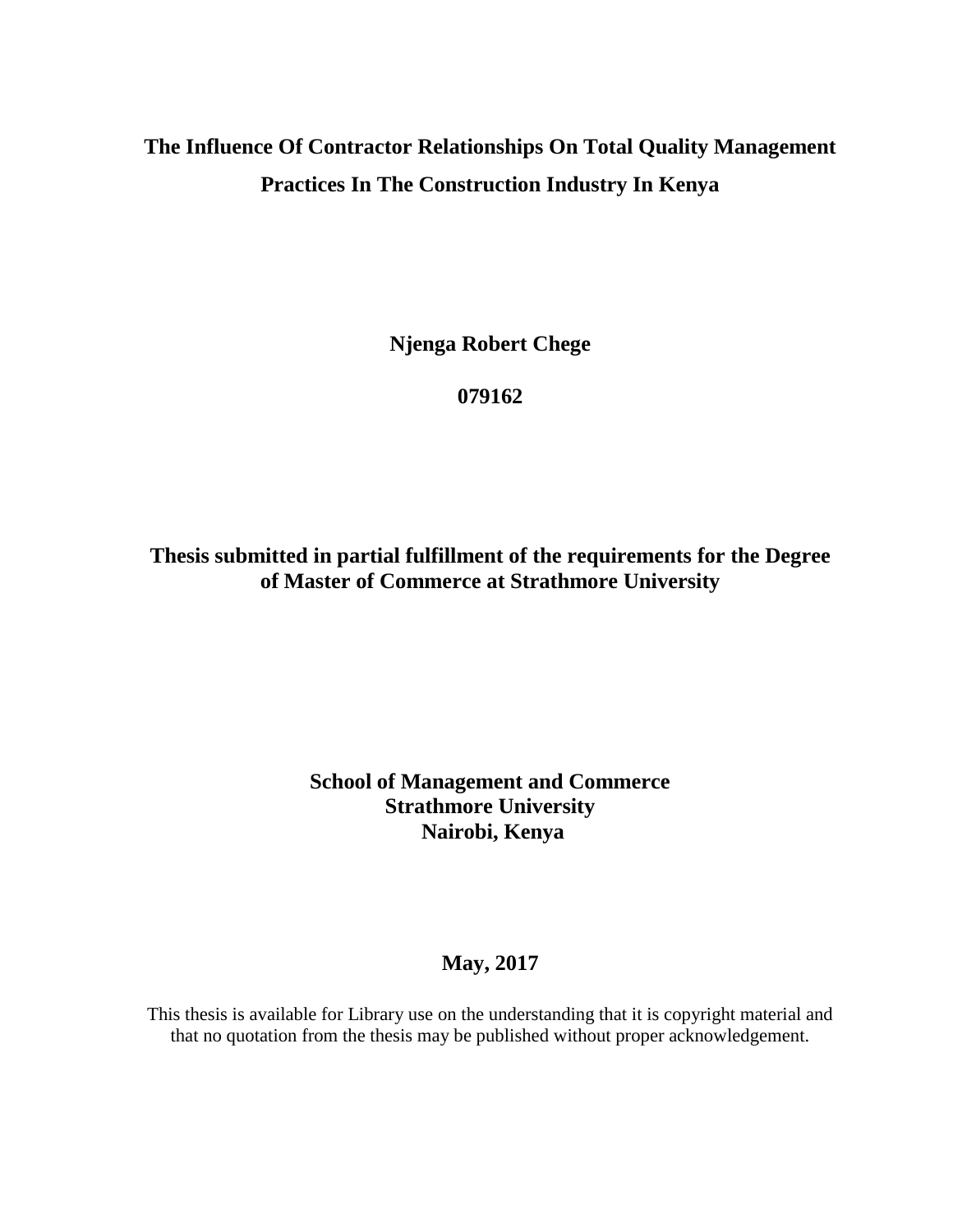# The Influence Of Contractor Relationships On Total Quality Management Practices In The Construction Industry In Kenya

**Njenga Robert Chege**

**079162**

**Thesis submitted in partial fulfillment of the requirements for the Degree of Master of Commerce at Strathmore University**

**School of Management and Commerce**
**Strathmore University**
**Nairobi, Kenya**

**May, 2017**

This thesis is available for Library use on the understanding that it is copyright material and that no quotation from the thesis may be published without proper acknowledgement.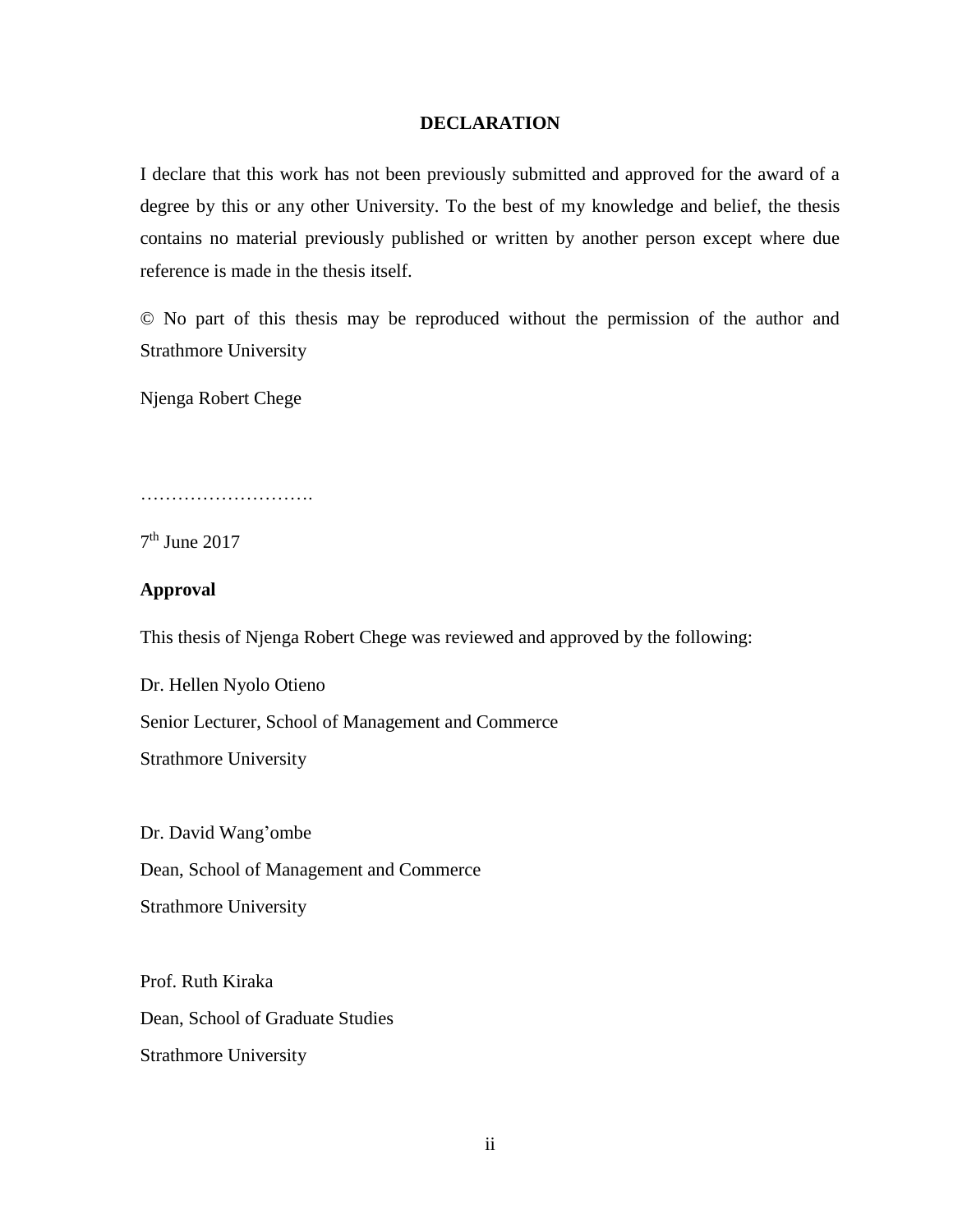## DECLARATION

I declare that this work has not been previously submitted and approved for the award of a degree by this or any other University. To the best of my knowledge and belief, the thesis contains no material previously published or written by another person except where due reference is made in the thesis itself.

© No part of this thesis may be reproduced without the permission of the author and Strathmore University

Njenga Robert Chege

……………………….

7th June 2017

**Approval**

This thesis of Njenga Robert Chege was reviewed and approved by the following:

Dr. Hellen Nyolo Otieno

Senior Lecturer, School of Management and Commerce

Strathmore University

Dr. David Wang'ombe

Dean, School of Management and Commerce

Strathmore University

Prof. Ruth Kiraka

Dean, School of Graduate Studies

Strathmore University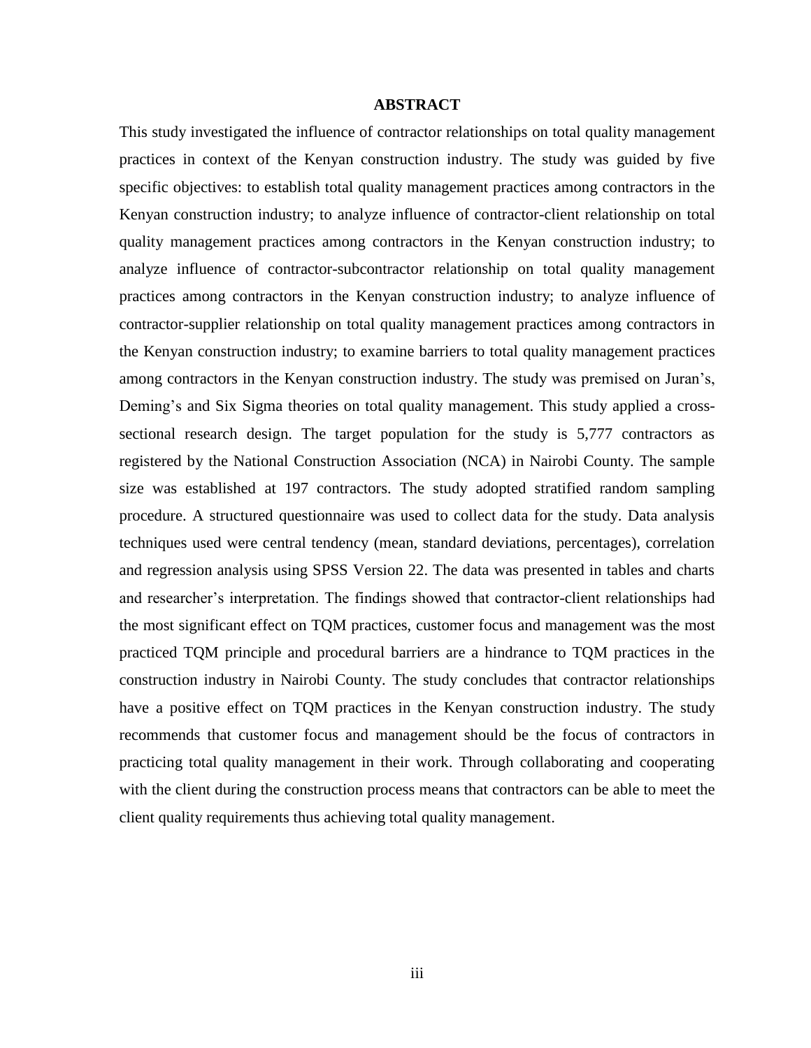# ABSTRACT

This study investigated the influence of contractor relationships on total quality management practices in context of the Kenyan construction industry. The study was guided by five specific objectives: to establish total quality management practices among contractors in the Kenyan construction industry; to analyze influence of contractor-client relationship on total quality management practices among contractors in the Kenyan construction industry; to analyze influence of contractor-subcontractor relationship on total quality management practices among contractors in the Kenyan construction industry; to analyze influence of contractor-supplier relationship on total quality management practices among contractors in the Kenyan construction industry; to examine barriers to total quality management practices among contractors in the Kenyan construction industry. The study was premised on Juran's, Deming's and Six Sigma theories on total quality management. This study applied a cross-sectional research design. The target population for the study is 5,777 contractors as registered by the National Construction Association (NCA) in Nairobi County. The sample size was established at 197 contractors. The study adopted stratified random sampling procedure. A structured questionnaire was used to collect data for the study. Data analysis techniques used were central tendency (mean, standard deviations, percentages), correlation and regression analysis using SPSS Version 22. The data was presented in tables and charts and researcher's interpretation. The findings showed that contractor-client relationships had the most significant effect on TQM practices, customer focus and management was the most practiced TQM principle and procedural barriers are a hindrance to TQM practices in the construction industry in Nairobi County. The study concludes that contractor relationships have a positive effect on TQM practices in the Kenyan construction industry. The study recommends that customer focus and management should be the focus of contractors in practicing total quality management in their work. Through collaborating and cooperating with the client during the construction process means that contractors can be able to meet the client quality requirements thus achieving total quality management.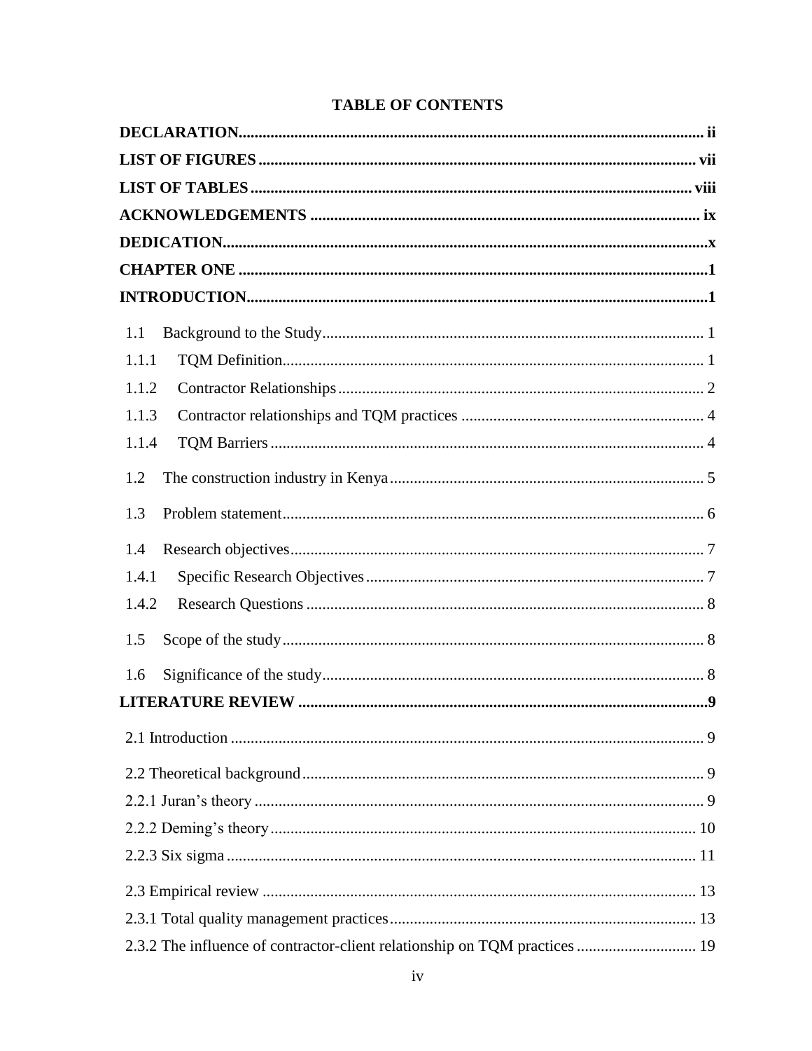# TABLE OF CONTENTS

**DECLARATION** .......... ii

**LIST OF FIGURES** .......... vii

**LIST OF TABLES** .......... viii

**ACKNOWLEDGEMENTS** .......... ix

**DEDICATION** .......... x

**CHAPTER ONE** .......... 1

**INTRODUCTION** .......... 1

1.1 Background to the Study .......... 1

1.1.1 TQM Definition .......... 1

1.1.2 Contractor Relationships .......... 2

1.1.3 Contractor relationships and TQM practices .......... 4

1.1.4 TQM Barriers .......... 4

1.2 The construction industry in Kenya .......... 5

1.3 Problem statement .......... 6

1.4 Research objectives .......... 7

1.4.1 Specific Research Objectives .......... 7

1.4.2 Research Questions .......... 8

1.5 Scope of the study .......... 8

1.6 Significance of the study .......... 8

**LITERATURE REVIEW** .......... 9

2.1 Introduction .......... 9

2.2 Theoretical background .......... 9

2.2.1 Juran's theory .......... 9

2.2.2 Deming's theory .......... 10

2.2.3 Six sigma .......... 11

2.3 Empirical review .......... 13

2.3.1 Total quality management practices .......... 13

2.3.2 The influence of contractor-client relationship on TQM practices .......... 19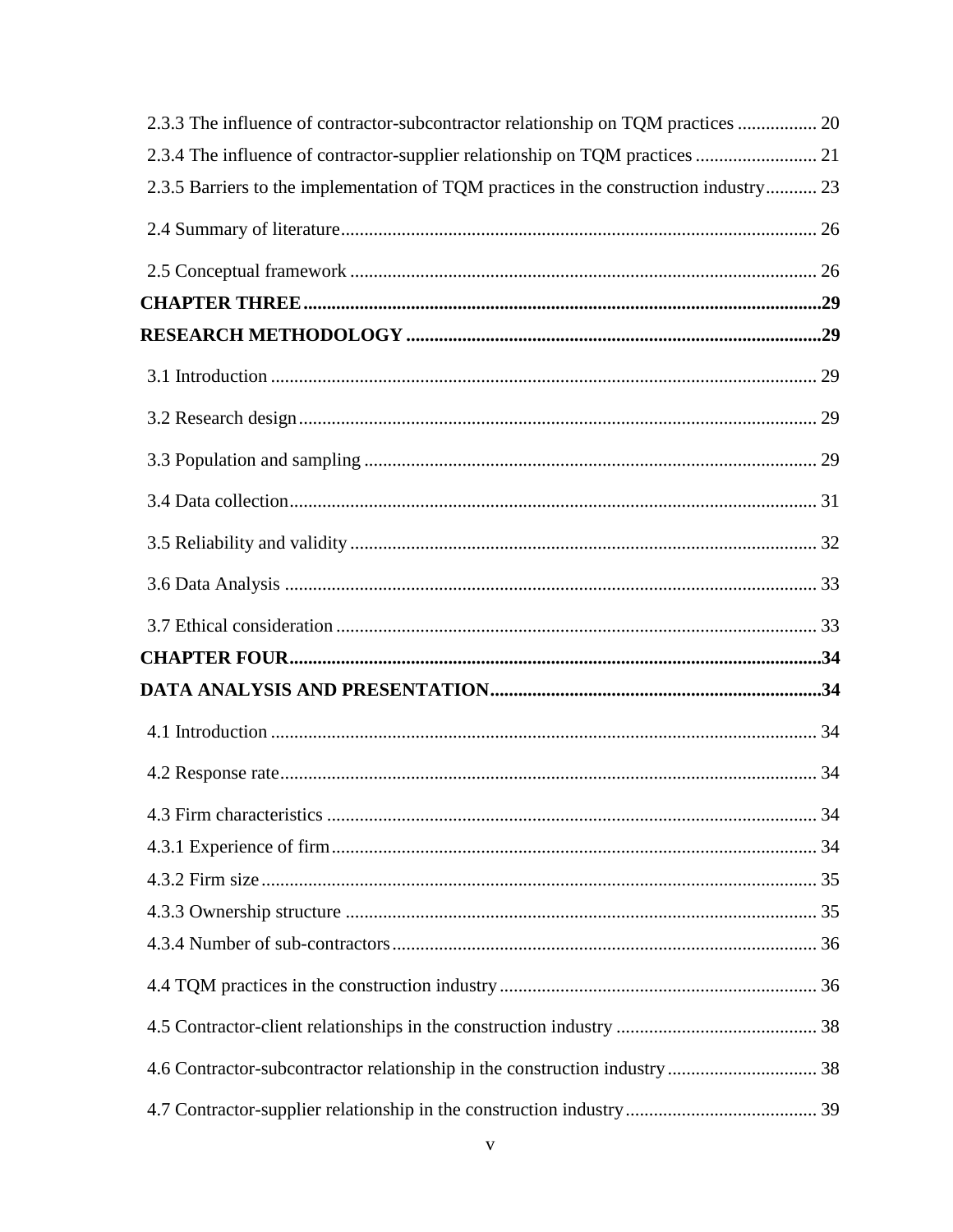2.3.3 The influence of contractor-subcontractor relationship on TQM practices ................ 20

2.3.4 The influence of contractor-supplier relationship on TQM practices .......................... 21

2.3.5 Barriers to the implementation of TQM practices in the construction industry........... 23

2.4 Summary of literature..................................................................................................... 26

2.5 Conceptual framework ................................................................................................... 26

**CHAPTER THREE...............................................................................................................29**

**RESEARCH METHODOLOGY .........................................................................................29**

3.1 Introduction .................................................................................................................... 29

3.2 Research design.............................................................................................................. 29

3.3 Population and sampling ................................................................................................ 29

3.4 Data collection................................................................................................................ 31

3.5 Reliability and validity ................................................................................................... 32

3.6 Data Analysis ................................................................................................................. 33

3.7 Ethical consideration ...................................................................................................... 33

**CHAPTER FOUR.................................................................................................................34**

**DATA ANALYSIS AND PRESENTATION.......................................................................34**

4.1 Introduction .................................................................................................................... 34

4.2 Response rate.................................................................................................................. 34

4.3 Firm characteristics ........................................................................................................ 34

4.3.1 Experience of firm....................................................................................................... 34

4.3.2 Firm size...................................................................................................................... 35

4.3.3 Ownership structure .................................................................................................... 35

4.3.4 Number of sub-contractors.......................................................................................... 36

4.4 TQM practices in the construction industry................................................................... 36

4.5 Contractor-client relationships in the construction industry ........................................... 38

4.6 Contractor-subcontractor relationship in the construction industry................................ 38

4.7 Contractor-supplier relationship in the construction industry......................................... 39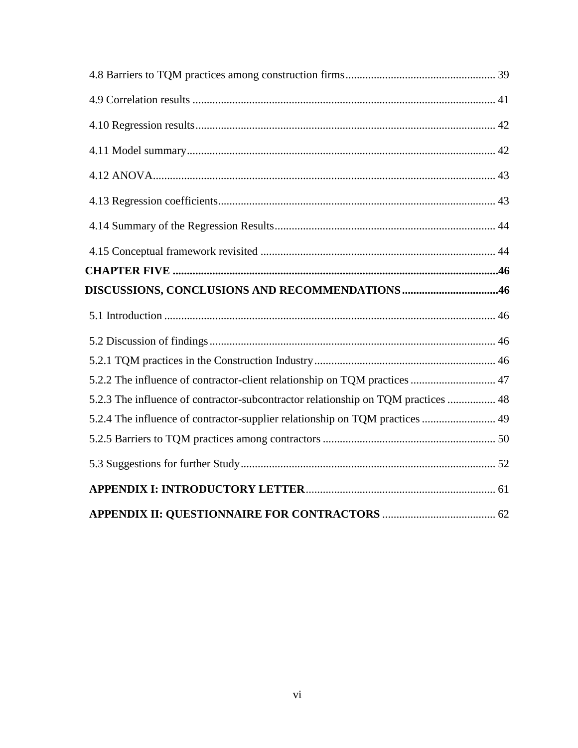4.8 Barriers to TQM practices among construction firms .................................................... 39

4.9 Correlation results ........................................................................................................ 41

4.10 Regression results ....................................................................................................... 42

4.11 Model summary ........................................................................................................... 42

4.12 ANOVA ....................................................................................................................... 43

4.13 Regression coefficients ................................................................................................ 43

4.14 Summary of the Regression Results ............................................................................ 44

4.15 Conceptual framework revisited ................................................................................. 44

**CHAPTER FIVE ................................................................................................................ 46**

**DISCUSSIONS, CONCLUSIONS AND RECOMMENDATIONS ................................. 46**

5.1 Introduction .................................................................................................................. 46

5.2 Discussion of findings ................................................................................................... 46

5.2.1 TQM practices in the Construction Industry ............................................................... 46

5.2.2 The influence of contractor-client relationship on TQM practices ............................. 47

5.2.3 The influence of contractor-subcontractor relationship on TQM practices ................ 48

5.2.4 The influence of contractor-supplier relationship on TQM practices ......................... 49

5.2.5 Barriers to TQM practices among contractors ............................................................ 50

5.3 Suggestions for further Study ........................................................................................ 52

**APPENDIX I: INTRODUCTORY LETTER** .................................................................. 61

**APPENDIX II: QUESTIONNAIRE FOR CONTRACTORS** ....................................... 62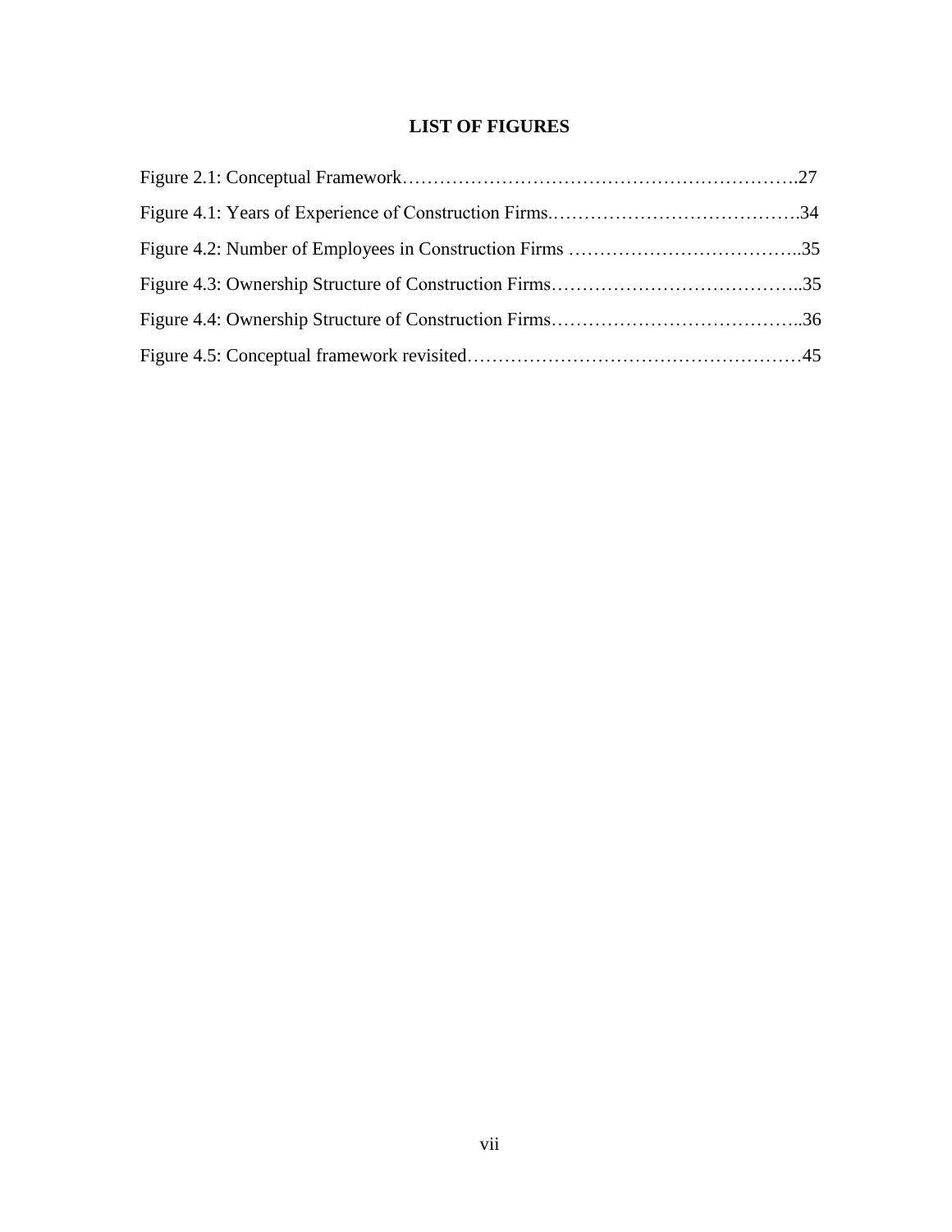# LIST OF FIGURES

Figure 2.1: Conceptual Framework……………………………………………………….27

Figure 4.1: Years of Experience of Construction Firms.………………………………….34

Figure 4.2: Number of Employees in Construction Firms ………………………………..35

Figure 4.3: Ownership Structure of Construction Firms…………………………………..35

Figure 4.4: Ownership Structure of Construction Firms…………………………………..36

Figure 4.5: Conceptual framework revisited………………………………………………45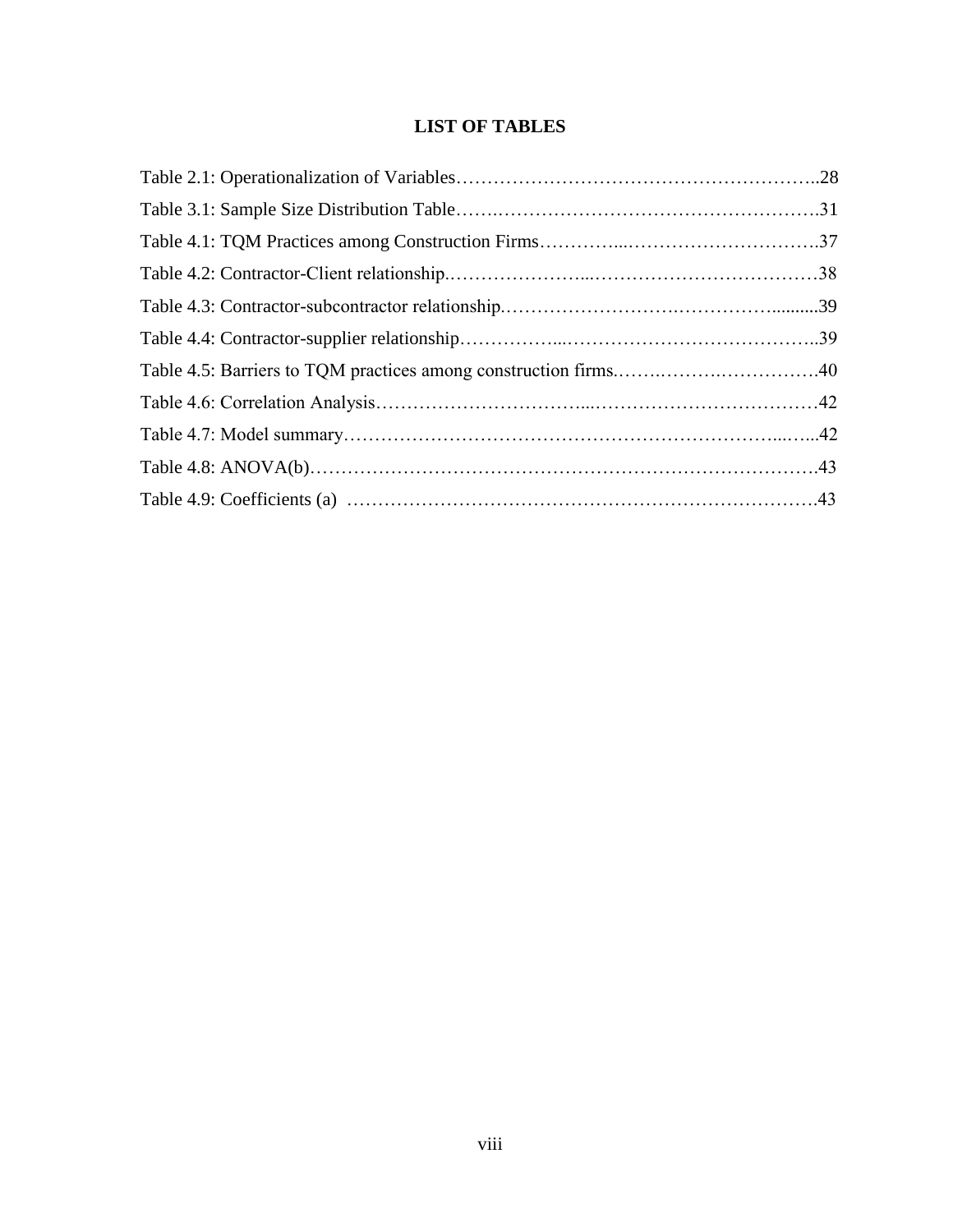# LIST OF TABLES

Table 2.1: Operationalization of Variables……………………………………………………..28

Table 3.1: Sample Size Distribution Table…….…………………………………………….31

Table 4.1: TQM Practices among Construction Firms…………...………………………….37

Table 4.2: Contractor-Client relationship.…………………...………………………………38

Table 4.3: Contractor-subcontractor relationship.……………………….……………..........39

Table 4.4: Contractor-supplier relationship……………...…………………………………..39

Table 4.5: Barriers to TQM practices among construction firms.…….……….…………….40

Table 4.6: Correlation Analysis…………………………...………………………………42

Table 4.7: Model summary……………………………………………………………...…...42

Table 4.8: ANOVA(b)…………………………………………………………………….43

Table 4.9: Coefficients (a) ……………………………………………………………….43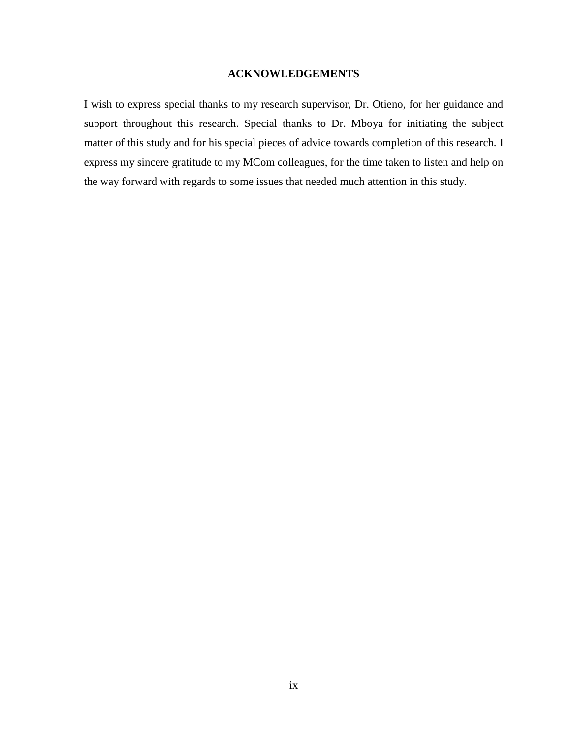## ACKNOWLEDGEMENTS

I wish to express special thanks to my research supervisor, Dr. Otieno, for her guidance and support throughout this research. Special thanks to Dr. Mboya for initiating the subject matter of this study and for his special pieces of advice towards completion of this research. I express my sincere gratitude to my MCom colleagues, for the time taken to listen and help on the way forward with regards to some issues that needed much attention in this study.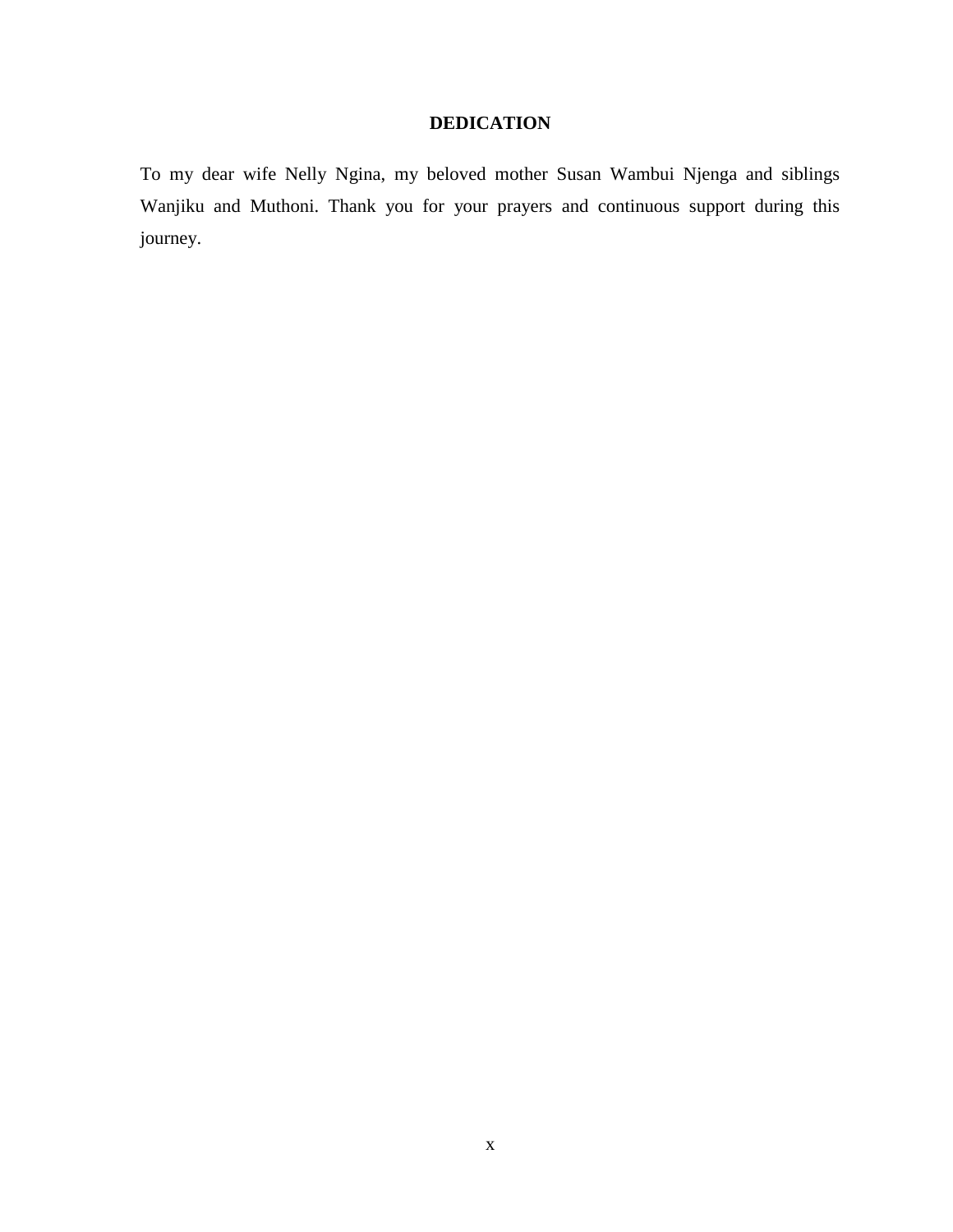## DEDICATION

To my dear wife Nelly Ngina, my beloved mother Susan Wambui Njenga and siblings Wanjiku and Muthoni. Thank you for your prayers and continuous support during this journey.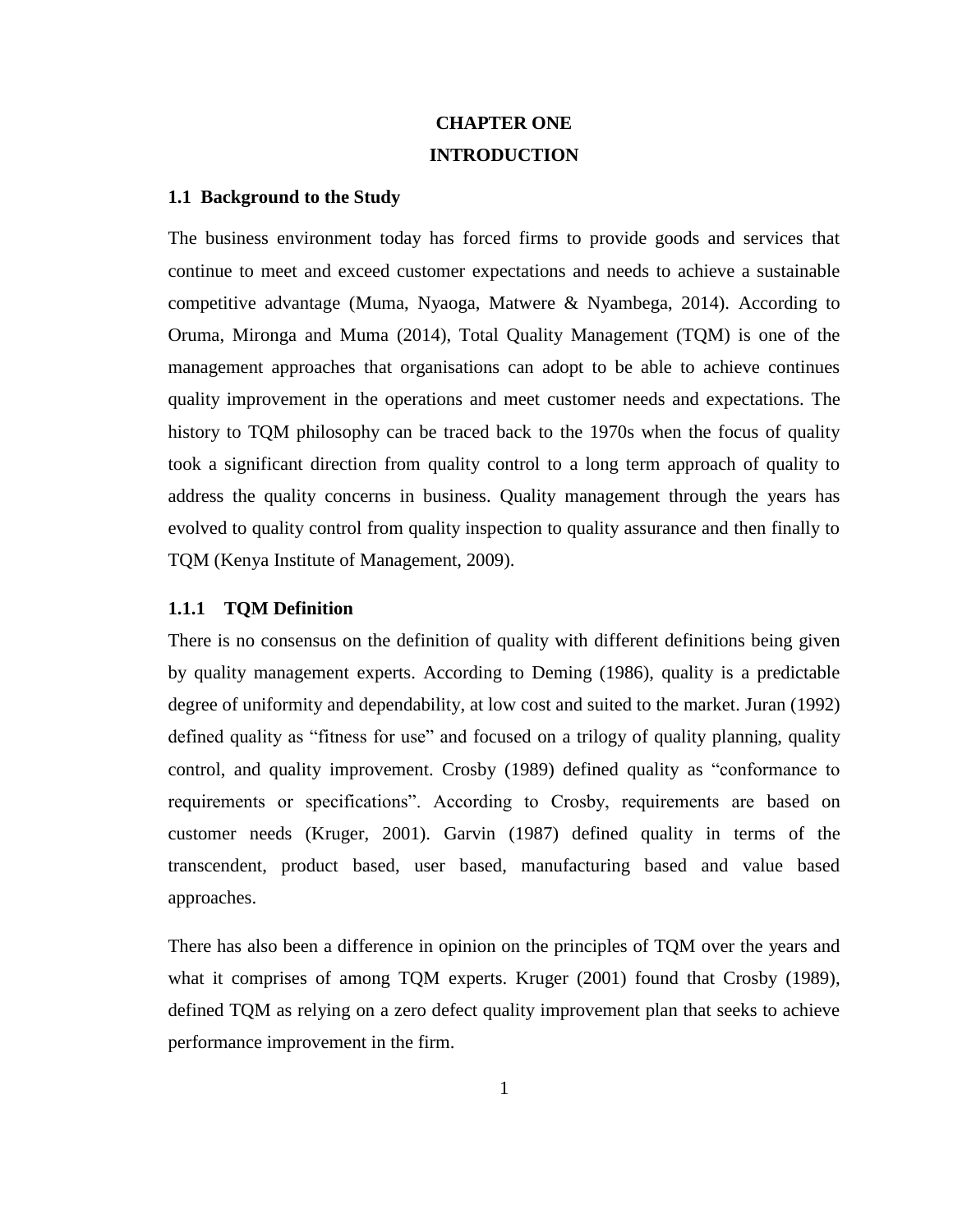# CHAPTER ONE

# INTRODUCTION

## 1.1 Background to the Study

The business environment today has forced firms to provide goods and services that continue to meet and exceed customer expectations and needs to achieve a sustainable competitive advantage (Muma, Nyaoga, Matwere & Nyambega, 2014). According to Oruma, Mironga and Muma (2014), Total Quality Management (TQM) is one of the management approaches that organisations can adopt to be able to achieve continues quality improvement in the operations and meet customer needs and expectations. The history to TQM philosophy can be traced back to the 1970s when the focus of quality took a significant direction from quality control to a long term approach of quality to address the quality concerns in business. Quality management through the years has evolved to quality control from quality inspection to quality assurance and then finally to TQM (Kenya Institute of Management, 2009).

### 1.1.1 TQM Definition

There is no consensus on the definition of quality with different definitions being given by quality management experts. According to Deming (1986), quality is a predictable degree of uniformity and dependability, at low cost and suited to the market. Juran (1992) defined quality as "fitness for use" and focused on a trilogy of quality planning, quality control, and quality improvement. Crosby (1989) defined quality as "conformance to requirements or specifications". According to Crosby, requirements are based on customer needs (Kruger, 2001). Garvin (1987) defined quality in terms of the transcendent, product based, user based, manufacturing based and value based approaches.

There has also been a difference in opinion on the principles of TQM over the years and what it comprises of among TQM experts. Kruger (2001) found that Crosby (1989), defined TQM as relying on a zero defect quality improvement plan that seeks to achieve performance improvement in the firm.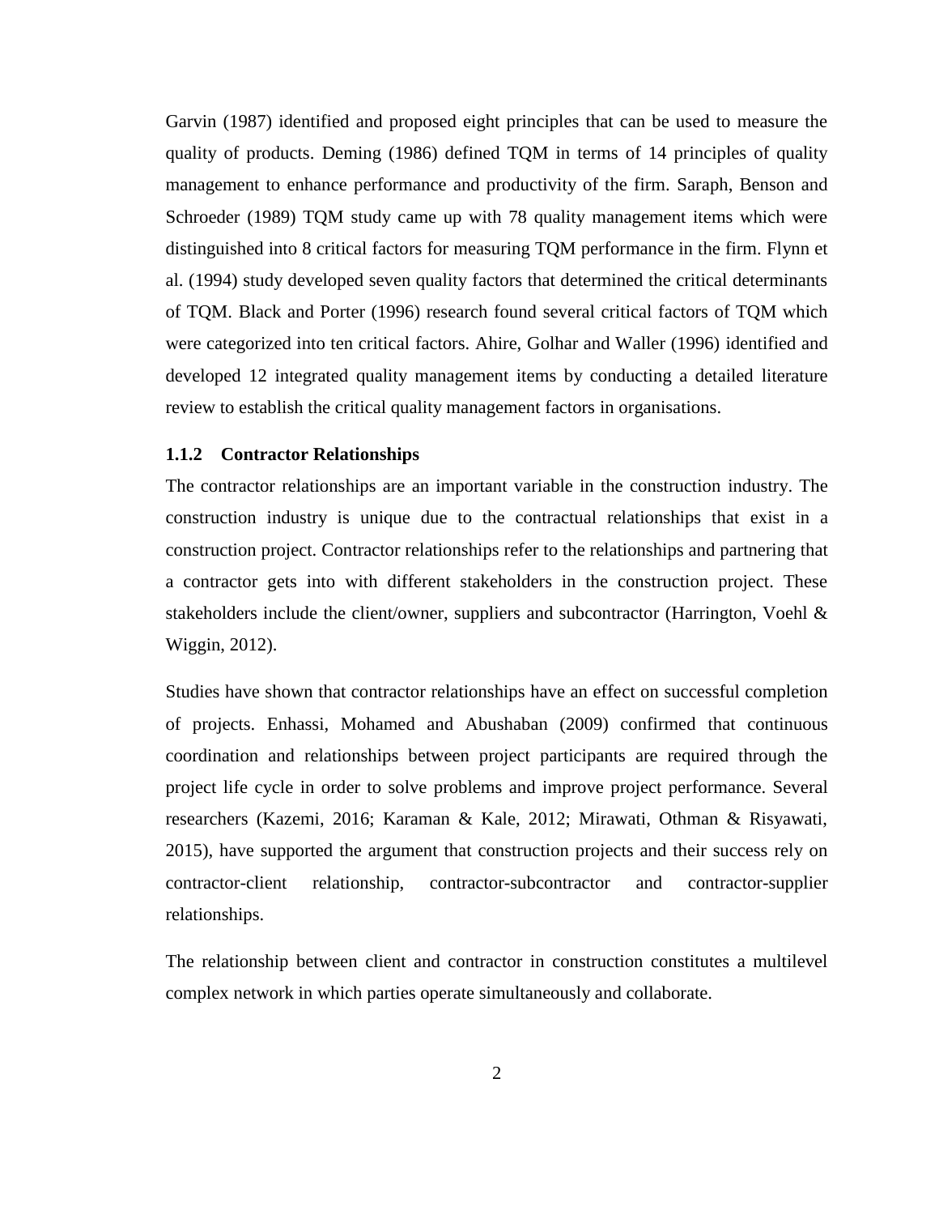Garvin (1987) identified and proposed eight principles that can be used to measure the quality of products. Deming (1986) defined TQM in terms of 14 principles of quality management to enhance performance and productivity of the firm. Saraph, Benson and Schroeder (1989) TQM study came up with 78 quality management items which were distinguished into 8 critical factors for measuring TQM performance in the firm. Flynn et al. (1994) study developed seven quality factors that determined the critical determinants of TQM. Black and Porter (1996) research found several critical factors of TQM which were categorized into ten critical factors. Ahire, Golhar and Waller (1996) identified and developed 12 integrated quality management items by conducting a detailed literature review to establish the critical quality management factors in organisations.

### 1.1.2 Contractor Relationships

The contractor relationships are an important variable in the construction industry. The construction industry is unique due to the contractual relationships that exist in a construction project. Contractor relationships refer to the relationships and partnering that a contractor gets into with different stakeholders in the construction project. These stakeholders include the client/owner, suppliers and subcontractor (Harrington, Voehl & Wiggin, 2012).

Studies have shown that contractor relationships have an effect on successful completion of projects. Enhassi, Mohamed and Abushaban (2009) confirmed that continuous coordination and relationships between project participants are required through the project life cycle in order to solve problems and improve project performance. Several researchers (Kazemi, 2016; Karaman & Kale, 2012; Mirawati, Othman & Risyawati, 2015), have supported the argument that construction projects and their success rely on contractor-client relationship, contractor-subcontractor and contractor-supplier relationships.

The relationship between client and contractor in construction constitutes a multilevel complex network in which parties operate simultaneously and collaborate.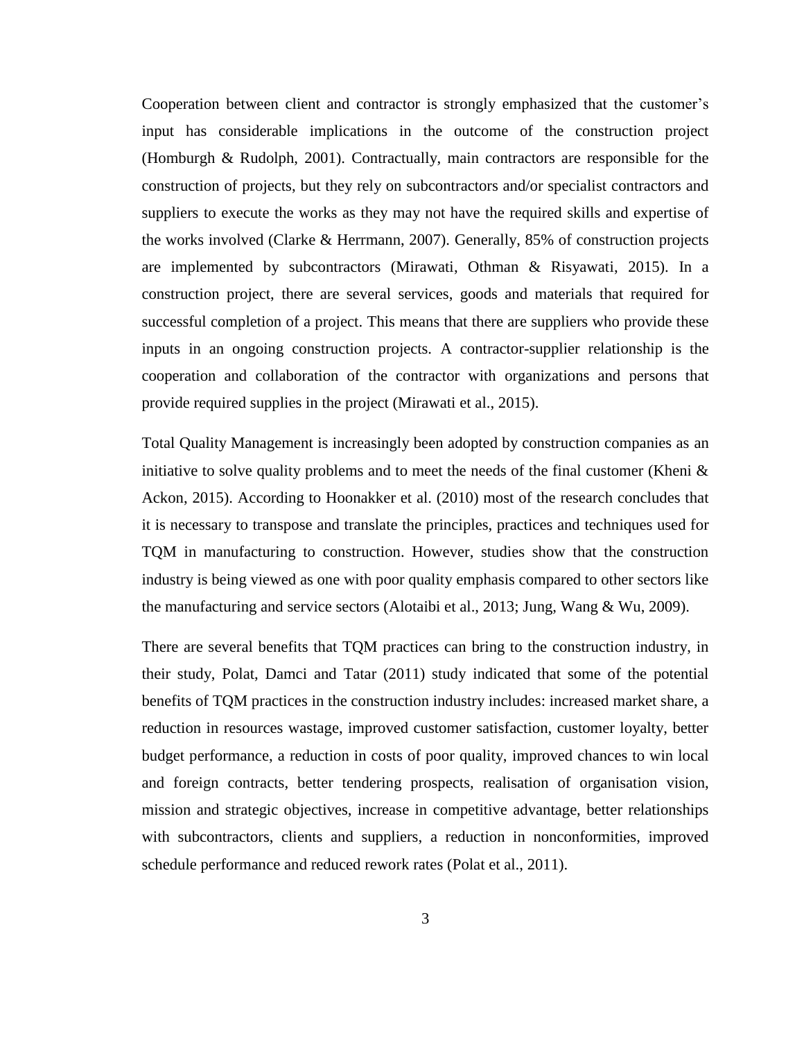Cooperation between client and contractor is strongly emphasized that the customer's input has considerable implications in the outcome of the construction project (Homburgh & Rudolph, 2001). Contractually, main contractors are responsible for the construction of projects, but they rely on subcontractors and/or specialist contractors and suppliers to execute the works as they may not have the required skills and expertise of the works involved (Clarke & Herrmann, 2007). Generally, 85% of construction projects are implemented by subcontractors (Mirawati, Othman & Risyawati, 2015). In a construction project, there are several services, goods and materials that required for successful completion of a project. This means that there are suppliers who provide these inputs in an ongoing construction projects. A contractor-supplier relationship is the cooperation and collaboration of the contractor with organizations and persons that provide required supplies in the project (Mirawati et al., 2015).

Total Quality Management is increasingly been adopted by construction companies as an initiative to solve quality problems and to meet the needs of the final customer (Kheni & Ackon, 2015). According to Hoonakker et al. (2010) most of the research concludes that it is necessary to transpose and translate the principles, practices and techniques used for TQM in manufacturing to construction. However, studies show that the construction industry is being viewed as one with poor quality emphasis compared to other sectors like the manufacturing and service sectors (Alotaibi et al., 2013; Jung, Wang & Wu, 2009).

There are several benefits that TQM practices can bring to the construction industry, in their study, Polat, Damci and Tatar (2011) study indicated that some of the potential benefits of TQM practices in the construction industry includes: increased market share, a reduction in resources wastage, improved customer satisfaction, customer loyalty, better budget performance, a reduction in costs of poor quality, improved chances to win local and foreign contracts, better tendering prospects, realisation of organisation vision, mission and strategic objectives, increase in competitive advantage, better relationships with subcontractors, clients and suppliers, a reduction in nonconformities, improved schedule performance and reduced rework rates (Polat et al., 2011).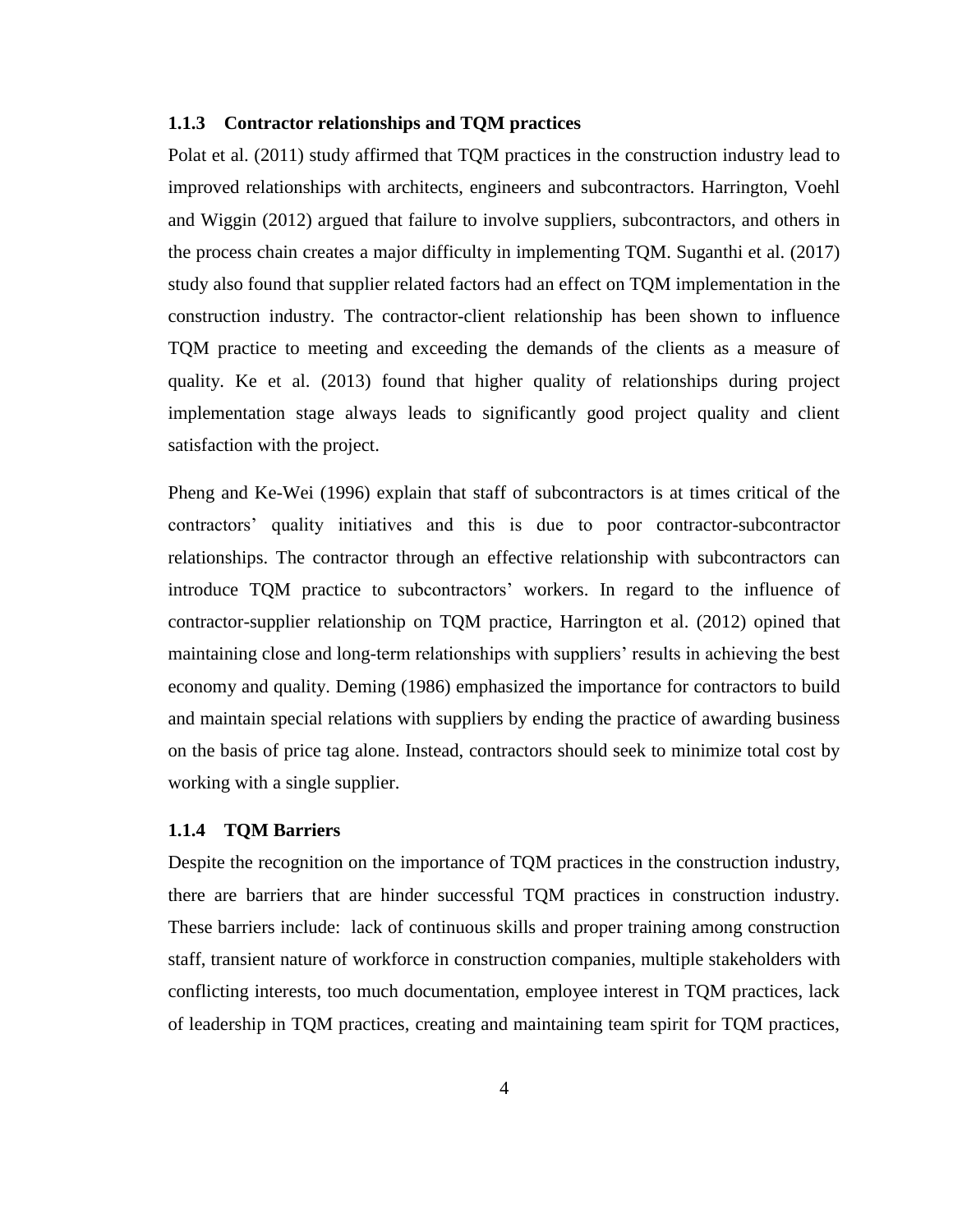### 1.1.3 Contractor relationships and TQM practices

Polat et al. (2011) study affirmed that TQM practices in the construction industry lead to improved relationships with architects, engineers and subcontractors. Harrington, Voehl and Wiggin (2012) argued that failure to involve suppliers, subcontractors, and others in the process chain creates a major difficulty in implementing TQM. Suganthi et al. (2017) study also found that supplier related factors had an effect on TQM implementation in the construction industry. The contractor-client relationship has been shown to influence TQM practice to meeting and exceeding the demands of the clients as a measure of quality. Ke et al. (2013) found that higher quality of relationships during project implementation stage always leads to significantly good project quality and client satisfaction with the project.

Pheng and Ke-Wei (1996) explain that staff of subcontractors is at times critical of the contractors' quality initiatives and this is due to poor contractor-subcontractor relationships. The contractor through an effective relationship with subcontractors can introduce TQM practice to subcontractors' workers. In regard to the influence of contractor-supplier relationship on TQM practice, Harrington et al. (2012) opined that maintaining close and long-term relationships with suppliers' results in achieving the best economy and quality. Deming (1986) emphasized the importance for contractors to build and maintain special relations with suppliers by ending the practice of awarding business on the basis of price tag alone. Instead, contractors should seek to minimize total cost by working with a single supplier.

### 1.1.4 TQM Barriers

Despite the recognition on the importance of TQM practices in the construction industry, there are barriers that are hinder successful TQM practices in construction industry. These barriers include: lack of continuous skills and proper training among construction staff, transient nature of workforce in construction companies, multiple stakeholders with conflicting interests, too much documentation, employee interest in TQM practices, lack of leadership in TQM practices, creating and maintaining team spirit for TQM practices,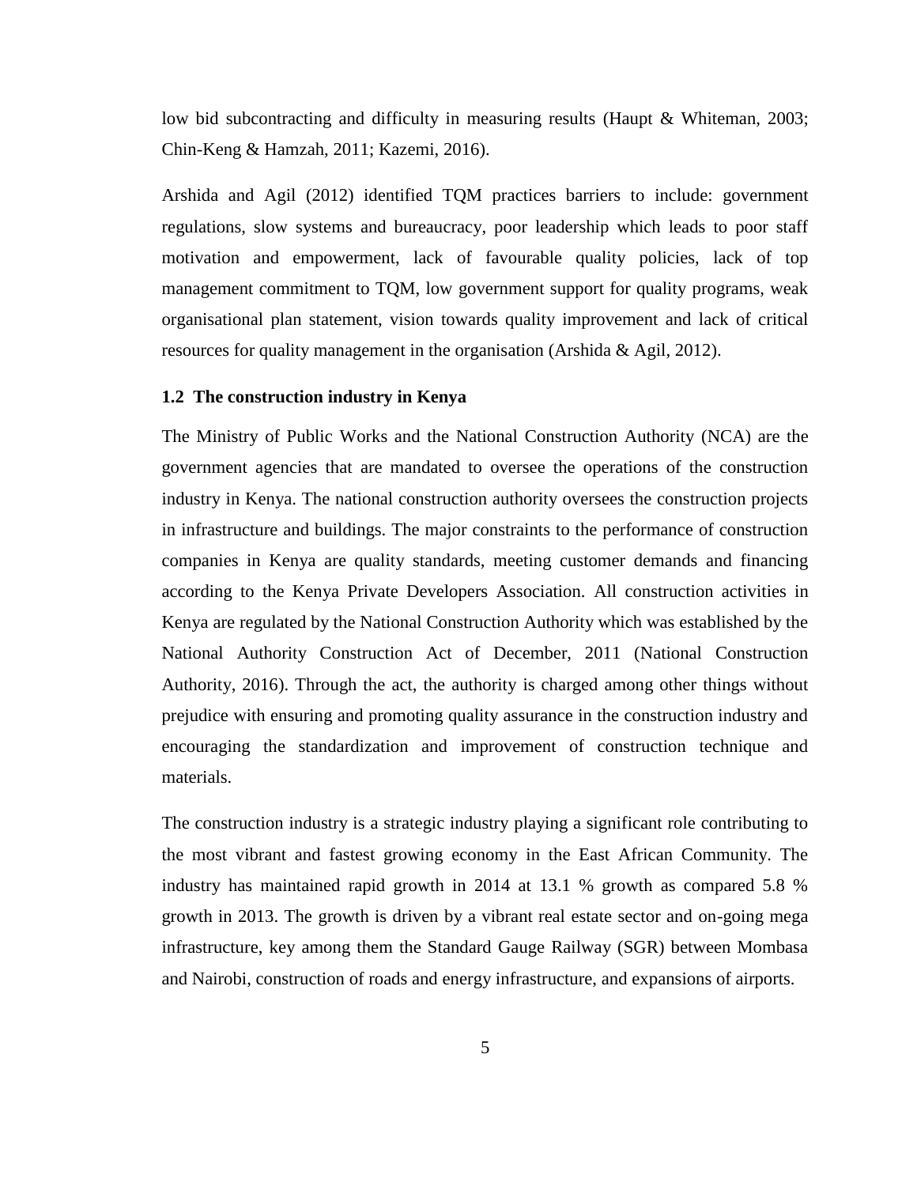low bid subcontracting and difficulty in measuring results (Haupt & Whiteman, 2003; Chin-Keng & Hamzah, 2011; Kazemi, 2016).

Arshida and Agil (2012) identified TQM practices barriers to include: government regulations, slow systems and bureaucracy, poor leadership which leads to poor staff motivation and empowerment, lack of favourable quality policies, lack of top management commitment to TQM, low government support for quality programs, weak organisational plan statement, vision towards quality improvement and lack of critical resources for quality management in the organisation (Arshida & Agil, 2012).

### 1.2 The construction industry in Kenya

The Ministry of Public Works and the National Construction Authority (NCA) are the government agencies that are mandated to oversee the operations of the construction industry in Kenya. The national construction authority oversees the construction projects in infrastructure and buildings. The major constraints to the performance of construction companies in Kenya are quality standards, meeting customer demands and financing according to the Kenya Private Developers Association. All construction activities in Kenya are regulated by the National Construction Authority which was established by the National Authority Construction Act of December, 2011 (National Construction Authority, 2016). Through the act, the authority is charged among other things without prejudice with ensuring and promoting quality assurance in the construction industry and encouraging the standardization and improvement of construction technique and materials.

The construction industry is a strategic industry playing a significant role contributing to the most vibrant and fastest growing economy in the East African Community. The industry has maintained rapid growth in 2014 at 13.1 % growth as compared 5.8 % growth in 2013. The growth is driven by a vibrant real estate sector and on-going mega infrastructure, key among them the Standard Gauge Railway (SGR) between Mombasa and Nairobi, construction of roads and energy infrastructure, and expansions of airports.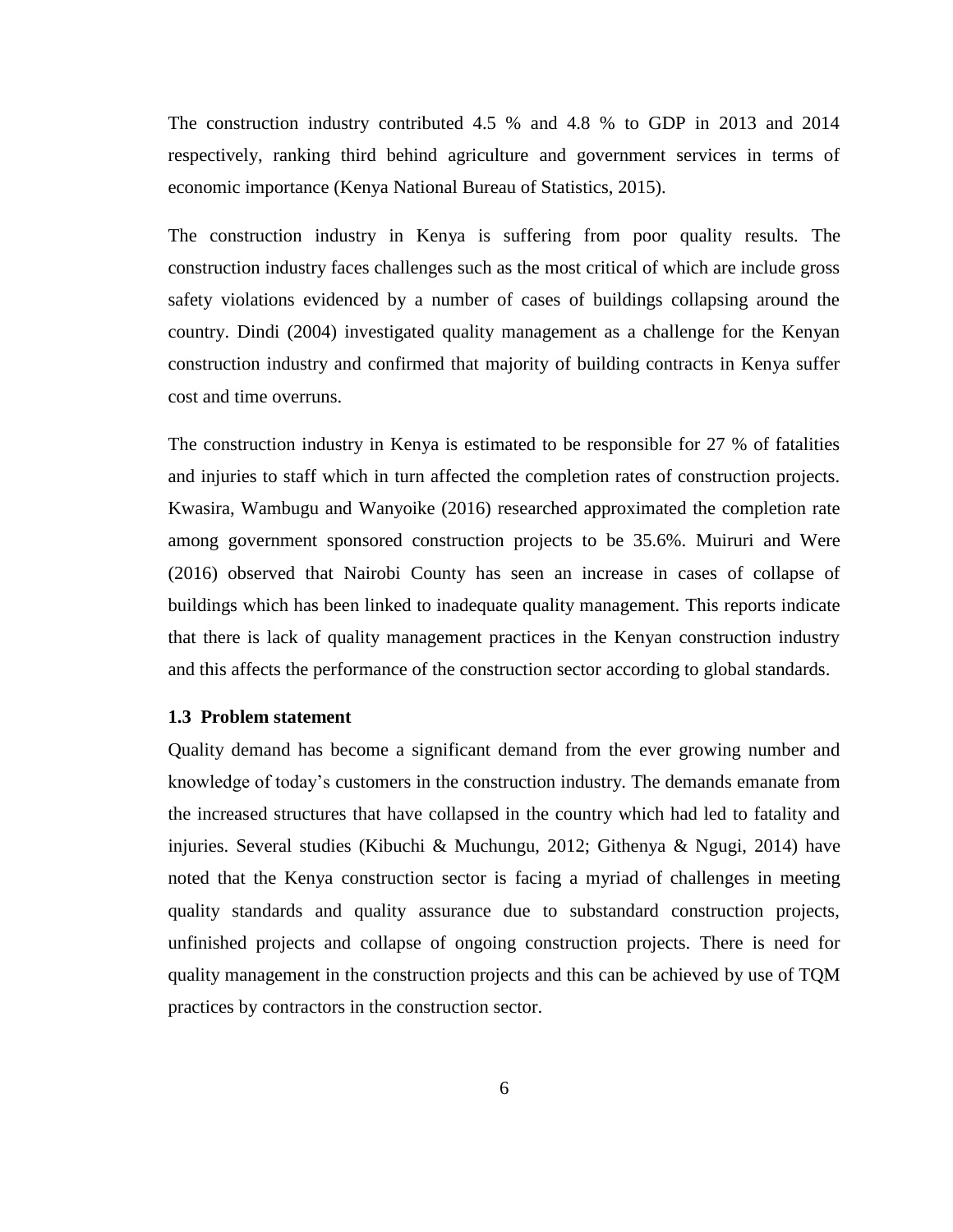The construction industry contributed 4.5 % and 4.8 % to GDP in 2013 and 2014 respectively, ranking third behind agriculture and government services in terms of economic importance (Kenya National Bureau of Statistics, 2015).

The construction industry in Kenya is suffering from poor quality results. The construction industry faces challenges such as the most critical of which are include gross safety violations evidenced by a number of cases of buildings collapsing around the country. Dindi (2004) investigated quality management as a challenge for the Kenyan construction industry and confirmed that majority of building contracts in Kenya suffer cost and time overruns.

The construction industry in Kenya is estimated to be responsible for 27 % of fatalities and injuries to staff which in turn affected the completion rates of construction projects. Kwasira, Wambugu and Wanyoike (2016) researched approximated the completion rate among government sponsored construction projects to be 35.6%. Muiruri and Were (2016) observed that Nairobi County has seen an increase in cases of collapse of buildings which has been linked to inadequate quality management. This reports indicate that there is lack of quality management practices in the Kenyan construction industry and this affects the performance of the construction sector according to global standards.

### 1.3 Problem statement

Quality demand has become a significant demand from the ever growing number and knowledge of today's customers in the construction industry. The demands emanate from the increased structures that have collapsed in the country which had led to fatality and injuries. Several studies (Kibuchi & Muchungu, 2012; Githenya & Ngugi, 2014) have noted that the Kenya construction sector is facing a myriad of challenges in meeting quality standards and quality assurance due to substandard construction projects, unfinished projects and collapse of ongoing construction projects. There is need for quality management in the construction projects and this can be achieved by use of TQM practices by contractors in the construction sector.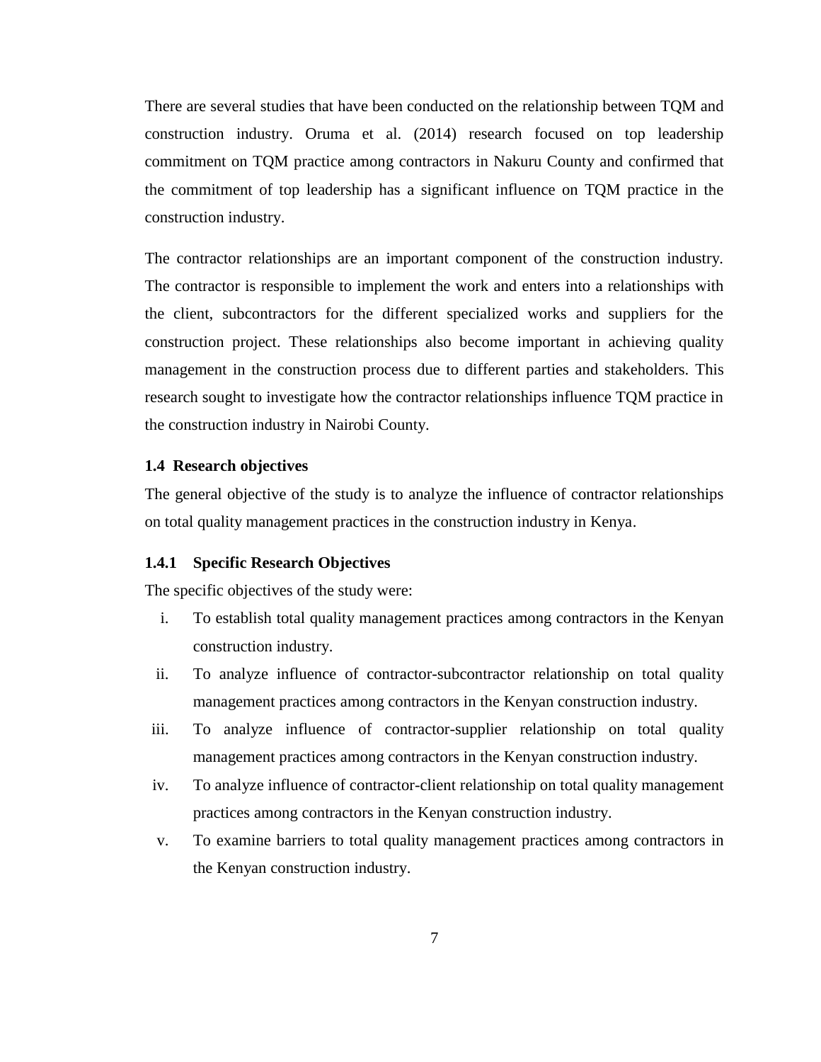There are several studies that have been conducted on the relationship between TQM and construction industry. Oruma et al. (2014) research focused on top leadership commitment on TQM practice among contractors in Nakuru County and confirmed that the commitment of top leadership has a significant influence on TQM practice in the construction industry.

The contractor relationships are an important component of the construction industry. The contractor is responsible to implement the work and enters into a relationships with the client, subcontractors for the different specialized works and suppliers for the construction project. These relationships also become important in achieving quality management in the construction process due to different parties and stakeholders. This research sought to investigate how the contractor relationships influence TQM practice in the construction industry in Nairobi County.

## 1.4 Research objectives

The general objective of the study is to analyze the influence of contractor relationships on total quality management practices in the construction industry in Kenya.

### 1.4.1 Specific Research Objectives

The specific objectives of the study were:

i. To establish total quality management practices among contractors in the Kenyan construction industry.

ii. To analyze influence of contractor-subcontractor relationship on total quality management practices among contractors in the Kenyan construction industry.

iii. To analyze influence of contractor-supplier relationship on total quality management practices among contractors in the Kenyan construction industry.

iv. To analyze influence of contractor-client relationship on total quality management practices among contractors in the Kenyan construction industry.

v. To examine barriers to total quality management practices among contractors in the Kenyan construction industry.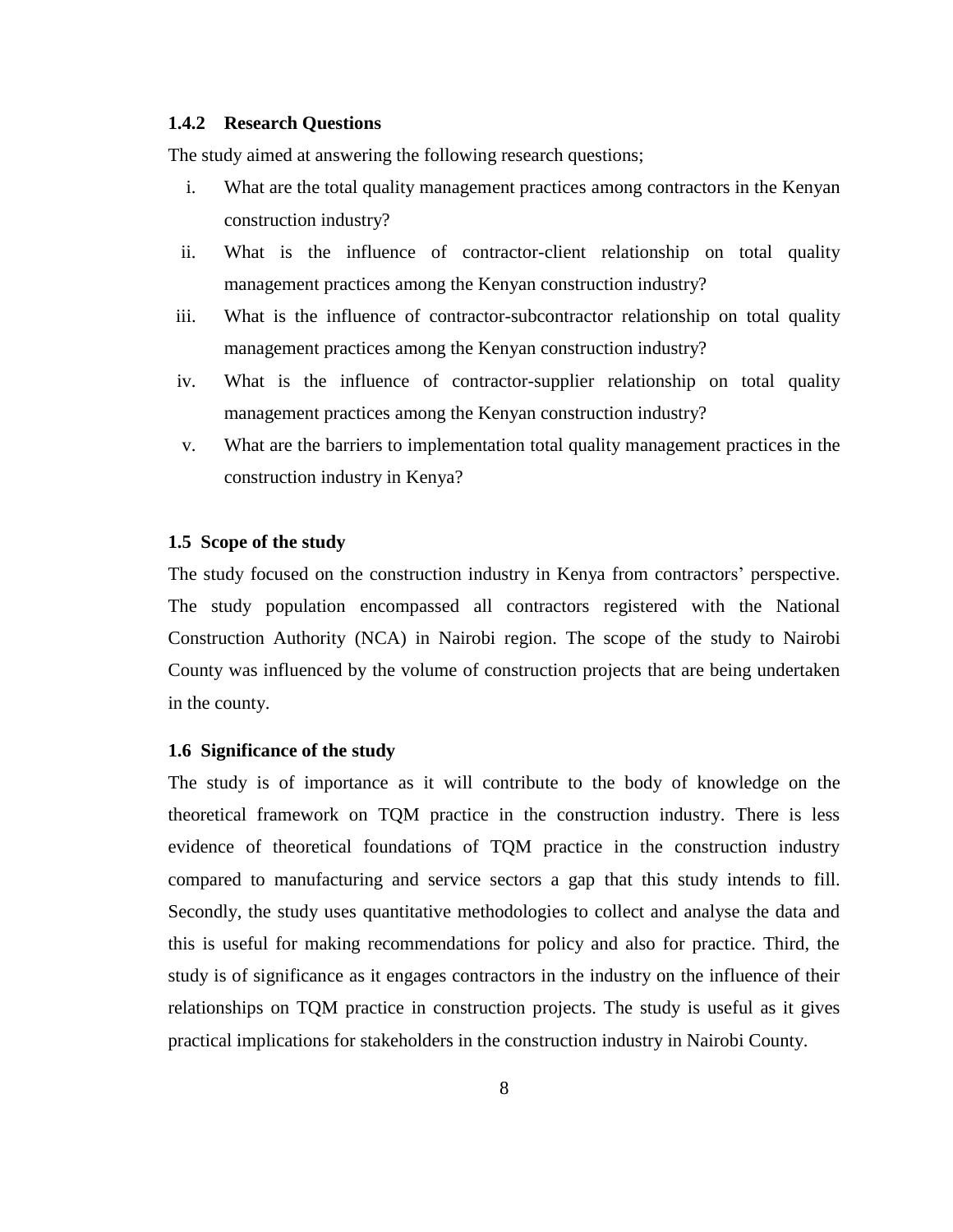### 1.4.2 Research Questions

The study aimed at answering the following research questions;

i. What are the total quality management practices among contractors in the Kenyan construction industry?
ii. What is the influence of contractor-client relationship on total quality management practices among the Kenyan construction industry?
iii. What is the influence of contractor-subcontractor relationship on total quality management practices among the Kenyan construction industry?
iv. What is the influence of contractor-supplier relationship on total quality management practices among the Kenyan construction industry?
v. What are the barriers to implementation total quality management practices in the construction industry in Kenya?

## 1.5 Scope of the study

The study focused on the construction industry in Kenya from contractors' perspective. The study population encompassed all contractors registered with the National Construction Authority (NCA) in Nairobi region. The scope of the study to Nairobi County was influenced by the volume of construction projects that are being undertaken in the county.

## 1.6 Significance of the study

The study is of importance as it will contribute to the body of knowledge on the theoretical framework on TQM practice in the construction industry. There is less evidence of theoretical foundations of TQM practice in the construction industry compared to manufacturing and service sectors a gap that this study intends to fill. Secondly, the study uses quantitative methodologies to collect and analyse the data and this is useful for making recommendations for policy and also for practice. Third, the study is of significance as it engages contractors in the industry on the influence of their relationships on TQM practice in construction projects. The study is useful as it gives practical implications for stakeholders in the construction industry in Nairobi County.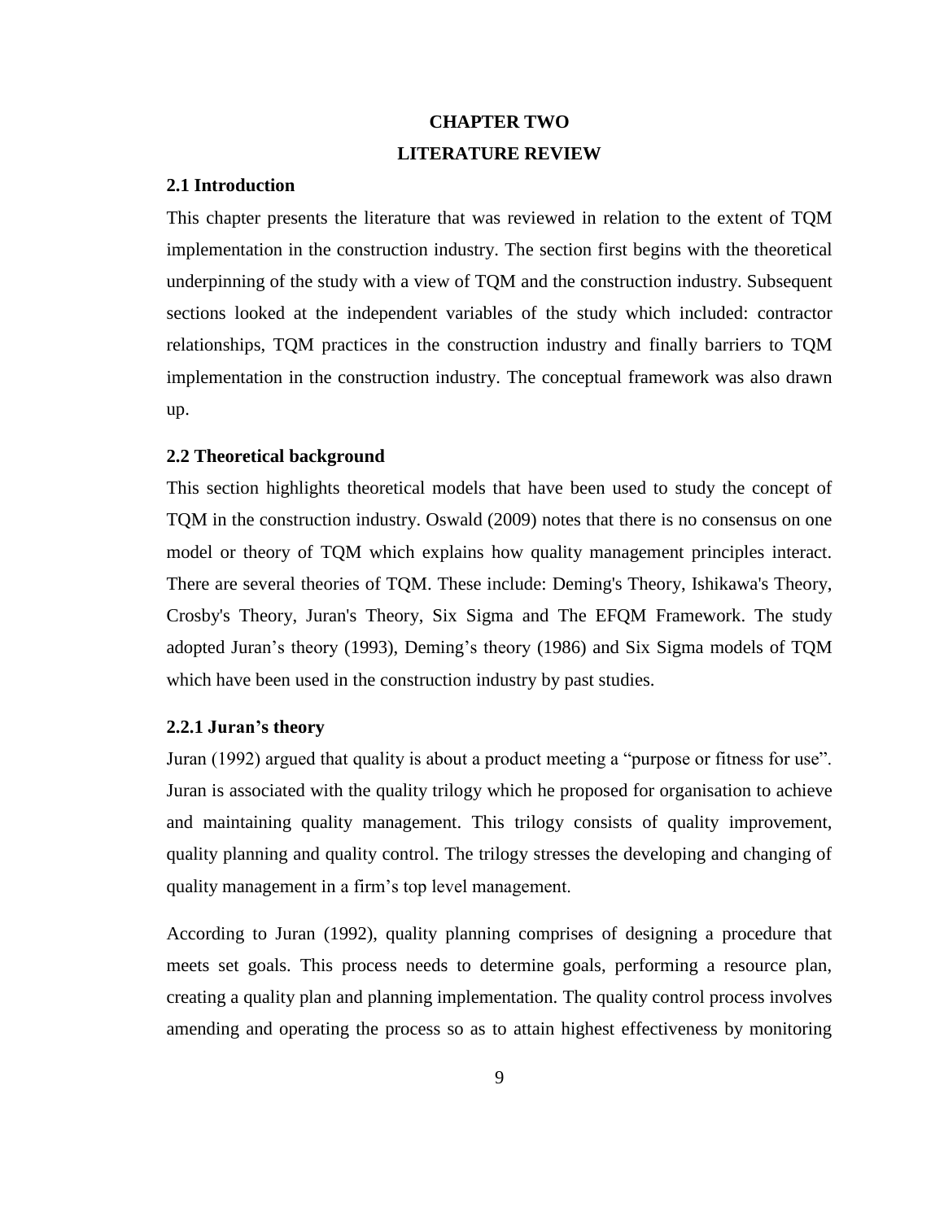# CHAPTER TWO

# LITERATURE REVIEW

## 2.1 Introduction

This chapter presents the literature that was reviewed in relation to the extent of TQM implementation in the construction industry. The section first begins with the theoretical underpinning of the study with a view of TQM and the construction industry. Subsequent sections looked at the independent variables of the study which included: contractor relationships, TQM practices in the construction industry and finally barriers to TQM implementation in the construction industry. The conceptual framework was also drawn up.

## 2.2 Theoretical background

This section highlights theoretical models that have been used to study the concept of TQM in the construction industry. Oswald (2009) notes that there is no consensus on one model or theory of TQM which explains how quality management principles interact. There are several theories of TQM. These include: Deming's Theory, Ishikawa's Theory, Crosby's Theory, Juran's Theory, Six Sigma and The EFQM Framework. The study adopted Juran's theory (1993), Deming's theory (1986) and Six Sigma models of TQM which have been used in the construction industry by past studies.

### 2.2.1 Juran's theory

Juran (1992) argued that quality is about a product meeting a "purpose or fitness for use". Juran is associated with the quality trilogy which he proposed for organisation to achieve and maintaining quality management. This trilogy consists of quality improvement, quality planning and quality control. The trilogy stresses the developing and changing of quality management in a firm's top level management.

According to Juran (1992), quality planning comprises of designing a procedure that meets set goals. This process needs to determine goals, performing a resource plan, creating a quality plan and planning implementation. The quality control process involves amending and operating the process so as to attain highest effectiveness by monitoring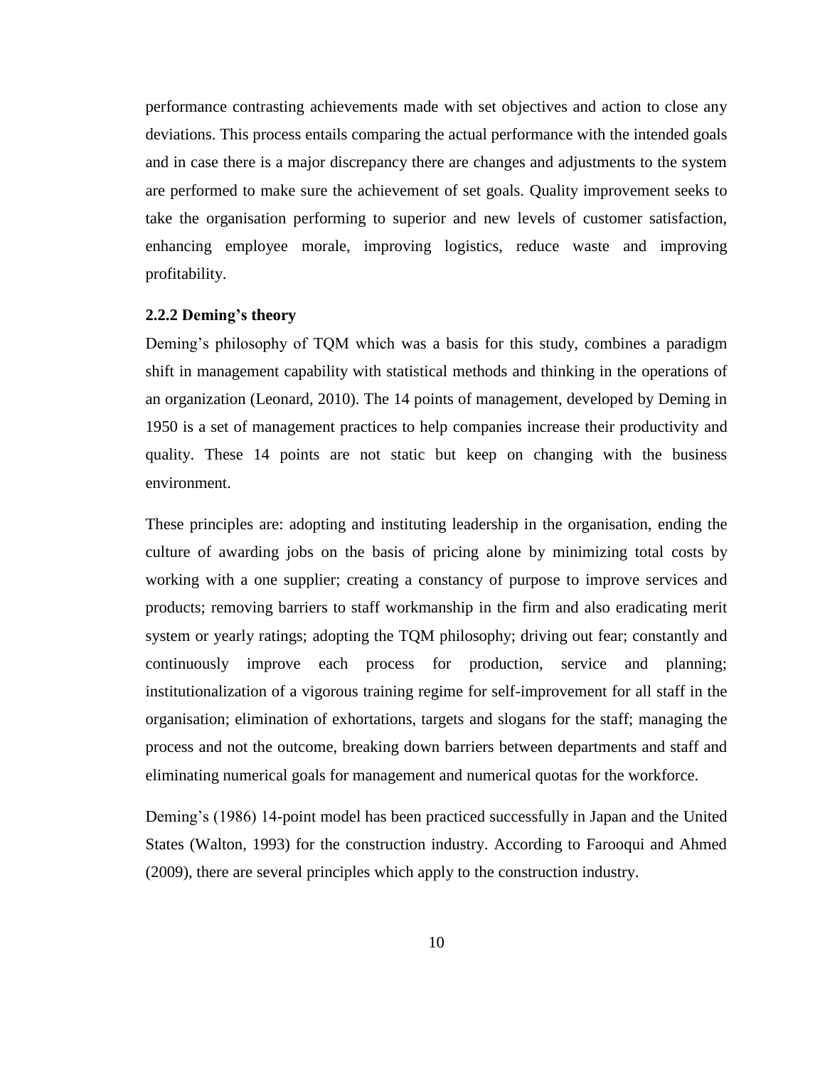performance contrasting achievements made with set objectives and action to close any deviations. This process entails comparing the actual performance with the intended goals and in case there is a major discrepancy there are changes and adjustments to the system are performed to make sure the achievement of set goals. Quality improvement seeks to take the organisation performing to superior and new levels of customer satisfaction, enhancing employee morale, improving logistics, reduce waste and improving profitability.

### 2.2.2 Deming's theory

Deming's philosophy of TQM which was a basis for this study, combines a paradigm shift in management capability with statistical methods and thinking in the operations of an organization (Leonard, 2010). The 14 points of management, developed by Deming in 1950 is a set of management practices to help companies increase their productivity and quality. These 14 points are not static but keep on changing with the business environment.

These principles are: adopting and instituting leadership in the organisation, ending the culture of awarding jobs on the basis of pricing alone by minimizing total costs by working with a one supplier; creating a constancy of purpose to improve services and products; removing barriers to staff workmanship in the firm and also eradicating merit system or yearly ratings; adopting the TQM philosophy; driving out fear; constantly and continuously improve each process for production, service and planning; institutionalization of a vigorous training regime for self-improvement for all staff in the organisation; elimination of exhortations, targets and slogans for the staff; managing the process and not the outcome, breaking down barriers between departments and staff and eliminating numerical goals for management and numerical quotas for the workforce.

Deming's (1986) 14-point model has been practiced successfully in Japan and the United States (Walton, 1993) for the construction industry. According to Farooqui and Ahmed (2009), there are several principles which apply to the construction industry.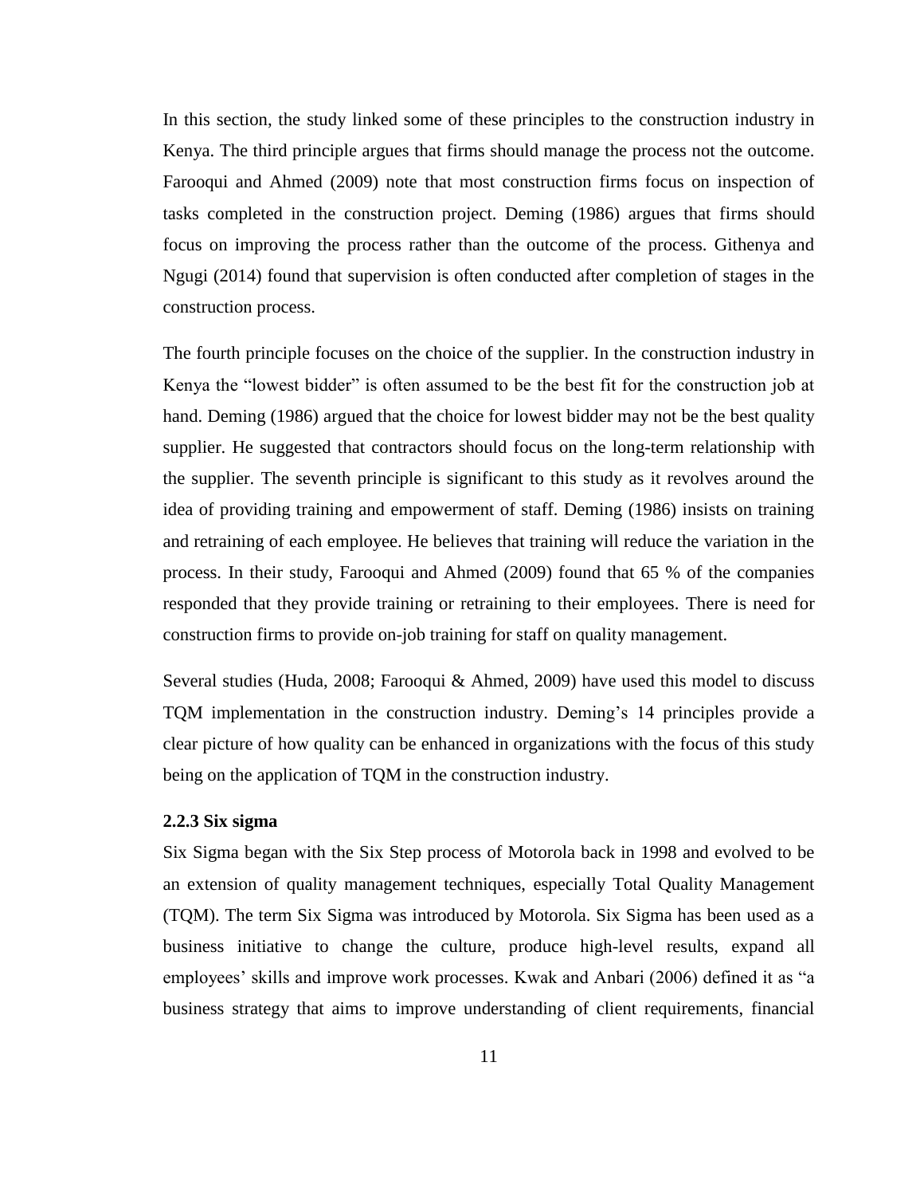In this section, the study linked some of these principles to the construction industry in Kenya. The third principle argues that firms should manage the process not the outcome. Farooqui and Ahmed (2009) note that most construction firms focus on inspection of tasks completed in the construction project. Deming (1986) argues that firms should focus on improving the process rather than the outcome of the process. Githenya and Ngugi (2014) found that supervision is often conducted after completion of stages in the construction process.

The fourth principle focuses on the choice of the supplier. In the construction industry in Kenya the "lowest bidder" is often assumed to be the best fit for the construction job at hand. Deming (1986) argued that the choice for lowest bidder may not be the best quality supplier. He suggested that contractors should focus on the long-term relationship with the supplier. The seventh principle is significant to this study as it revolves around the idea of providing training and empowerment of staff. Deming (1986) insists on training and retraining of each employee. He believes that training will reduce the variation in the process. In their study, Farooqui and Ahmed (2009) found that 65 % of the companies responded that they provide training or retraining to their employees. There is need for construction firms to provide on-job training for staff on quality management.

Several studies (Huda, 2008; Farooqui & Ahmed, 2009) have used this model to discuss TQM implementation in the construction industry. Deming's 14 principles provide a clear picture of how quality can be enhanced in organizations with the focus of this study being on the application of TQM in the construction industry.

### 2.2.3 Six sigma

Six Sigma began with the Six Step process of Motorola back in 1998 and evolved to be an extension of quality management techniques, especially Total Quality Management (TQM). The term Six Sigma was introduced by Motorola. Six Sigma has been used as a business initiative to change the culture, produce high-level results, expand all employees' skills and improve work processes. Kwak and Anbari (2006) defined it as "a business strategy that aims to improve understanding of client requirements, financial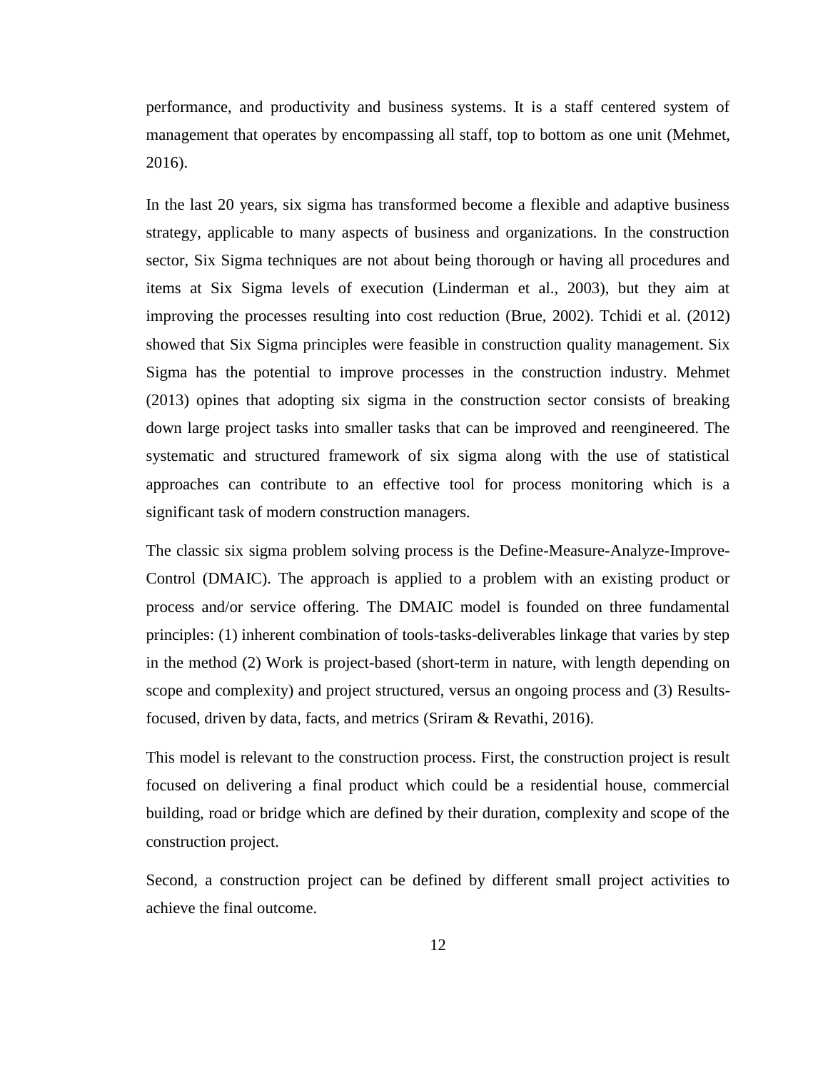performance, and productivity and business systems. It is a staff centered system of management that operates by encompassing all staff, top to bottom as one unit (Mehmet, 2016).

In the last 20 years, six sigma has transformed become a flexible and adaptive business strategy, applicable to many aspects of business and organizations. In the construction sector, Six Sigma techniques are not about being thorough or having all procedures and items at Six Sigma levels of execution (Linderman et al., 2003), but they aim at improving the processes resulting into cost reduction (Brue, 2002). Tchidi et al. (2012) showed that Six Sigma principles were feasible in construction quality management. Six Sigma has the potential to improve processes in the construction industry. Mehmet (2013) opines that adopting six sigma in the construction sector consists of breaking down large project tasks into smaller tasks that can be improved and reengineered. The systematic and structured framework of six sigma along with the use of statistical approaches can contribute to an effective tool for process monitoring which is a significant task of modern construction managers.

The classic six sigma problem solving process is the Define-Measure-Analyze-Improve-Control (DMAIC). The approach is applied to a problem with an existing product or process and/or service offering. The DMAIC model is founded on three fundamental principles: (1) inherent combination of tools-tasks-deliverables linkage that varies by step in the method (2) Work is project-based (short-term in nature, with length depending on scope and complexity) and project structured, versus an ongoing process and (3) Results-focused, driven by data, facts, and metrics (Sriram & Revathi, 2016).

This model is relevant to the construction process. First, the construction project is result focused on delivering a final product which could be a residential house, commercial building, road or bridge which are defined by their duration, complexity and scope of the construction project.

Second, a construction project can be defined by different small project activities to achieve the final outcome.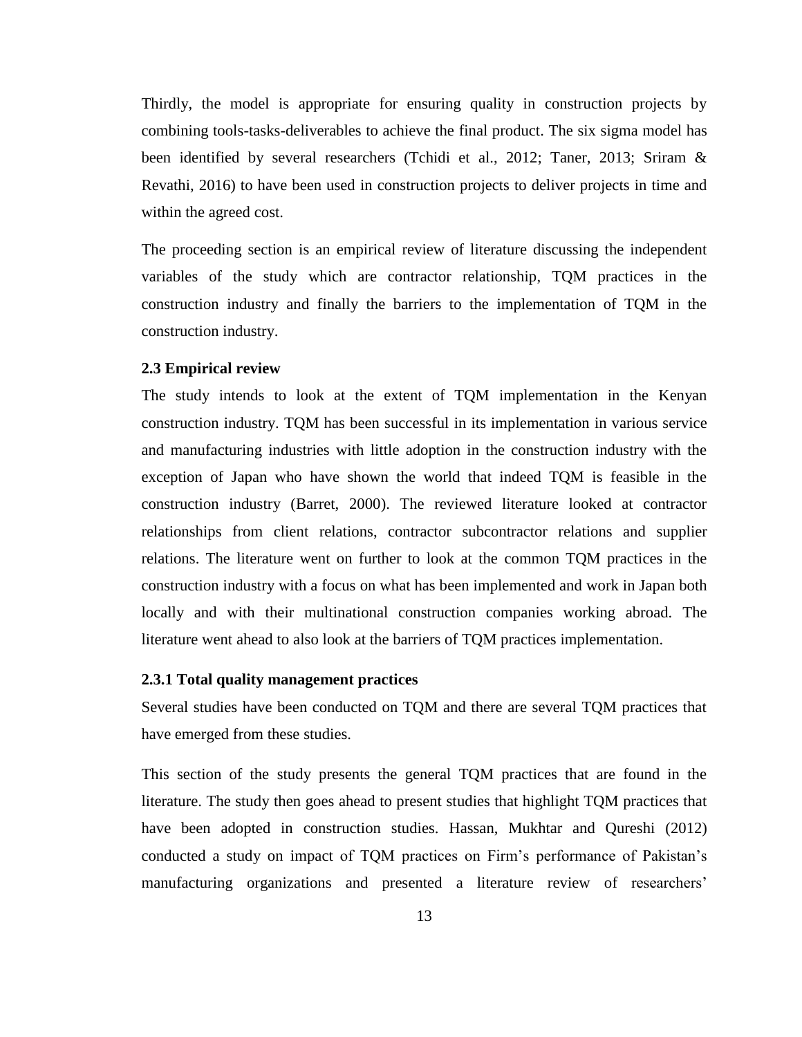Thirdly, the model is appropriate for ensuring quality in construction projects by combining tools-tasks-deliverables to achieve the final product. The six sigma model has been identified by several researchers (Tchidi et al., 2012; Taner, 2013; Sriram & Revathi, 2016) to have been used in construction projects to deliver projects in time and within the agreed cost.

The proceeding section is an empirical review of literature discussing the independent variables of the study which are contractor relationship, TQM practices in the construction industry and finally the barriers to the implementation of TQM in the construction industry.

### 2.3 Empirical review

The study intends to look at the extent of TQM implementation in the Kenyan construction industry. TQM has been successful in its implementation in various service and manufacturing industries with little adoption in the construction industry with the exception of Japan who have shown the world that indeed TQM is feasible in the construction industry (Barret, 2000). The reviewed literature looked at contractor relationships from client relations, contractor subcontractor relations and supplier relations. The literature went on further to look at the common TQM practices in the construction industry with a focus on what has been implemented and work in Japan both locally and with their multinational construction companies working abroad. The literature went ahead to also look at the barriers of TQM practices implementation.

#### 2.3.1 Total quality management practices

Several studies have been conducted on TQM and there are several TQM practices that have emerged from these studies.

This section of the study presents the general TQM practices that are found in the literature. The study then goes ahead to present studies that highlight TQM practices that have been adopted in construction studies. Hassan, Mukhtar and Qureshi (2012) conducted a study on impact of TQM practices on Firm's performance of Pakistan's manufacturing organizations and presented a literature review of researchers'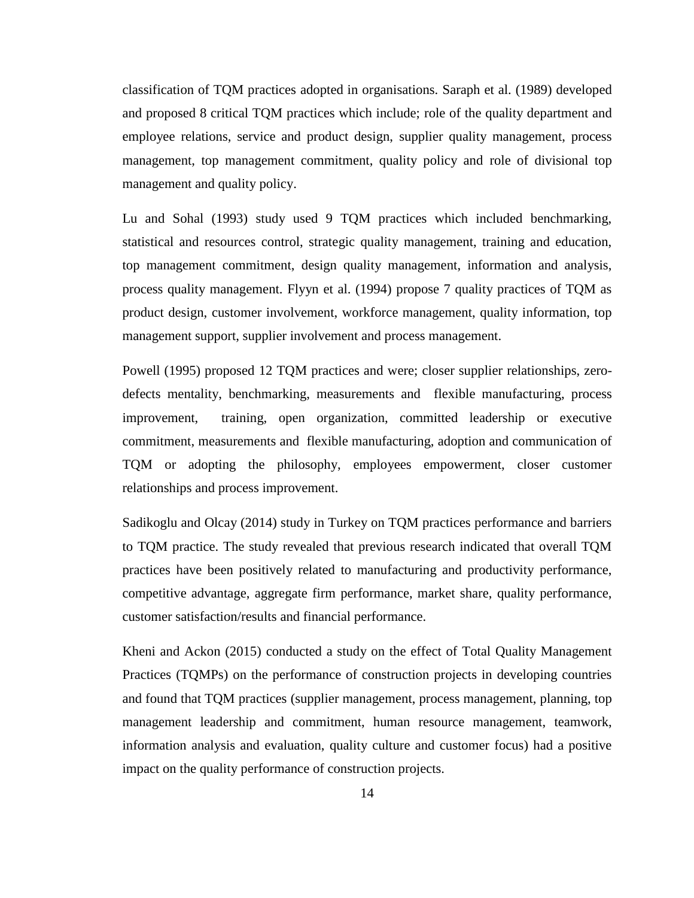classification of TQM practices adopted in organisations. Saraph et al. (1989) developed and proposed 8 critical TQM practices which include; role of the quality department and employee relations, service and product design, supplier quality management, process management, top management commitment, quality policy and role of divisional top management and quality policy.

Lu and Sohal (1993) study used 9 TQM practices which included benchmarking, statistical and resources control, strategic quality management, training and education, top management commitment, design quality management, information and analysis, process quality management. Flyyn et al. (1994) propose 7 quality practices of TQM as product design, customer involvement, workforce management, quality information, top management support, supplier involvement and process management.

Powell (1995) proposed 12 TQM practices and were; closer supplier relationships, zero-defects mentality, benchmarking, measurements and flexible manufacturing, process improvement, training, open organization, committed leadership or executive commitment, measurements and flexible manufacturing, adoption and communication of TQM or adopting the philosophy, employees empowerment, closer customer relationships and process improvement.

Sadikoglu and Olcay (2014) study in Turkey on TQM practices performance and barriers to TQM practice. The study revealed that previous research indicated that overall TQM practices have been positively related to manufacturing and productivity performance, competitive advantage, aggregate firm performance, market share, quality performance, customer satisfaction/results and financial performance.

Kheni and Ackon (2015) conducted a study on the effect of Total Quality Management Practices (TQMPs) on the performance of construction projects in developing countries and found that TQM practices (supplier management, process management, planning, top management leadership and commitment, human resource management, teamwork, information analysis and evaluation, quality culture and customer focus) had a positive impact on the quality performance of construction projects.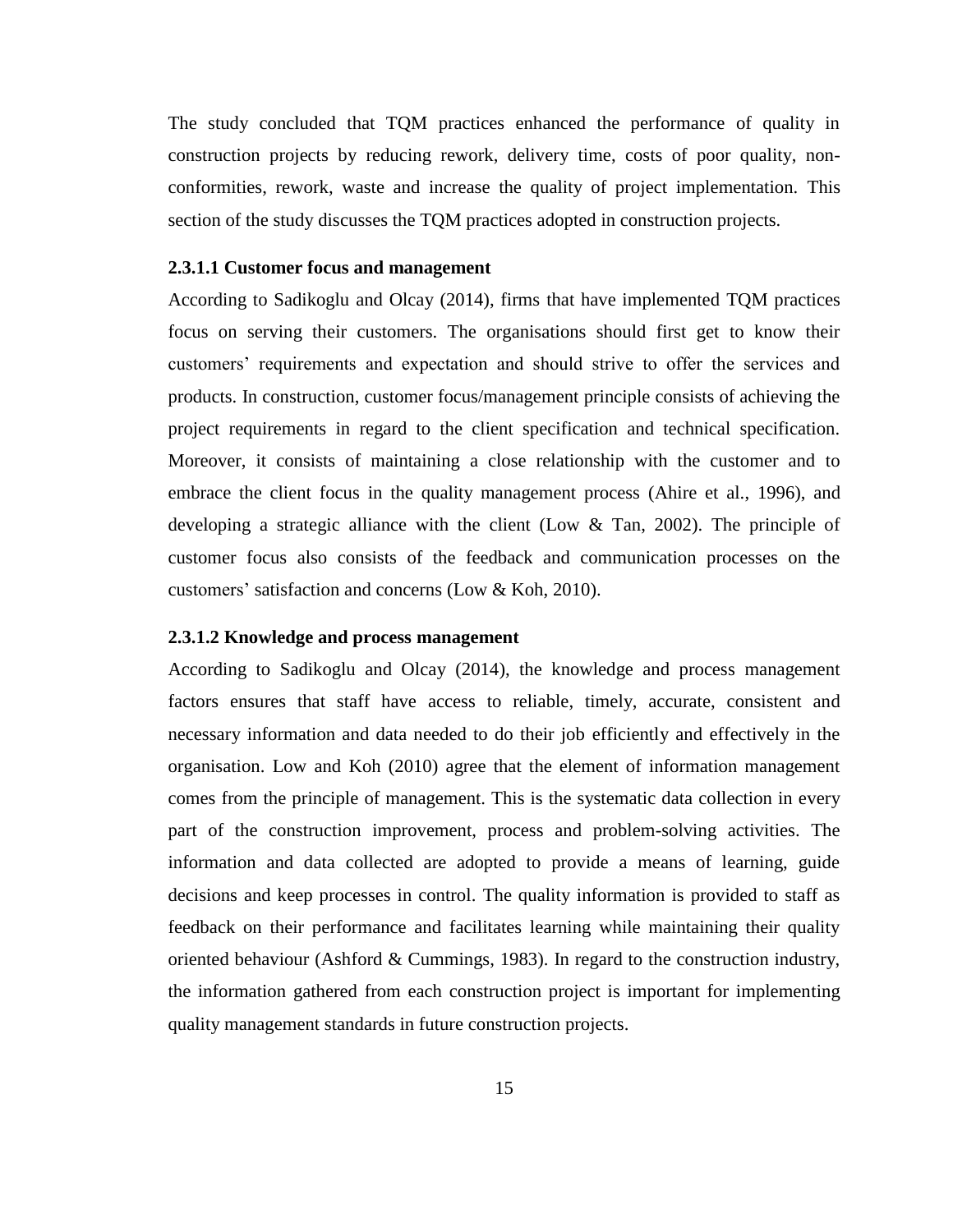The study concluded that TQM practices enhanced the performance of quality in construction projects by reducing rework, delivery time, costs of poor quality, non-conformities, rework, waste and increase the quality of project implementation. This section of the study discusses the TQM practices adopted in construction projects.

#### 2.3.1.1 Customer focus and management

According to Sadikoglu and Olcay (2014), firms that have implemented TQM practices focus on serving their customers. The organisations should first get to know their customers' requirements and expectation and should strive to offer the services and products. In construction, customer focus/management principle consists of achieving the project requirements in regard to the client specification and technical specification. Moreover, it consists of maintaining a close relationship with the customer and to embrace the client focus in the quality management process (Ahire et al., 1996), and developing a strategic alliance with the client (Low & Tan, 2002). The principle of customer focus also consists of the feedback and communication processes on the customers' satisfaction and concerns (Low & Koh, 2010).

#### 2.3.1.2 Knowledge and process management

According to Sadikoglu and Olcay (2014), the knowledge and process management factors ensures that staff have access to reliable, timely, accurate, consistent and necessary information and data needed to do their job efficiently and effectively in the organisation. Low and Koh (2010) agree that the element of information management comes from the principle of management. This is the systematic data collection in every part of the construction improvement, process and problem-solving activities. The information and data collected are adopted to provide a means of learning, guide decisions and keep processes in control. The quality information is provided to staff as feedback on their performance and facilitates learning while maintaining their quality oriented behaviour (Ashford & Cummings, 1983). In regard to the construction industry, the information gathered from each construction project is important for implementing quality management standards in future construction projects.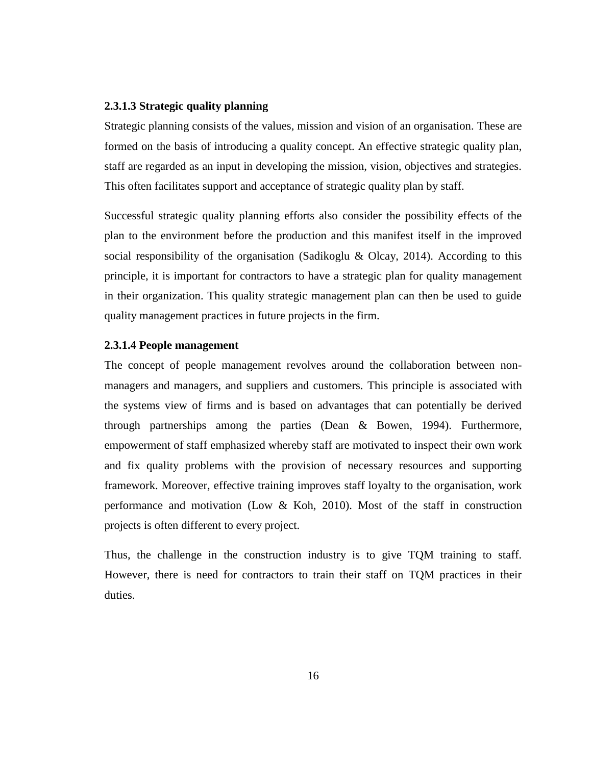#### 2.3.1.3 Strategic quality planning

Strategic planning consists of the values, mission and vision of an organisation. These are formed on the basis of introducing a quality concept. An effective strategic quality plan, staff are regarded as an input in developing the mission, vision, objectives and strategies. This often facilitates support and acceptance of strategic quality plan by staff.

Successful strategic quality planning efforts also consider the possibility effects of the plan to the environment before the production and this manifest itself in the improved social responsibility of the organisation (Sadikoglu & Olcay, 2014). According to this principle, it is important for contractors to have a strategic plan for quality management in their organization. This quality strategic management plan can then be used to guide quality management practices in future projects in the firm.

#### 2.3.1.4 People management

The concept of people management revolves around the collaboration between non-managers and managers, and suppliers and customers. This principle is associated with the systems view of firms and is based on advantages that can potentially be derived through partnerships among the parties (Dean & Bowen, 1994). Furthermore, empowerment of staff emphasized whereby staff are motivated to inspect their own work and fix quality problems with the provision of necessary resources and supporting framework. Moreover, effective training improves staff loyalty to the organisation, work performance and motivation (Low & Koh, 2010). Most of the staff in construction projects is often different to every project.

Thus, the challenge in the construction industry is to give TQM training to staff. However, there is need for contractors to train their staff on TQM practices in their duties.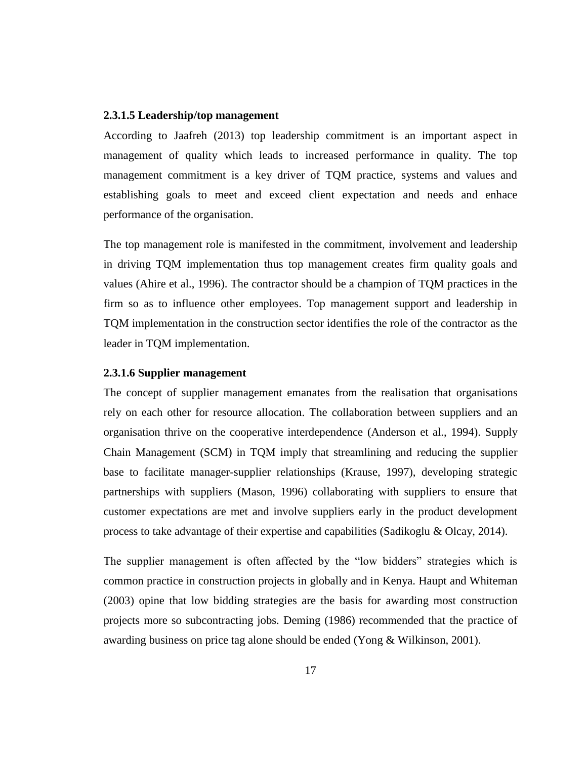#### 2.3.1.5 Leadership/top management

According to Jaafreh (2013) top leadership commitment is an important aspect in management of quality which leads to increased performance in quality. The top management commitment is a key driver of TQM practice, systems and values and establishing goals to meet and exceed client expectation and needs and enhace performance of the organisation.

The top management role is manifested in the commitment, involvement and leadership in driving TQM implementation thus top management creates firm quality goals and values (Ahire et al., 1996). The contractor should be a champion of TQM practices in the firm so as to influence other employees. Top management support and leadership in TQM implementation in the construction sector identifies the role of the contractor as the leader in TQM implementation.

#### 2.3.1.6 Supplier management

The concept of supplier management emanates from the realisation that organisations rely on each other for resource allocation. The collaboration between suppliers and an organisation thrive on the cooperative interdependence (Anderson et al., 1994). Supply Chain Management (SCM) in TQM imply that streamlining and reducing the supplier base to facilitate manager-supplier relationships (Krause, 1997), developing strategic partnerships with suppliers (Mason, 1996) collaborating with suppliers to ensure that customer expectations are met and involve suppliers early in the product development process to take advantage of their expertise and capabilities (Sadikoglu & Olcay, 2014).

The supplier management is often affected by the "low bidders" strategies which is common practice in construction projects in globally and in Kenya. Haupt and Whiteman (2003) opine that low bidding strategies are the basis for awarding most construction projects more so subcontracting jobs. Deming (1986) recommended that the practice of awarding business on price tag alone should be ended (Yong & Wilkinson, 2001).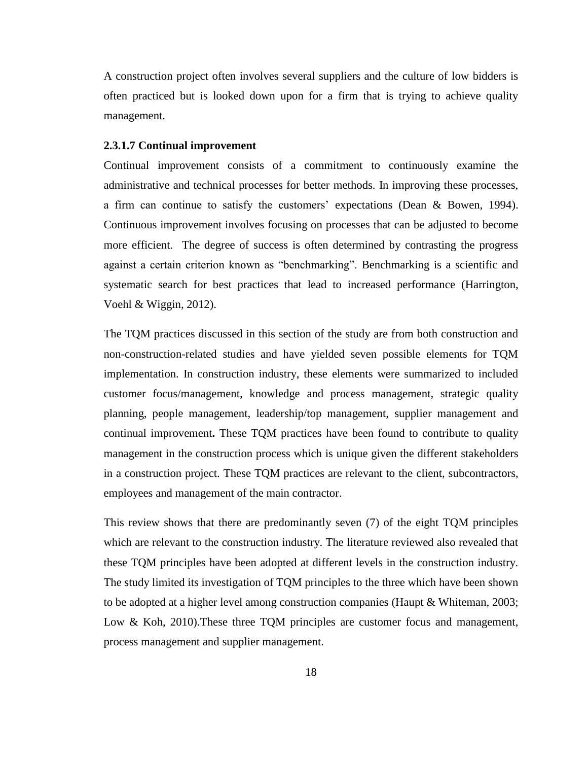A construction project often involves several suppliers and the culture of low bidders is often practiced but is looked down upon for a firm that is trying to achieve quality management.

#### 2.3.1.7 Continual improvement

Continual improvement consists of a commitment to continuously examine the administrative and technical processes for better methods. In improving these processes, a firm can continue to satisfy the customers' expectations (Dean & Bowen, 1994). Continuous improvement involves focusing on processes that can be adjusted to become more efficient. The degree of success is often determined by contrasting the progress against a certain criterion known as "benchmarking". Benchmarking is a scientific and systematic search for best practices that lead to increased performance (Harrington, Voehl & Wiggin, 2012).

The TQM practices discussed in this section of the study are from both construction and non-construction-related studies and have yielded seven possible elements for TQM implementation. In construction industry, these elements were summarized to included customer focus/management, knowledge and process management, strategic quality planning, people management, leadership/top management, supplier management and continual improvement**.** These TQM practices have been found to contribute to quality management in the construction process which is unique given the different stakeholders in a construction project. These TQM practices are relevant to the client, subcontractors, employees and management of the main contractor.

This review shows that there are predominantly seven (7) of the eight TQM principles which are relevant to the construction industry. The literature reviewed also revealed that these TQM principles have been adopted at different levels in the construction industry. The study limited its investigation of TQM principles to the three which have been shown to be adopted at a higher level among construction companies (Haupt & Whiteman, 2003; Low & Koh, 2010).These three TQM principles are customer focus and management, process management and supplier management.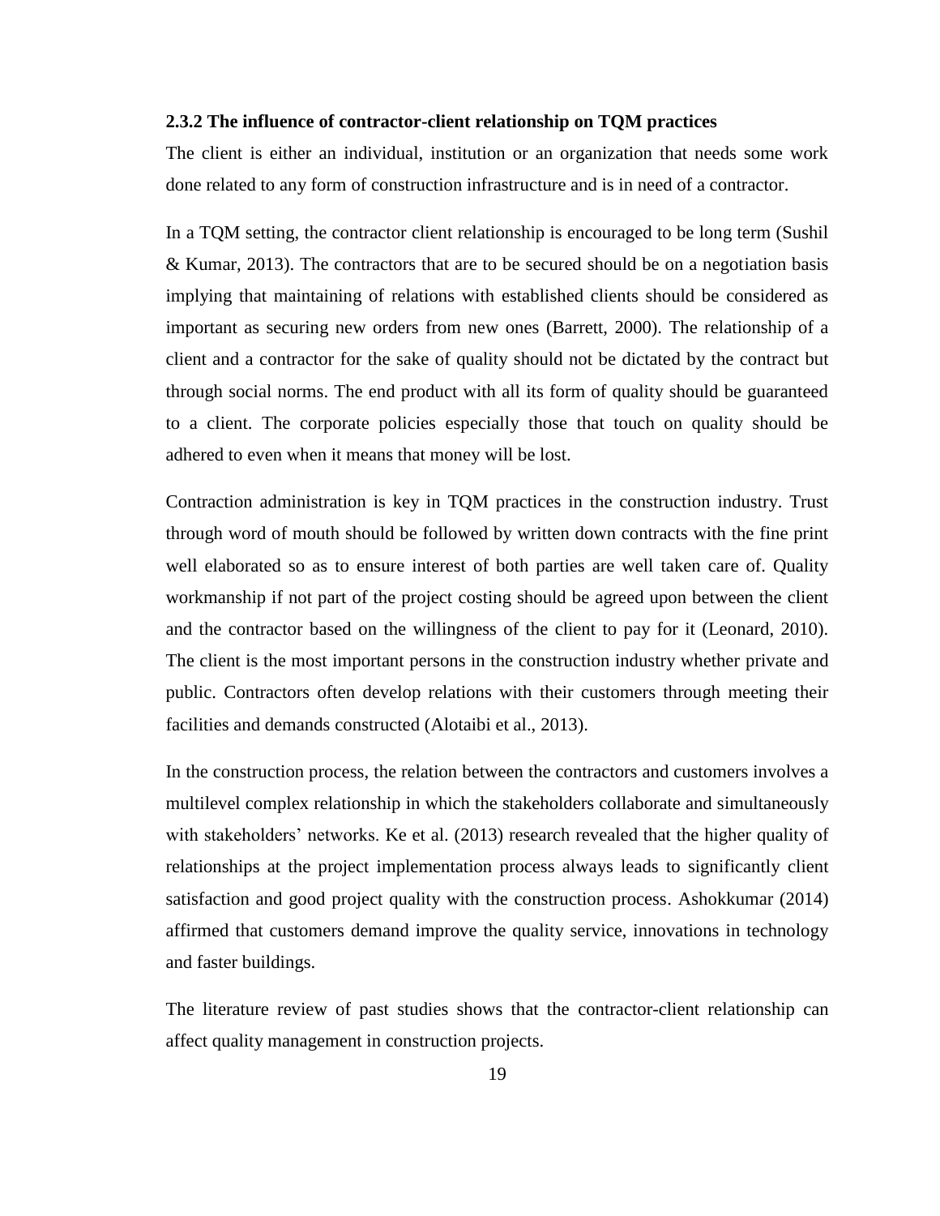### 2.3.2 The influence of contractor-client relationship on TQM practices

The client is either an individual, institution or an organization that needs some work done related to any form of construction infrastructure and is in need of a contractor.

In a TQM setting, the contractor client relationship is encouraged to be long term (Sushil & Kumar, 2013). The contractors that are to be secured should be on a negotiation basis implying that maintaining of relations with established clients should be considered as important as securing new orders from new ones (Barrett, 2000). The relationship of a client and a contractor for the sake of quality should not be dictated by the contract but through social norms. The end product with all its form of quality should be guaranteed to a client. The corporate policies especially those that touch on quality should be adhered to even when it means that money will be lost.

Contraction administration is key in TQM practices in the construction industry. Trust through word of mouth should be followed by written down contracts with the fine print well elaborated so as to ensure interest of both parties are well taken care of. Quality workmanship if not part of the project costing should be agreed upon between the client and the contractor based on the willingness of the client to pay for it (Leonard, 2010). The client is the most important persons in the construction industry whether private and public. Contractors often develop relations with their customers through meeting their facilities and demands constructed (Alotaibi et al., 2013).

In the construction process, the relation between the contractors and customers involves a multilevel complex relationship in which the stakeholders collaborate and simultaneously with stakeholders' networks. Ke et al. (2013) research revealed that the higher quality of relationships at the project implementation process always leads to significantly client satisfaction and good project quality with the construction process. Ashokkumar (2014) affirmed that customers demand improve the quality service, innovations in technology and faster buildings.

The literature review of past studies shows that the contractor-client relationship can affect quality management in construction projects.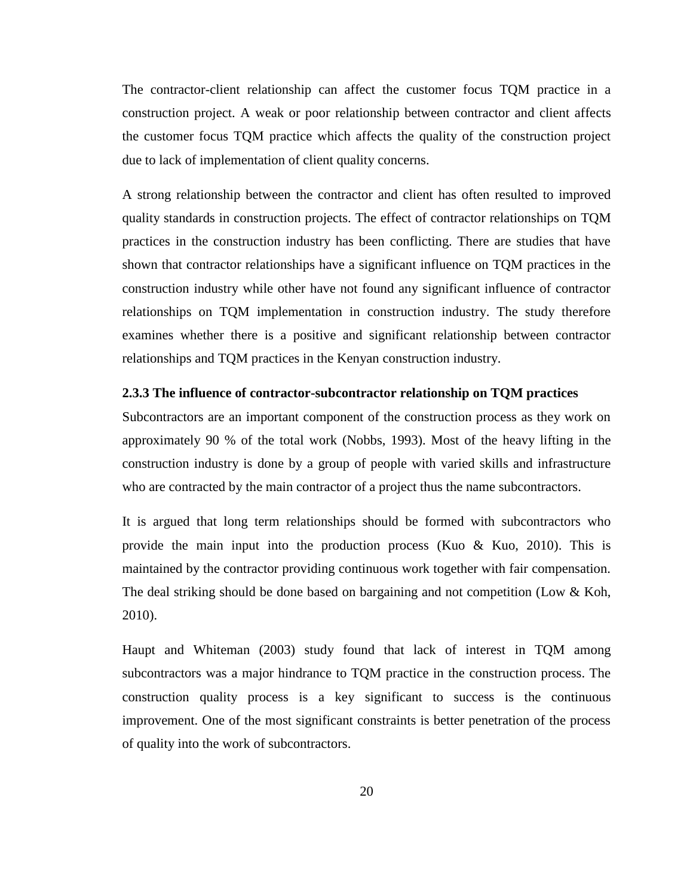The contractor-client relationship can affect the customer focus TQM practice in a construction project. A weak or poor relationship between contractor and client affects the customer focus TQM practice which affects the quality of the construction project due to lack of implementation of client quality concerns.

A strong relationship between the contractor and client has often resulted to improved quality standards in construction projects. The effect of contractor relationships on TQM practices in the construction industry has been conflicting. There are studies that have shown that contractor relationships have a significant influence on TQM practices in the construction industry while other have not found any significant influence of contractor relationships on TQM implementation in construction industry. The study therefore examines whether there is a positive and significant relationship between contractor relationships and TQM practices in the Kenyan construction industry.

### 2.3.3 The influence of contractor-subcontractor relationship on TQM practices

Subcontractors are an important component of the construction process as they work on approximately 90 % of the total work (Nobbs, 1993). Most of the heavy lifting in the construction industry is done by a group of people with varied skills and infrastructure who are contracted by the main contractor of a project thus the name subcontractors.

It is argued that long term relationships should be formed with subcontractors who provide the main input into the production process (Kuo & Kuo, 2010). This is maintained by the contractor providing continuous work together with fair compensation. The deal striking should be done based on bargaining and not competition (Low & Koh, 2010).

Haupt and Whiteman (2003) study found that lack of interest in TQM among subcontractors was a major hindrance to TQM practice in the construction process. The construction quality process is a key significant to success is the continuous improvement. One of the most significant constraints is better penetration of the process of quality into the work of subcontractors.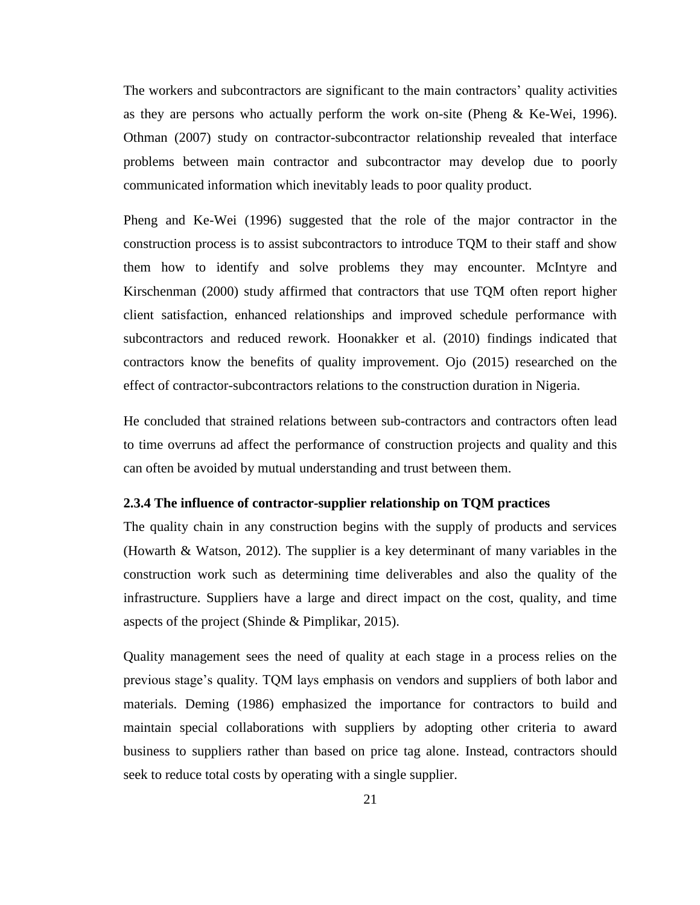The workers and subcontractors are significant to the main contractors' quality activities as they are persons who actually perform the work on-site (Pheng & Ke-Wei, 1996). Othman (2007) study on contractor-subcontractor relationship revealed that interface problems between main contractor and subcontractor may develop due to poorly communicated information which inevitably leads to poor quality product.

Pheng and Ke-Wei (1996) suggested that the role of the major contractor in the construction process is to assist subcontractors to introduce TQM to their staff and show them how to identify and solve problems they may encounter. McIntyre and Kirschenman (2000) study affirmed that contractors that use TQM often report higher client satisfaction, enhanced relationships and improved schedule performance with subcontractors and reduced rework. Hoonakker et al. (2010) findings indicated that contractors know the benefits of quality improvement. Ojo (2015) researched on the effect of contractor-subcontractors relations to the construction duration in Nigeria.

He concluded that strained relations between sub-contractors and contractors often lead to time overruns ad affect the performance of construction projects and quality and this can often be avoided by mutual understanding and trust between them.

### 2.3.4 The influence of contractor-supplier relationship on TQM practices

The quality chain in any construction begins with the supply of products and services (Howarth & Watson, 2012). The supplier is a key determinant of many variables in the construction work such as determining time deliverables and also the quality of the infrastructure. Suppliers have a large and direct impact on the cost, quality, and time aspects of the project (Shinde & Pimplikar, 2015).

Quality management sees the need of quality at each stage in a process relies on the previous stage's quality. TQM lays emphasis on vendors and suppliers of both labor and materials. Deming (1986) emphasized the importance for contractors to build and maintain special collaborations with suppliers by adopting other criteria to award business to suppliers rather than based on price tag alone. Instead, contractors should seek to reduce total costs by operating with a single supplier.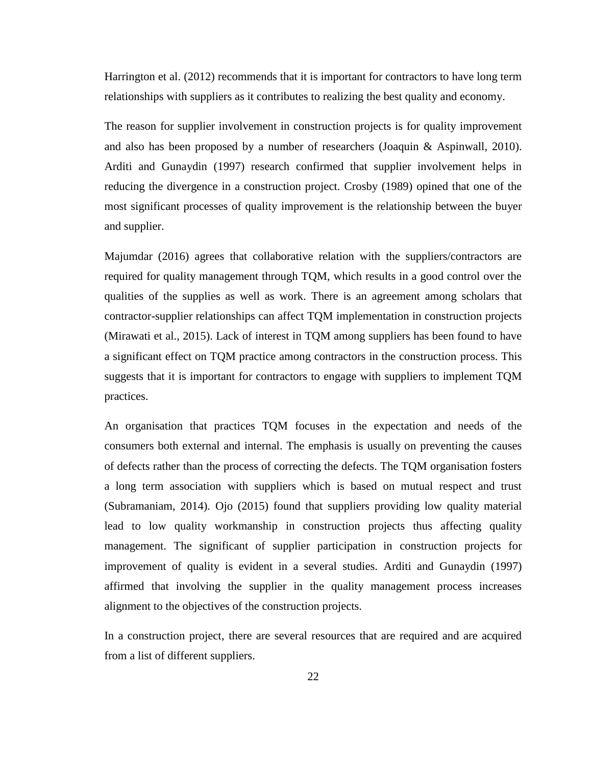Harrington et al. (2012) recommends that it is important for contractors to have long term relationships with suppliers as it contributes to realizing the best quality and economy.

The reason for supplier involvement in construction projects is for quality improvement and also has been proposed by a number of researchers (Joaquin & Aspinwall, 2010). Arditi and Gunaydin (1997) research confirmed that supplier involvement helps in reducing the divergence in a construction project. Crosby (1989) opined that one of the most significant processes of quality improvement is the relationship between the buyer and supplier.

Majumdar (2016) agrees that collaborative relation with the suppliers/contractors are required for quality management through TQM, which results in a good control over the qualities of the supplies as well as work. There is an agreement among scholars that contractor-supplier relationships can affect TQM implementation in construction projects (Mirawati et al., 2015). Lack of interest in TQM among suppliers has been found to have a significant effect on TQM practice among contractors in the construction process. This suggests that it is important for contractors to engage with suppliers to implement TQM practices.

An organisation that practices TQM focuses in the expectation and needs of the consumers both external and internal. The emphasis is usually on preventing the causes of defects rather than the process of correcting the defects. The TQM organisation fosters a long term association with suppliers which is based on mutual respect and trust (Subramaniam, 2014). Ojo (2015) found that suppliers providing low quality material lead to low quality workmanship in construction projects thus affecting quality management. The significant of supplier participation in construction projects for improvement of quality is evident in a several studies. Arditi and Gunaydin (1997) affirmed that involving the supplier in the quality management process increases alignment to the objectives of the construction projects.

In a construction project, there are several resources that are required and are acquired from a list of different suppliers.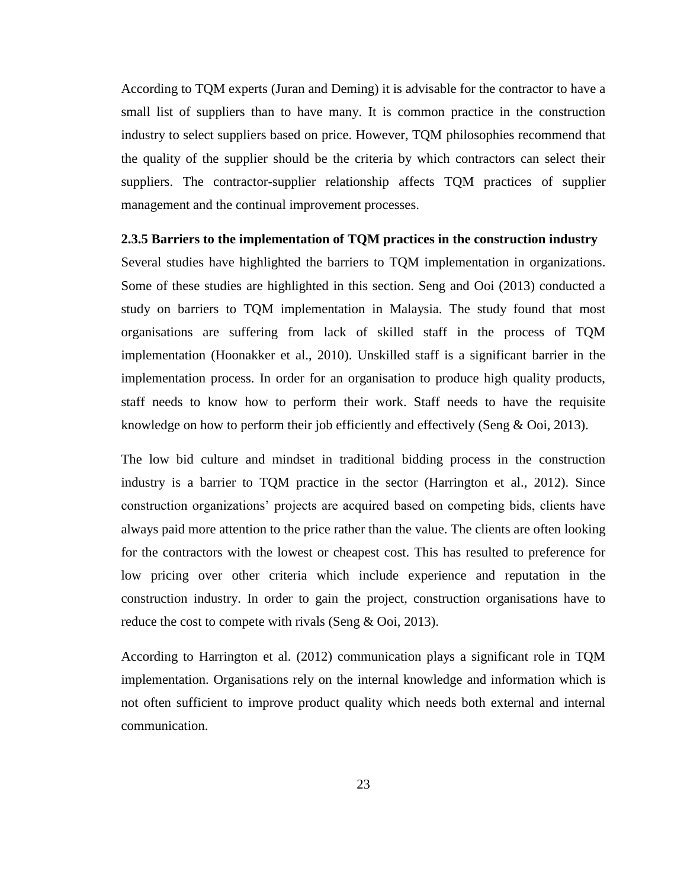According to TQM experts (Juran and Deming) it is advisable for the contractor to have a small list of suppliers than to have many. It is common practice in the construction industry to select suppliers based on price. However, TQM philosophies recommend that the quality of the supplier should be the criteria by which contractors can select their suppliers. The contractor-supplier relationship affects TQM practices of supplier management and the continual improvement processes.

### 2.3.5 Barriers to the implementation of TQM practices in the construction industry

Several studies have highlighted the barriers to TQM implementation in organizations. Some of these studies are highlighted in this section. Seng and Ooi (2013) conducted a study on barriers to TQM implementation in Malaysia. The study found that most organisations are suffering from lack of skilled staff in the process of TQM implementation (Hoonakker et al., 2010). Unskilled staff is a significant barrier in the implementation process. In order for an organisation to produce high quality products, staff needs to know how to perform their work. Staff needs to have the requisite knowledge on how to perform their job efficiently and effectively (Seng & Ooi, 2013).

The low bid culture and mindset in traditional bidding process in the construction industry is a barrier to TQM practice in the sector (Harrington et al., 2012). Since construction organizations' projects are acquired based on competing bids, clients have always paid more attention to the price rather than the value. The clients are often looking for the contractors with the lowest or cheapest cost. This has resulted to preference for low pricing over other criteria which include experience and reputation in the construction industry. In order to gain the project, construction organisations have to reduce the cost to compete with rivals (Seng & Ooi, 2013).

According to Harrington et al. (2012) communication plays a significant role in TQM implementation. Organisations rely on the internal knowledge and information which is not often sufficient to improve product quality which needs both external and internal communication.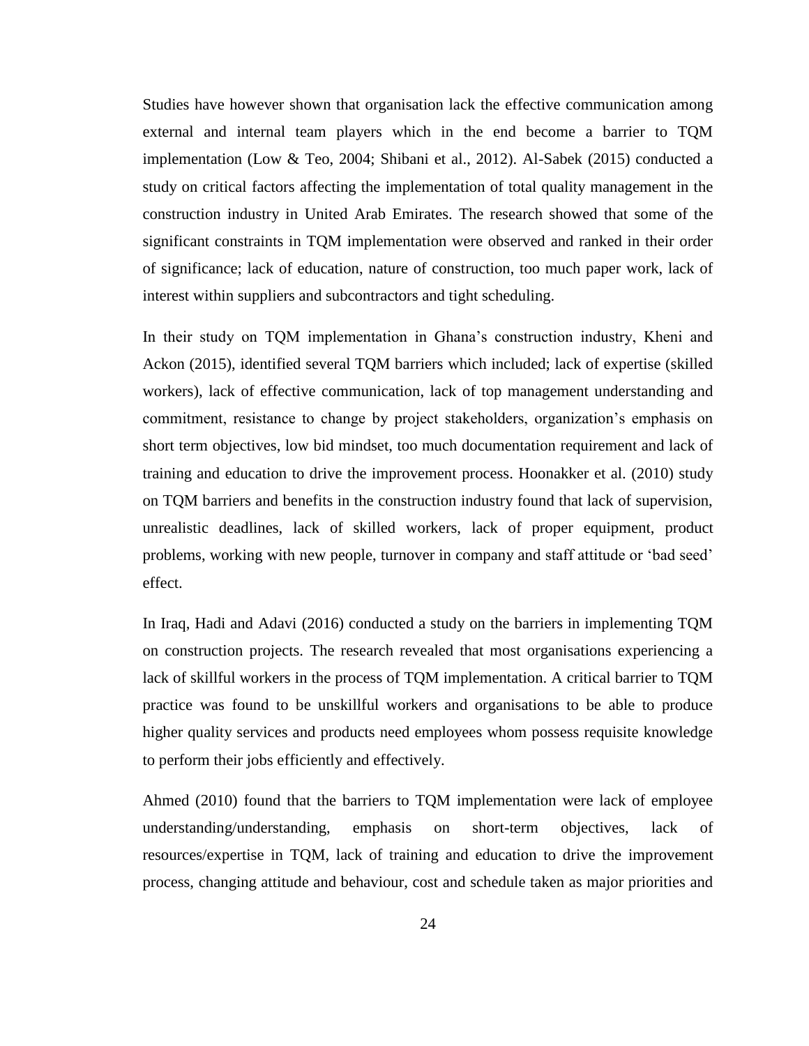Studies have however shown that organisation lack the effective communication among external and internal team players which in the end become a barrier to TQM implementation (Low & Teo, 2004; Shibani et al., 2012). Al-Sabek (2015) conducted a study on critical factors affecting the implementation of total quality management in the construction industry in United Arab Emirates. The research showed that some of the significant constraints in TQM implementation were observed and ranked in their order of significance; lack of education, nature of construction, too much paper work, lack of interest within suppliers and subcontractors and tight scheduling.

In their study on TQM implementation in Ghana's construction industry, Kheni and Ackon (2015), identified several TQM barriers which included; lack of expertise (skilled workers), lack of effective communication, lack of top management understanding and commitment, resistance to change by project stakeholders, organization's emphasis on short term objectives, low bid mindset, too much documentation requirement and lack of training and education to drive the improvement process. Hoonakker et al. (2010) study on TQM barriers and benefits in the construction industry found that lack of supervision, unrealistic deadlines, lack of skilled workers, lack of proper equipment, product problems, working with new people, turnover in company and staff attitude or 'bad seed' effect.

In Iraq, Hadi and Adavi (2016) conducted a study on the barriers in implementing TQM on construction projects. The research revealed that most organisations experiencing a lack of skillful workers in the process of TQM implementation. A critical barrier to TQM practice was found to be unskillful workers and organisations to be able to produce higher quality services and products need employees whom possess requisite knowledge to perform their jobs efficiently and effectively.

Ahmed (2010) found that the barriers to TQM implementation were lack of employee understanding/understanding, emphasis on short-term objectives, lack of resources/expertise in TQM, lack of training and education to drive the improvement process, changing attitude and behaviour, cost and schedule taken as major priorities and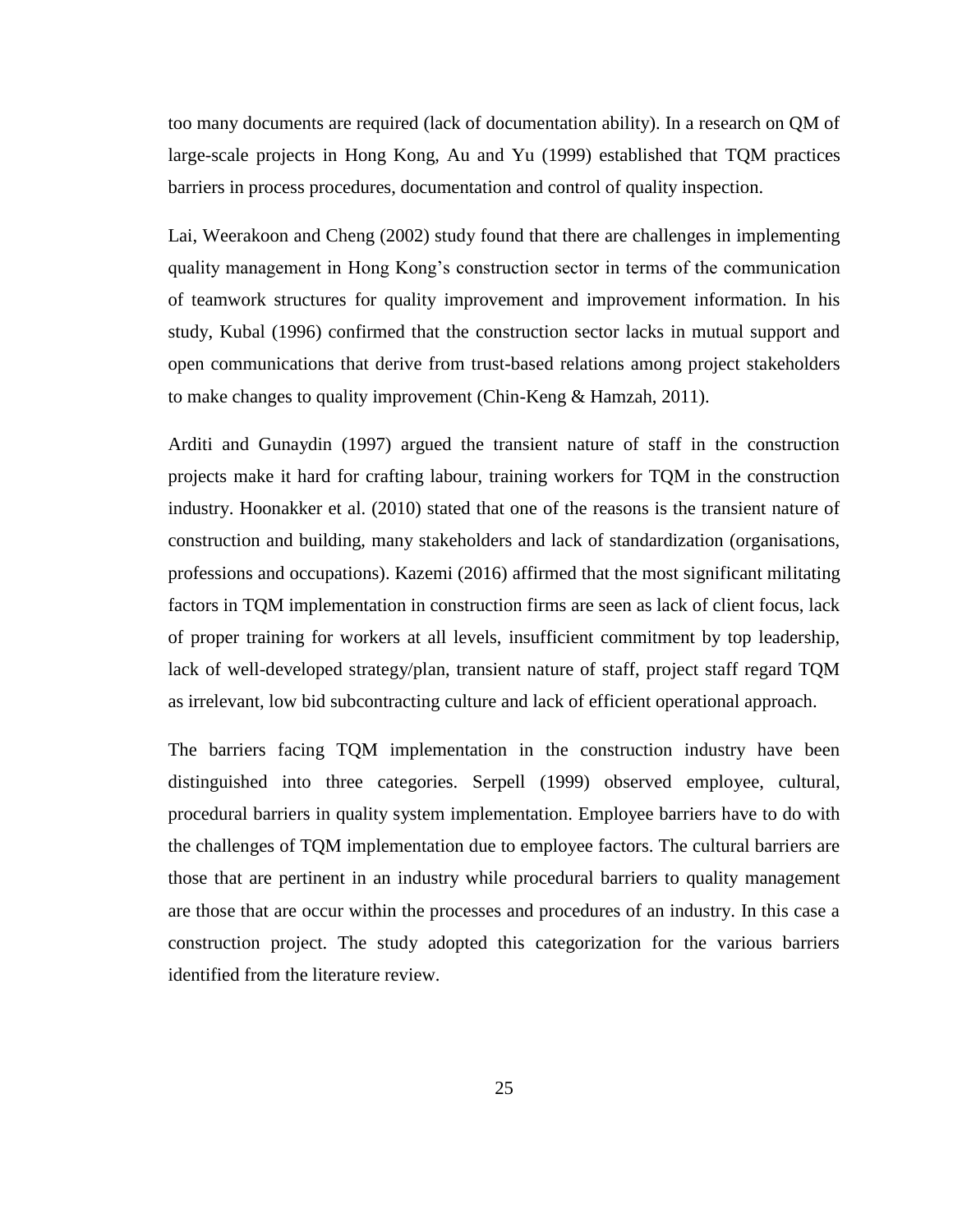too many documents are required (lack of documentation ability). In a research on QM of large-scale projects in Hong Kong, Au and Yu (1999) established that TQM practices barriers in process procedures, documentation and control of quality inspection.

Lai, Weerakoon and Cheng (2002) study found that there are challenges in implementing quality management in Hong Kong's construction sector in terms of the communication of teamwork structures for quality improvement and improvement information. In his study, Kubal (1996) confirmed that the construction sector lacks in mutual support and open communications that derive from trust-based relations among project stakeholders to make changes to quality improvement (Chin-Keng & Hamzah, 2011).

Arditi and Gunaydin (1997) argued the transient nature of staff in the construction projects make it hard for crafting labour, training workers for TQM in the construction industry. Hoonakker et al. (2010) stated that one of the reasons is the transient nature of construction and building, many stakeholders and lack of standardization (organisations, professions and occupations). Kazemi (2016) affirmed that the most significant militating factors in TQM implementation in construction firms are seen as lack of client focus, lack of proper training for workers at all levels, insufficient commitment by top leadership, lack of well-developed strategy/plan, transient nature of staff, project staff regard TQM as irrelevant, low bid subcontracting culture and lack of efficient operational approach.

The barriers facing TQM implementation in the construction industry have been distinguished into three categories. Serpell (1999) observed employee, cultural, procedural barriers in quality system implementation. Employee barriers have to do with the challenges of TQM implementation due to employee factors. The cultural barriers are those that are pertinent in an industry while procedural barriers to quality management are those that are occur within the processes and procedures of an industry. In this case a construction project. The study adopted this categorization for the various barriers identified from the literature review.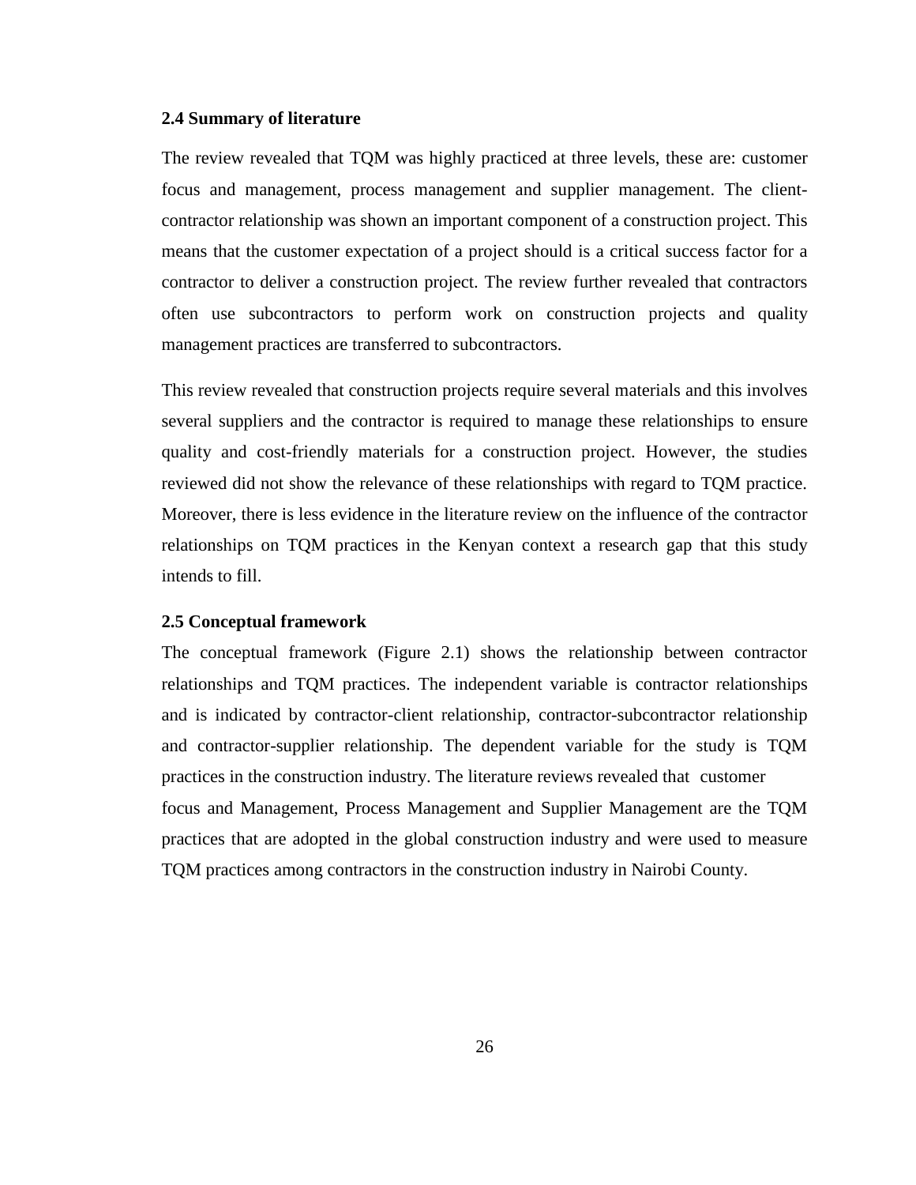### 2.4 Summary of literature

The review revealed that TQM was highly practiced at three levels, these are: customer focus and management, process management and supplier management. The client-contractor relationship was shown an important component of a construction project. This means that the customer expectation of a project should is a critical success factor for a contractor to deliver a construction project. The review further revealed that contractors often use subcontractors to perform work on construction projects and quality management practices are transferred to subcontractors.

This review revealed that construction projects require several materials and this involves several suppliers and the contractor is required to manage these relationships to ensure quality and cost-friendly materials for a construction project. However, the studies reviewed did not show the relevance of these relationships with regard to TQM practice. Moreover, there is less evidence in the literature review on the influence of the contractor relationships on TQM practices in the Kenyan context a research gap that this study intends to fill.

### 2.5 Conceptual framework

The conceptual framework (Figure 2.1) shows the relationship between contractor relationships and TQM practices. The independent variable is contractor relationships and is indicated by contractor-client relationship, contractor-subcontractor relationship and contractor-supplier relationship. The dependent variable for the study is TQM practices in the construction industry. The literature reviews revealed that customer focus and Management, Process Management and Supplier Management are the TQM practices that are adopted in the global construction industry and were used to measure TQM practices among contractors in the construction industry in Nairobi County.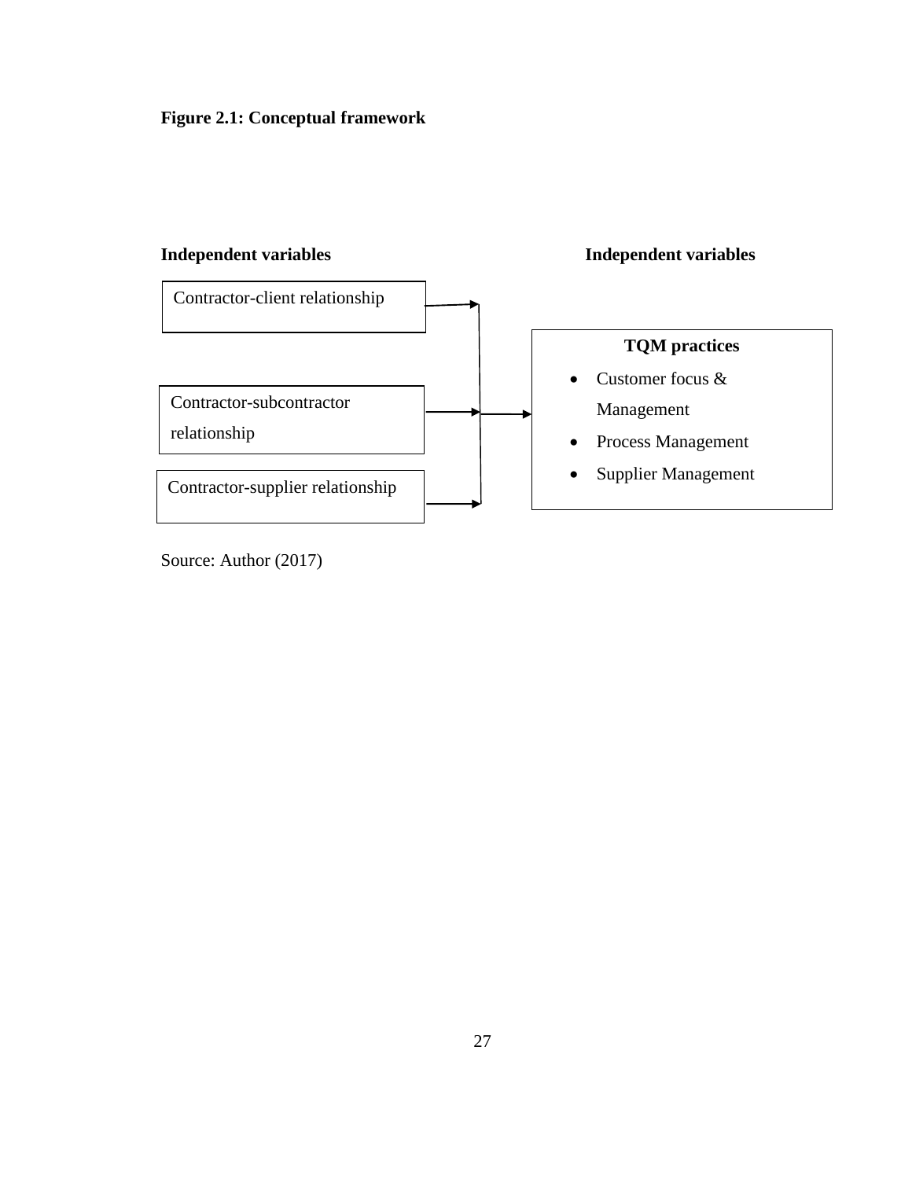**Figure 2.1: Conceptual framework**

**Independent variables**

Contractor-client relationship

Contractor-subcontractor relationship

Contractor-supplier relationship

**Independent variables**

**TQM practices**

- Customer focus & Management
- Process Management
- Supplier Management

Source: Author (2017)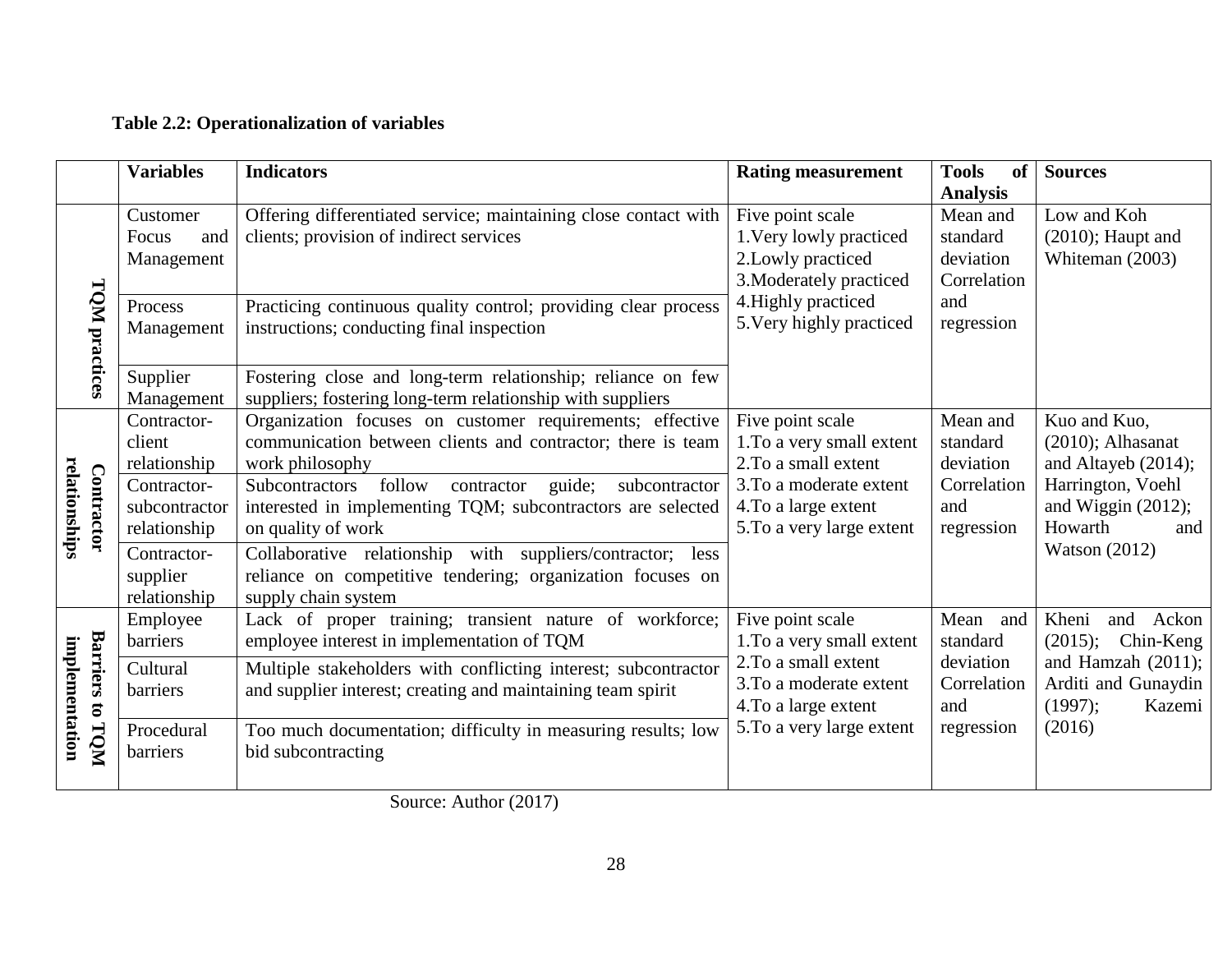**Table 2.2: Operationalization of variables**

| | Variables | Indicators | Rating measurement | Tools of Analysis | Sources |
|---|---|---|---|---|---|
| TQM practices | Customer Focus and Management | Offering differentiated service; maintaining close contact with clients; provision of indirect services | Five point scale<br>1.Very lowly practiced<br>2.Lowly practiced<br>3.Moderately practiced<br>4.Highly practiced<br>5.Very highly practiced | Mean and standard deviation<br>Correlation and regression | Low and Koh (2010); Haupt and Whiteman (2003) |
| | Process Management | Practicing continuous quality control; providing clear process instructions; conducting final inspection | | | |
| | Supplier Management | Fostering close and long-term relationship; reliance on few suppliers; fostering long-term relationship with suppliers | | | |
| Contractor relationships | Contractor-client relationship | Organization focuses on customer requirements; effective communication between clients and contractor; there is team work philosophy | Five point scale<br>1.To a very small extent<br>2.To a small extent<br>3.To a moderate extent<br>4.To a large extent<br>5.To a very large extent | Mean and standard deviation<br>Correlation and regression | Kuo and Kuo, (2010); Alhasanat and Altayeb (2014); Harrington, Voehl and Wiggin (2012); Howarth and Watson (2012) |
| | Contractor-subcontractor relationship | Subcontractors follow contractor guide; subcontractor interested in implementing TQM; subcontractors are selected on quality of work | | | |
| | Contractor-supplier relationship | Collaborative relationship with suppliers/contractor; less reliance on competitive tendering; organization focuses on supply chain system | | | |
| Barriers to TQM implementation | Employee barriers | Lack of proper training; transient nature of workforce; employee interest in implementation of TQM | Five point scale<br>1.To a very small extent<br>2.To a small extent<br>3.To a moderate extent<br>4.To a large extent<br>5.To a very large extent | Mean and standard deviation<br>Correlation and regression | Kheni and Ackon (2015); Chin-Keng and Hamzah (2011); Arditi and Gunaydin (1997); Kazemi (2016) |
| | Cultural barriers | Multiple stakeholders with conflicting interest; subcontractor and supplier interest; creating and maintaining team spirit | | | |
| | Procedural barriers | Too much documentation; difficulty in measuring results; low bid subcontracting | | | |

Source: Author (2017)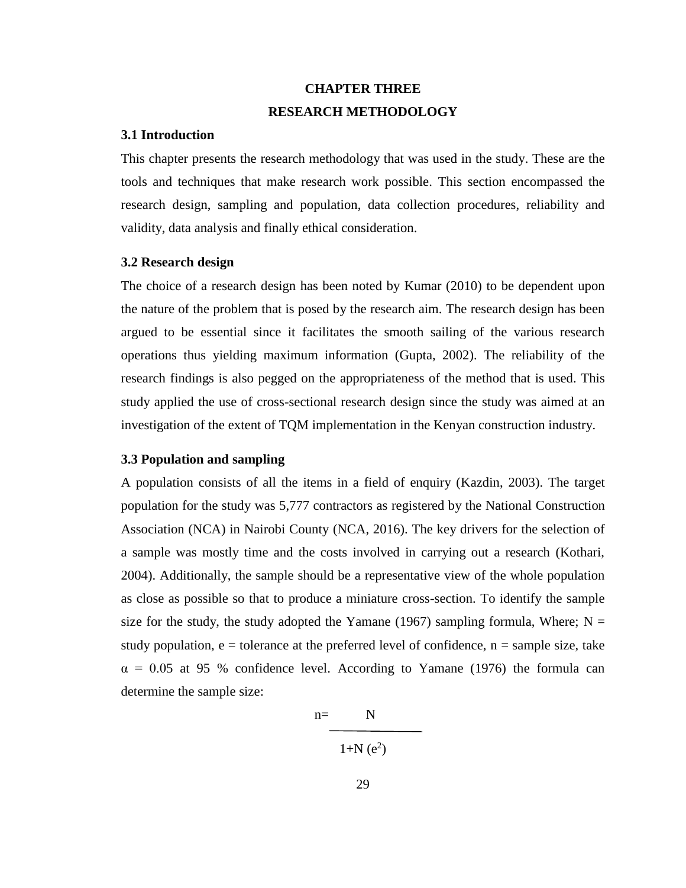# CHAPTER THREE

# RESEARCH METHODOLOGY

## 3.1 Introduction

This chapter presents the research methodology that was used in the study. These are the tools and techniques that make research work possible. This section encompassed the research design, sampling and population, data collection procedures, reliability and validity, data analysis and finally ethical consideration.

## 3.2 Research design

The choice of a research design has been noted by Kumar (2010) to be dependent upon the nature of the problem that is posed by the research aim. The research design has been argued to be essential since it facilitates the smooth sailing of the various research operations thus yielding maximum information (Gupta, 2002). The reliability of the research findings is also pegged on the appropriateness of the method that is used. This study applied the use of cross-sectional research design since the study was aimed at an investigation of the extent of TQM implementation in the Kenyan construction industry.

## 3.3 Population and sampling

A population consists of all the items in a field of enquiry (Kazdin, 2003). The target population for the study was 5,777 contractors as registered by the National Construction Association (NCA) in Nairobi County (NCA, 2016). The key drivers for the selection of a sample was mostly time and the costs involved in carrying out a research (Kothari, 2004). Additionally, the sample should be a representative view of the whole population as close as possible so that to produce a miniature cross-section. To identify the sample size for the study, the study adopted the Yamane (1967) sampling formula, Where; $N$ = study population, $e$ = tolerance at the preferred level of confidence, $n$ = sample size, take $\alpha = 0.05$ at 95 % confidence level. According to Yamane (1976) the formula can determine the sample size:

$$n = \frac{N}{1+N(e^2)}$$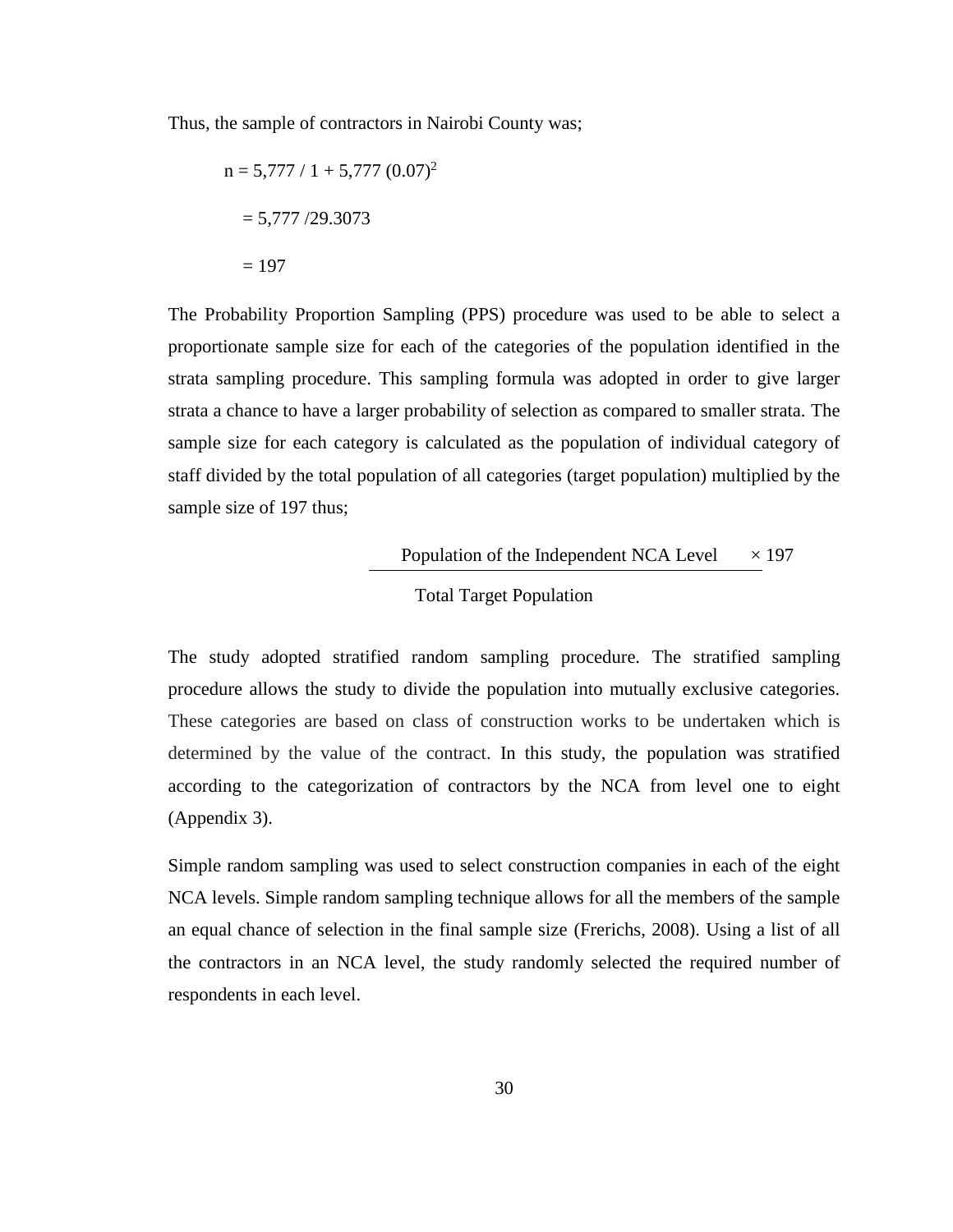Thus, the sample of contractors in Nairobi County was;

$$n = 5{,}777 / 1 + 5{,}777\,(0.07)^2$$

$$= 5{,}777 / 29.3073$$

$$= 197$$

The Probability Proportion Sampling (PPS) procedure was used to be able to select a proportionate sample size for each of the categories of the population identified in the strata sampling procedure. This sampling formula was adopted in order to give larger strata a chance to have a larger probability of selection as compared to smaller strata. The sample size for each category is calculated as the population of individual category of staff divided by the total population of all categories (target population) multiplied by the sample size of 197 thus;

$$\frac{\text{Population of the Independent NCA Level}}{\text{Total Target Population}} \times 197$$

The study adopted stratified random sampling procedure. The stratified sampling procedure allows the study to divide the population into mutually exclusive categories. These categories are based on class of construction works to be undertaken which is determined by the value of the contract. In this study, the population was stratified according to the categorization of contractors by the NCA from level one to eight (Appendix 3).

Simple random sampling was used to select construction companies in each of the eight NCA levels. Simple random sampling technique allows for all the members of the sample an equal chance of selection in the final sample size (Frerichs, 2008). Using a list of all the contractors in an NCA level, the study randomly selected the required number of respondents in each level.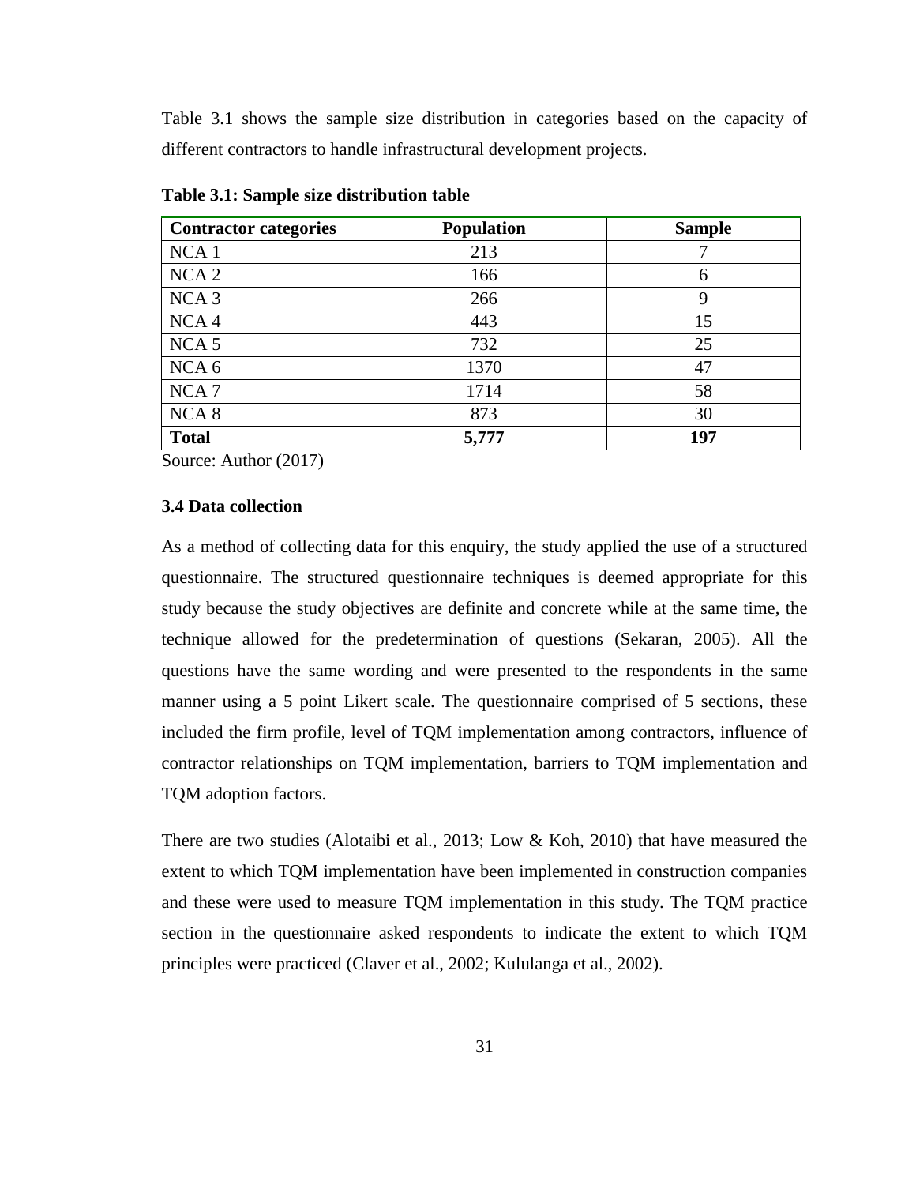Table 3.1 shows the sample size distribution in categories based on the capacity of different contractors to handle infrastructural development projects.

**Table 3.1: Sample size distribution table**

| Contractor categories | Population | Sample |
|---|---|---|
| NCA 1 | 213 | 7 |
| NCA 2 | 166 | 6 |
| NCA 3 | 266 | 9 |
| NCA 4 | 443 | 15 |
| NCA 5 | 732 | 25 |
| NCA 6 | 1370 | 47 |
| NCA 7 | 1714 | 58 |
| NCA 8 | 873 | 30 |
| **Total** | **5,777** | **197** |

Source: Author (2017)

### 3.4 Data collection

As a method of collecting data for this enquiry, the study applied the use of a structured questionnaire. The structured questionnaire techniques is deemed appropriate for this study because the study objectives are definite and concrete while at the same time, the technique allowed for the predetermination of questions (Sekaran, 2005). All the questions have the same wording and were presented to the respondents in the same manner using a 5 point Likert scale. The questionnaire comprised of 5 sections, these included the firm profile, level of TQM implementation among contractors, influence of contractor relationships on TQM implementation, barriers to TQM implementation and TQM adoption factors.

There are two studies (Alotaibi et al., 2013; Low & Koh, 2010) that have measured the extent to which TQM implementation have been implemented in construction companies and these were used to measure TQM implementation in this study. The TQM practice section in the questionnaire asked respondents to indicate the extent to which TQM principles were practiced (Claver et al., 2002; Kululanga et al., 2002).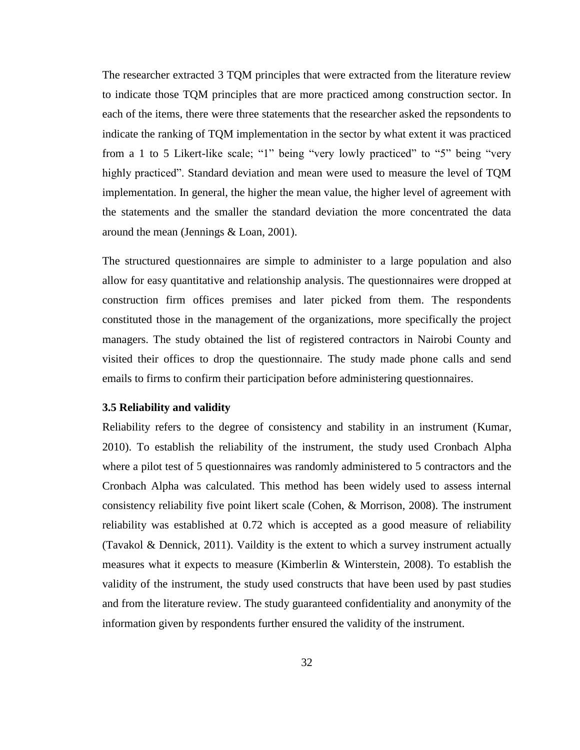The researcher extracted 3 TQM principles that were extracted from the literature review to indicate those TQM principles that are more practiced among construction sector. In each of the items, there were three statements that the researcher asked the repsondents to indicate the ranking of TQM implementation in the sector by what extent it was practiced from a 1 to 5 Likert-like scale; "1" being "very lowly practiced" to "5" being "very highly practiced". Standard deviation and mean were used to measure the level of TQM implementation. In general, the higher the mean value, the higher level of agreement with the statements and the smaller the standard deviation the more concentrated the data around the mean (Jennings & Loan, 2001).

The structured questionnaires are simple to administer to a large population and also allow for easy quantitative and relationship analysis. The questionnaires were dropped at construction firm offices premises and later picked from them. The respondents constituted those in the management of the organizations, more specifically the project managers. The study obtained the list of registered contractors in Nairobi County and visited their offices to drop the questionnaire. The study made phone calls and send emails to firms to confirm their participation before administering questionnaires.

### 3.5 Reliability and validity

Reliability refers to the degree of consistency and stability in an instrument (Kumar, 2010). To establish the reliability of the instrument, the study used Cronbach Alpha where a pilot test of 5 questionnaires was randomly administered to 5 contractors and the Cronbach Alpha was calculated. This method has been widely used to assess internal consistency reliability five point likert scale (Cohen, & Morrison, 2008). The instrument reliability was established at 0.72 which is accepted as a good measure of reliability (Tavakol & Dennick, 2011). Vaildity is the extent to which a survey instrument actually measures what it expects to measure (Kimberlin & Winterstein, 2008). To establish the validity of the instrument, the study used constructs that have been used by past studies and from the literature review. The study guaranteed confidentiality and anonymity of the information given by respondents further ensured the validity of the instrument.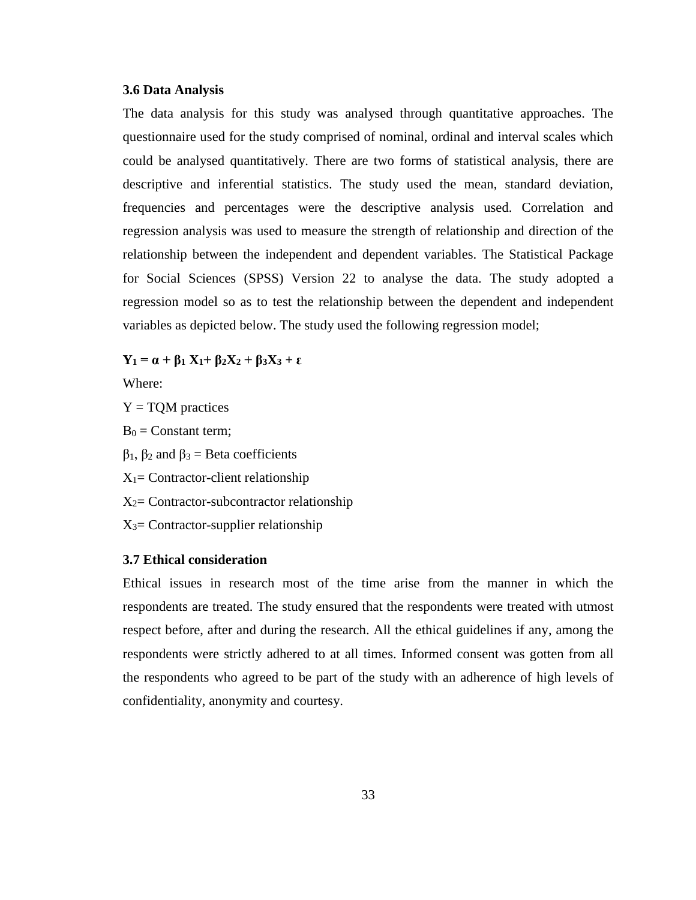### 3.6 Data Analysis

The data analysis for this study was analysed through quantitative approaches. The questionnaire used for the study comprised of nominal, ordinal and interval scales which could be analysed quantitatively. There are two forms of statistical analysis, there are descriptive and inferential statistics. The study used the mean, standard deviation, frequencies and percentages were the descriptive analysis used. Correlation and regression analysis was used to measure the strength of relationship and direction of the relationship between the independent and dependent variables. The Statistical Package for Social Sciences (SPSS) Version 22 to analyse the data. The study adopted a regression model so as to test the relationship between the dependent and independent variables as depicted below. The study used the following regression model;

$$\mathbf{Y_1 = \alpha + \beta_1 X_1 + \beta_2 X_2 + \beta_3 X_3 + \varepsilon}$$

Where:

$Y$ = TQM practices

$B_0$ = Constant term;

$\beta_1$, $\beta_2$ and $\beta_3$ = Beta coefficients

$X_1$= Contractor-client relationship

$X_2$= Contractor-subcontractor relationship

$X_3$= Contractor-supplier relationship

### 3.7 Ethical consideration

Ethical issues in research most of the time arise from the manner in which the respondents are treated. The study ensured that the respondents were treated with utmost respect before, after and during the research. All the ethical guidelines if any, among the respondents were strictly adhered to at all times. Informed consent was gotten from all the respondents who agreed to be part of the study with an adherence of high levels of confidentiality, anonymity and courtesy.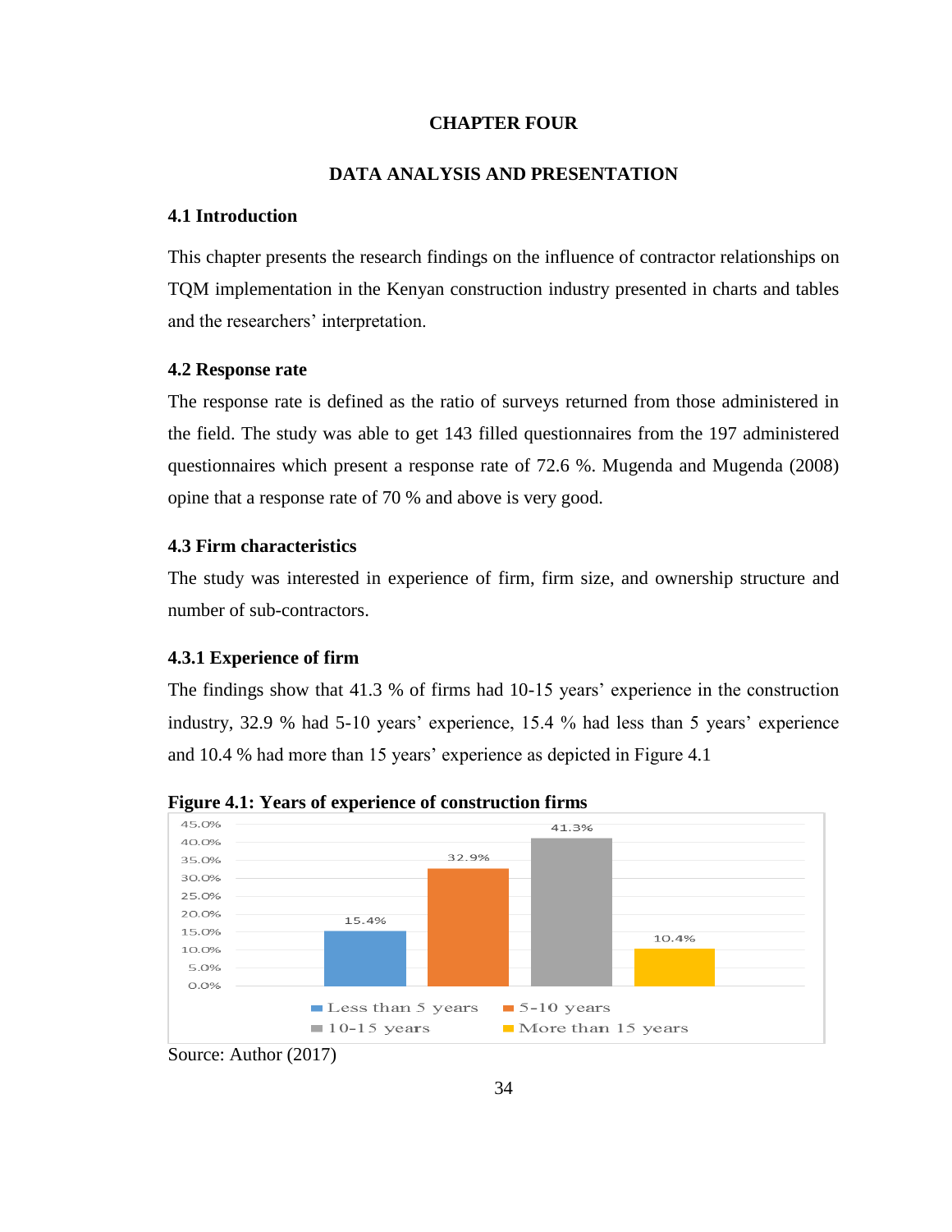# CHAPTER FOUR

# DATA ANALYSIS AND PRESENTATION

## 4.1 Introduction

This chapter presents the research findings on the influence of contractor relationships on TQM implementation in the Kenyan construction industry presented in charts and tables and the researchers' interpretation.

## 4.2 Response rate

The response rate is defined as the ratio of surveys returned from those administered in the field. The study was able to get 143 filled questionnaires from the 197 administered questionnaires which present a response rate of 72.6 %. Mugenda and Mugenda (2008) opine that a response rate of 70 % and above is very good.

## 4.3 Firm characteristics

The study was interested in experience of firm, firm size, and ownership structure and number of sub-contractors.

### 4.3.1 Experience of firm

The findings show that 41.3 % of firms had 10-15 years' experience in the construction industry, 32.9 % had 5-10 years' experience, 15.4 % had less than 5 years' experience and 10.4 % had more than 15 years' experience as depicted in Figure 4.1

**Figure 4.1: Years of experience of construction firms**

| Years of experience | Percentage |
|---|---|
| Less than 5 years | 15.4% |
| 5-10 years | 32.9% |
| 10-15 years | 41.3% |
| More than 15 years | 10.4% |

Source: Author (2017)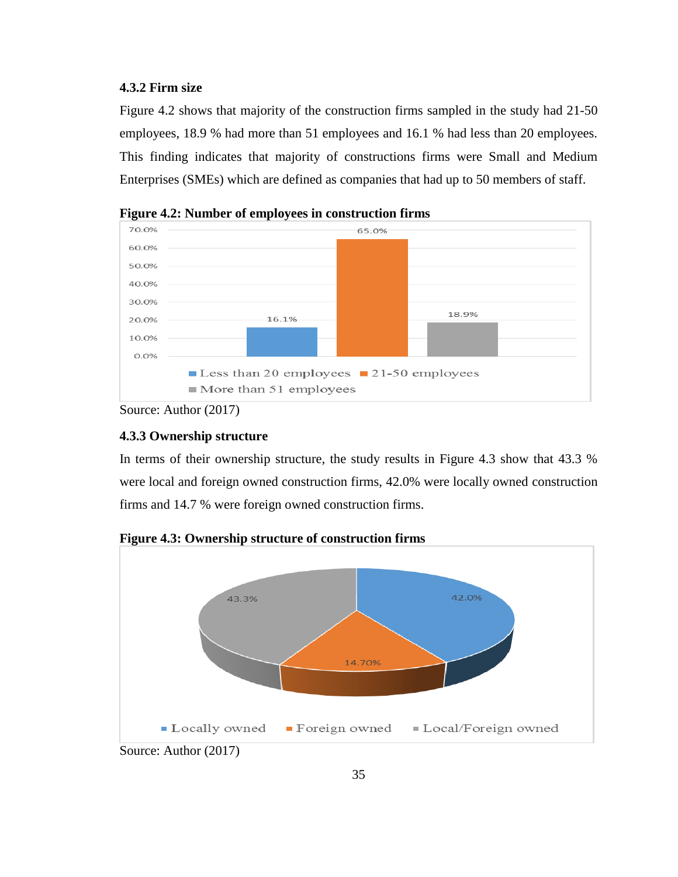### 4.3.2 Firm size

Figure 4.2 shows that majority of the construction firms sampled in the study had 21-50 employees, 18.9 % had more than 51 employees and 16.1 % had less than 20 employees. This finding indicates that majority of constructions firms were Small and Medium Enterprises (SMEs) which are defined as companies that had up to 50 members of staff.

**Figure 4.2: Number of employees in construction firms**

| Number of employees | Percentage |
|---|---|
| Less than 20 employees | 16.1% |
| 21-50 employees | 65.0% |
| More than 51 employees | 18.9% |

Source: Author (2017)

### 4.3.3 Ownership structure

In terms of their ownership structure, the study results in Figure 4.3 show that 43.3 % were local and foreign owned construction firms, 42.0% were locally owned construction firms and 14.7 % were foreign owned construction firms.

**Figure 4.3: Ownership structure of construction firms**

| Ownership | Percentage |
|---|---|
| Locally owned | 42.0% |
| Foreign owned | 14.70% |
| Local/Foreign owned | 43.3% |

Source: Author (2017)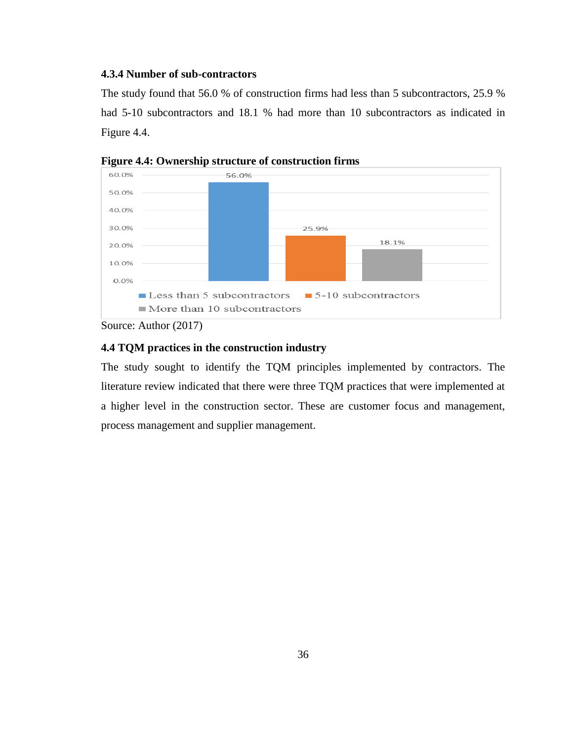### 4.3.4 Number of sub-contractors

The study found that 56.0 % of construction firms had less than 5 subcontractors, 25.9 % had 5-10 subcontractors and 18.1 % had more than 10 subcontractors as indicated in Figure 4.4.

**Figure 4.4: Ownership structure of construction firms**

| Category | Percentage |
|---|---|
| Less than 5 subcontractors | 56.0% |
| 5-10 subcontractors | 25.9% |
| More than 10 subcontractors | 18.1% |

Source: Author (2017)

## 4.4 TQM practices in the construction industry

The study sought to identify the TQM principles implemented by contractors. The literature review indicated that there were three TQM practices that were implemented at a higher level in the construction sector. These are customer focus and management, process management and supplier management.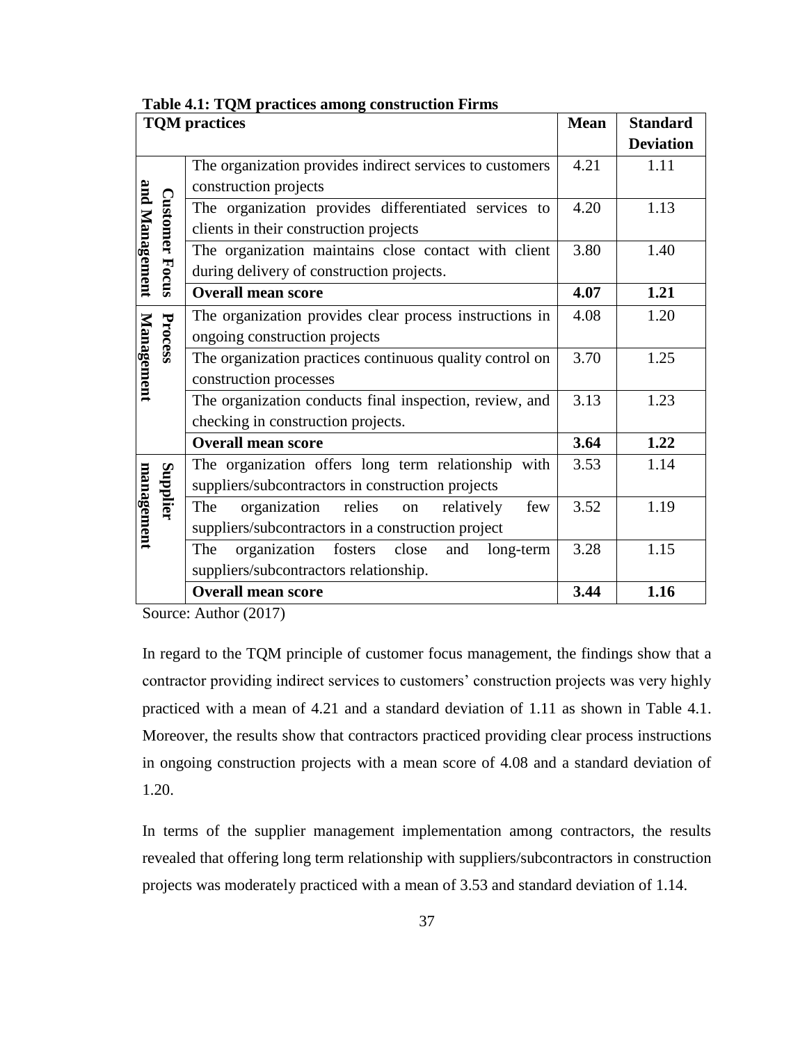**Table 4.1: TQM practices among construction Firms**

| TQM practices | | Mean | Standard Deviation |
|---|---|---|---|
| Customer Focus and Management | The organization provides indirect services to customers construction projects | 4.21 | 1.11 |
| | The organization provides differentiated services to clients in their construction projects | 4.20 | 1.13 |
| | The organization maintains close contact with client during delivery of construction projects. | 3.80 | 1.40 |
| | **Overall mean score** | **4.07** | **1.21** |
| Process Management | The organization provides clear process instructions in ongoing construction projects | 4.08 | 1.20 |
| | The organization practices continuous quality control on construction processes | 3.70 | 1.25 |
| | The organization conducts final inspection, review, and checking in construction projects. | 3.13 | 1.23 |
| | **Overall mean score** | **3.64** | **1.22** |
| Supplier management | The organization offers long term relationship with suppliers/subcontractors in construction projects | 3.53 | 1.14 |
| | The organization relies on relatively few suppliers/subcontractors in a construction project | 3.52 | 1.19 |
| | The organization fosters close and long-term suppliers/subcontractors relationship. | 3.28 | 1.15 |
| | **Overall mean score** | **3.44** | **1.16** |

Source: Author (2017)

In regard to the TQM principle of customer focus management, the findings show that a contractor providing indirect services to customers' construction projects was very highly practiced with a mean of 4.21 and a standard deviation of 1.11 as shown in Table 4.1. Moreover, the results show that contractors practiced providing clear process instructions in ongoing construction projects with a mean score of 4.08 and a standard deviation of 1.20.

In terms of the supplier management implementation among contractors, the results revealed that offering long term relationship with suppliers/subcontractors in construction projects was moderately practiced with a mean of 3.53 and standard deviation of 1.14.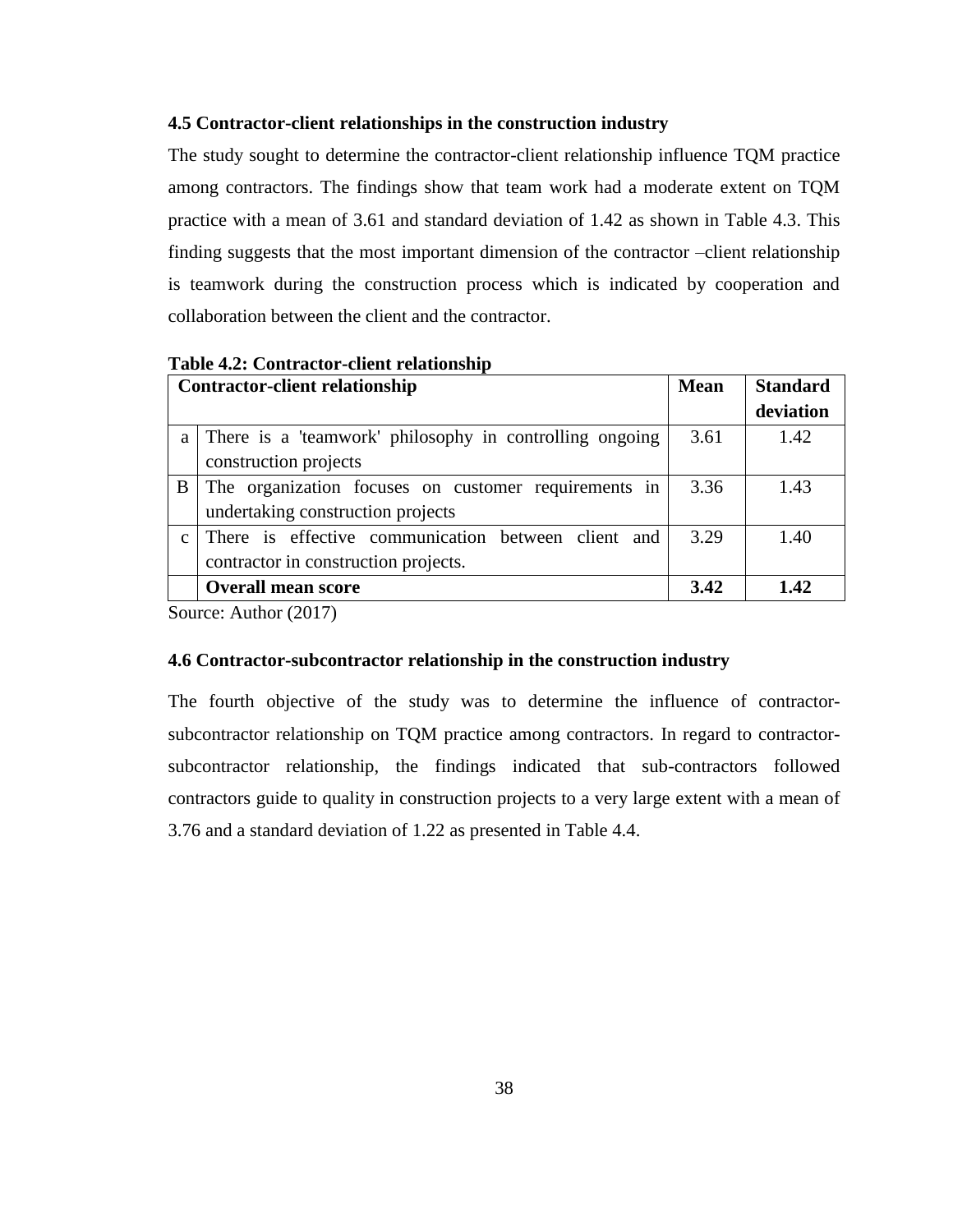### 4.5 Contractor-client relationships in the construction industry

The study sought to determine the contractor-client relationship influence TQM practice among contractors. The findings show that team work had a moderate extent on TQM practice with a mean of 3.61 and standard deviation of 1.42 as shown in Table 4.3. This finding suggests that the most important dimension of the contractor –client relationship is teamwork during the construction process which is indicated by cooperation and collaboration between the client and the contractor.

**Table 4.2: Contractor-client relationship**

| | Contractor-client relationship | Mean | Standard deviation |
|---|---|---|---|
| a | There is a 'teamwork' philosophy in controlling ongoing construction projects | 3.61 | 1.42 |
| B | The organization focuses on customer requirements in undertaking construction projects | 3.36 | 1.43 |
| c | There is effective communication between client and contractor in construction projects. | 3.29 | 1.40 |
| | **Overall mean score** | **3.42** | **1.42** |

Source: Author (2017)

### 4.6 Contractor-subcontractor relationship in the construction industry

The fourth objective of the study was to determine the influence of contractor-subcontractor relationship on TQM practice among contractors. In regard to contractor-subcontractor relationship, the findings indicated that sub-contractors followed contractors guide to quality in construction projects to a very large extent with a mean of 3.76 and a standard deviation of 1.22 as presented in Table 4.4.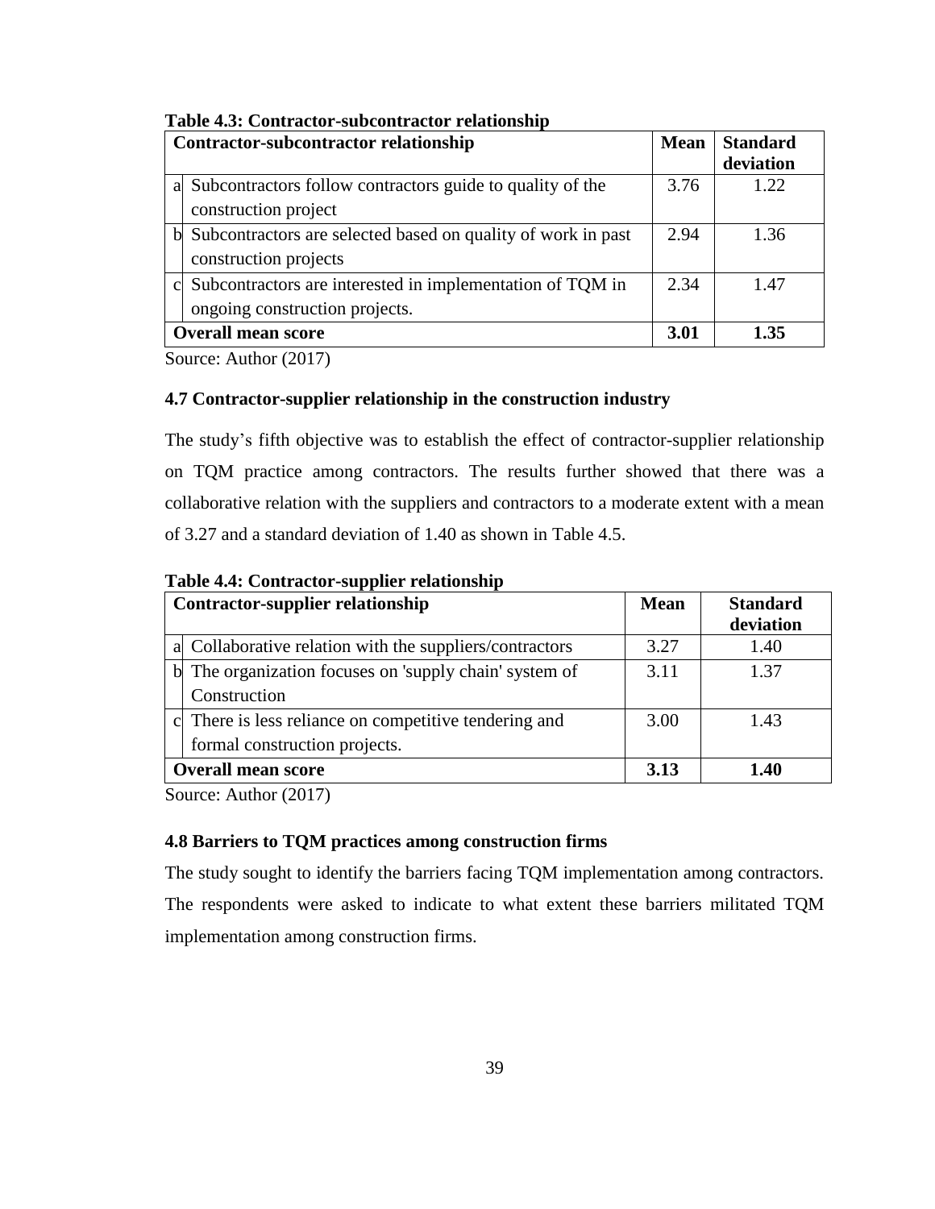**Table 4.3: Contractor-subcontractor relationship**

| | Contractor-subcontractor relationship | Mean | Standard deviation |
|---|---|---|---|
| a | Subcontractors follow contractors guide to quality of the construction project | 3.76 | 1.22 |
| b | Subcontractors are selected based on quality of work in past construction projects | 2.94 | 1.36 |
| c | Subcontractors are interested in implementation of TQM in ongoing construction projects. | 2.34 | 1.47 |
| | **Overall mean score** | **3.01** | **1.35** |

Source: Author (2017)

### 4.7 Contractor-supplier relationship in the construction industry

The study's fifth objective was to establish the effect of contractor-supplier relationship on TQM practice among contractors. The results further showed that there was a collaborative relation with the suppliers and contractors to a moderate extent with a mean of 3.27 and a standard deviation of 1.40 as shown in Table 4.5.

**Table 4.4: Contractor-supplier relationship**

| | Contractor-supplier relationship | Mean | Standard deviation |
|---|---|---|---|
| a | Collaborative relation with the suppliers/contractors | 3.27 | 1.40 |
| b | The organization focuses on 'supply chain' system of Construction | 3.11 | 1.37 |
| c | There is less reliance on competitive tendering and formal construction projects. | 3.00 | 1.43 |
| | **Overall mean score** | **3.13** | **1.40** |

Source: Author (2017)

### 4.8 Barriers to TQM practices among construction firms

The study sought to identify the barriers facing TQM implementation among contractors. The respondents were asked to indicate to what extent these barriers militated TQM implementation among construction firms.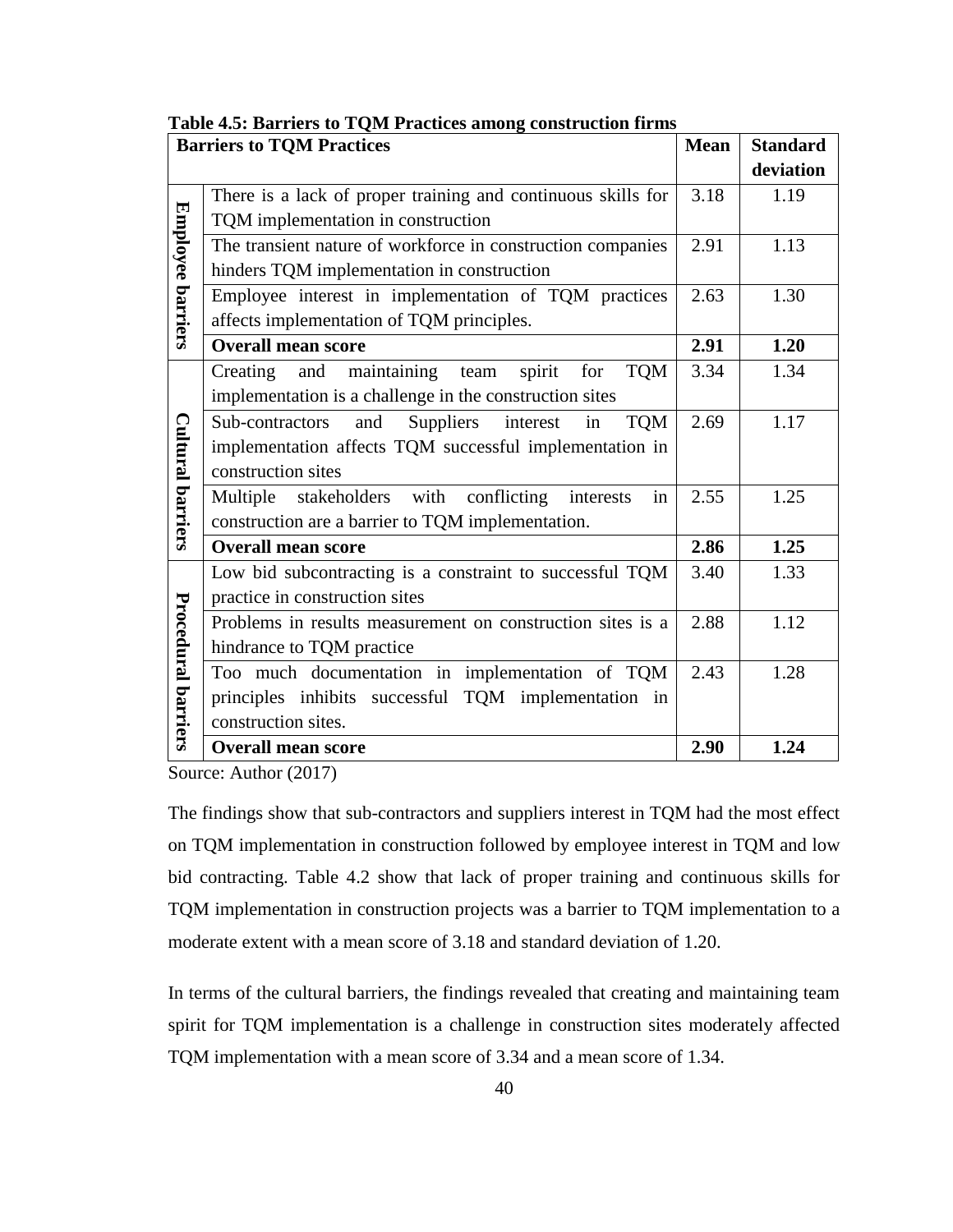**Table 4.5: Barriers to TQM Practices among construction firms**

| Barriers to TQM Practices | | Mean | Standard deviation |
|---|---|---|---|
| Employee barriers | There is a lack of proper training and continuous skills for TQM implementation in construction | 3.18 | 1.19 |
| | The transient nature of workforce in construction companies hinders TQM implementation in construction | 2.91 | 1.13 |
| | Employee interest in implementation of TQM practices affects implementation of TQM principles. | 2.63 | 1.30 |
| | **Overall mean score** | **2.91** | **1.20** |
| Cultural barriers | Creating and maintaining team spirit for TQM implementation is a challenge in the construction sites | 3.34 | 1.34 |
| | Sub-contractors and Suppliers interest in TQM implementation affects TQM successful implementation in construction sites | 2.69 | 1.17 |
| | Multiple stakeholders with conflicting interests in construction are a barrier to TQM implementation. | 2.55 | 1.25 |
| | **Overall mean score** | **2.86** | **1.25** |
| Procedural barriers | Low bid subcontracting is a constraint to successful TQM practice in construction sites | 3.40 | 1.33 |
| | Problems in results measurement on construction sites is a hindrance to TQM practice | 2.88 | 1.12 |
| | Too much documentation in implementation of TQM principles inhibits successful TQM implementation in construction sites. | 2.43 | 1.28 |
| | **Overall mean score** | **2.90** | **1.24** |

Source: Author (2017)

The findings show that sub-contractors and suppliers interest in TQM had the most effect on TQM implementation in construction followed by employee interest in TQM and low bid contracting. Table 4.2 show that lack of proper training and continuous skills for TQM implementation in construction projects was a barrier to TQM implementation to a moderate extent with a mean score of 3.18 and standard deviation of 1.20.

In terms of the cultural barriers, the findings revealed that creating and maintaining team spirit for TQM implementation is a challenge in construction sites moderately affected TQM implementation with a mean score of 3.34 and a mean score of 1.34.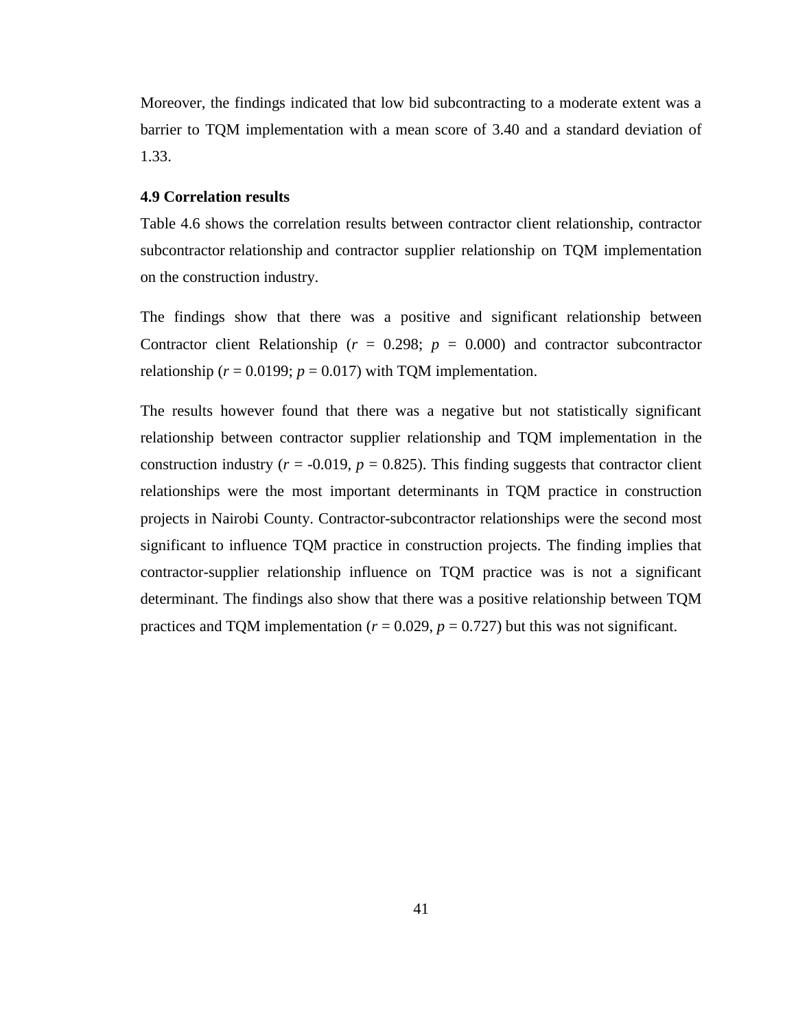Moreover, the findings indicated that low bid subcontracting to a moderate extent was a barrier to TQM implementation with a mean score of 3.40 and a standard deviation of 1.33.

### 4.9 Correlation results

Table 4.6 shows the correlation results between contractor client relationship, contractor subcontractor relationship and contractor supplier relationship on TQM implementation on the construction industry.

The findings show that there was a positive and significant relationship between Contractor client Relationship ($r$ = 0.298; $p$ = 0.000) and contractor subcontractor relationship ($r$ = 0.0199; $p$ = 0.017) with TQM implementation.

The results however found that there was a negative but not statistically significant relationship between contractor supplier relationship and TQM implementation in the construction industry ($r$ = -0.019, $p$ = 0.825). This finding suggests that contractor client relationships were the most important determinants in TQM practice in construction projects in Nairobi County. Contractor-subcontractor relationships were the second most significant to influence TQM practice in construction projects. The finding implies that contractor-supplier relationship influence on TQM practice was is not a significant determinant. The findings also show that there was a positive relationship between TQM practices and TQM implementation ($r$ = 0.029, $p$ = 0.727) but this was not significant.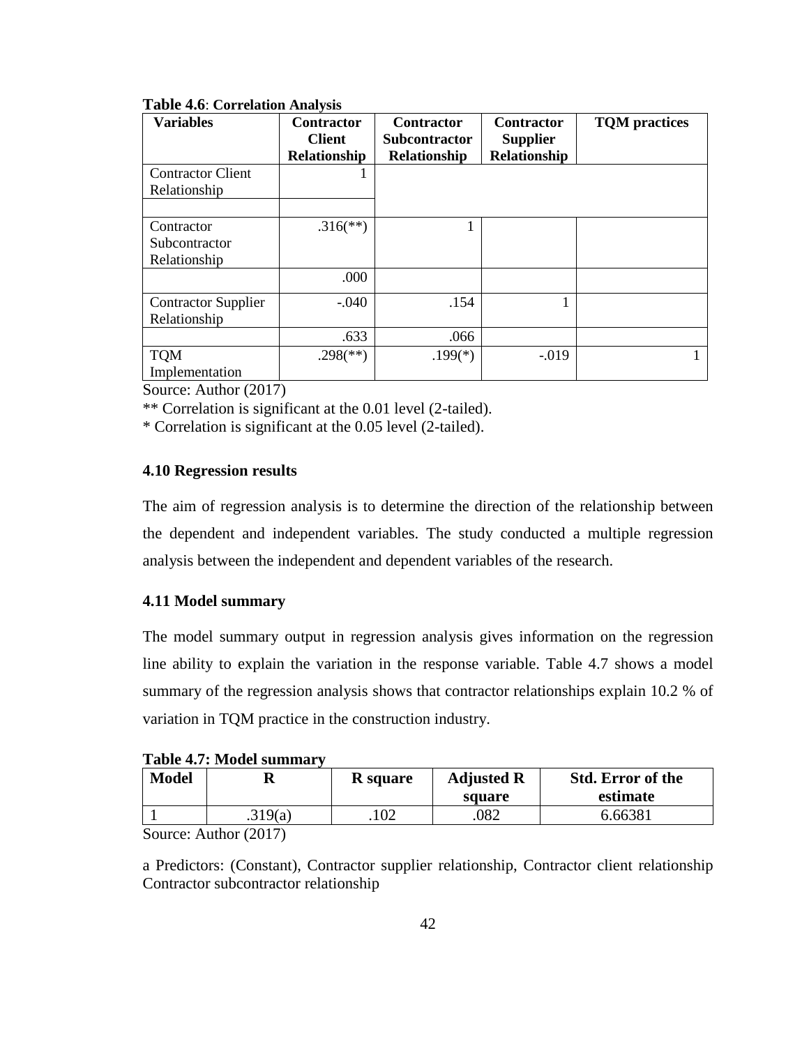**Table 4.6**: **Correlation Analysis**

| Variables | Contractor Client Relationship | Contractor Subcontractor Relationship | Contractor Supplier Relationship | TQM practices |
|---|---|---|---|---|
| Contractor Client Relationship | 1 | | | |
| | | | | |
| Contractor Subcontractor Relationship | .316(**) | 1 | | |
| | .000 | | | |
| Contractor Supplier Relationship | -.040 | .154 | 1 | |
| | .633 | .066 | | |
| TQM Implementation | .298(**) | .199(*) | -.019 | 1 |

Source: Author (2017)

** Correlation is significant at the 0.01 level (2-tailed).

* Correlation is significant at the 0.05 level (2-tailed).

### 4.10 Regression results

The aim of regression analysis is to determine the direction of the relationship between the dependent and independent variables. The study conducted a multiple regression analysis between the independent and dependent variables of the research.

### 4.11 Model summary

The model summary output in regression analysis gives information on the regression line ability to explain the variation in the response variable. Table 4.7 shows a model summary of the regression analysis shows that contractor relationships explain 10.2 % of variation in TQM practice in the construction industry.

**Table 4.7: Model summary**

| Model | R | R square | Adjusted R square | Std. Error of the estimate |
|---|---|---|---|---|
| 1 | .319(a) | .102 | .082 | 6.66381 |

Source: Author (2017)

a Predictors: (Constant), Contractor supplier relationship, Contractor client relationship Contractor subcontractor relationship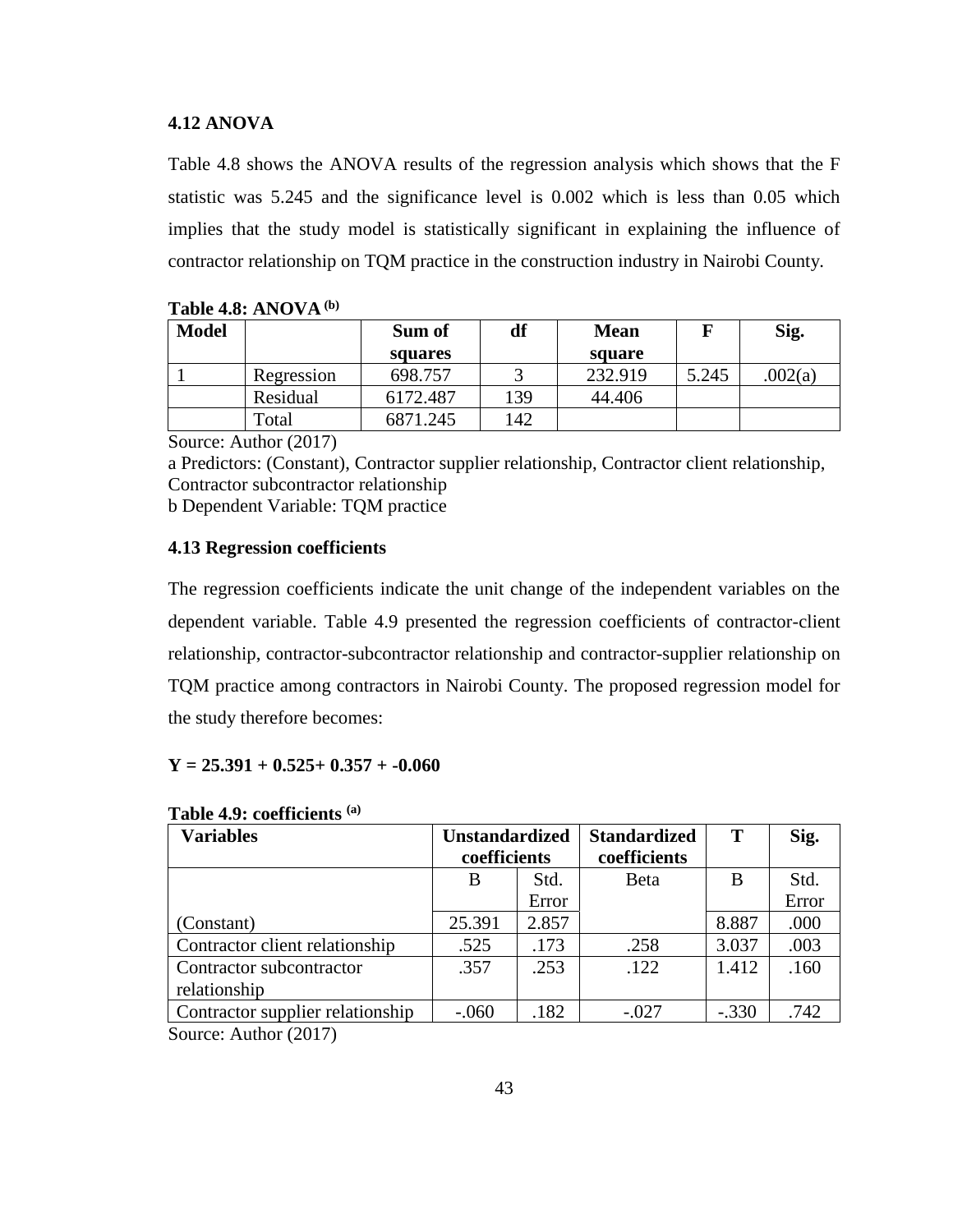### 4.12 ANOVA

Table 4.8 shows the ANOVA results of the regression analysis which shows that the F statistic was 5.245 and the significance level is 0.002 which is less than 0.05 which implies that the study model is statistically significant in explaining the influence of contractor relationship on TQM practice in the construction industry in Nairobi County.

**Table 4.8: ANOVA [(b)]**

| Model | | Sum of squares | df | Mean square | F | Sig. |
|---|---|---|---|---|---|---|
| 1 | Regression | 698.757 | 3 | 232.919 | 5.245 | .002(a) |
| | Residual | 6172.487 | 139 | 44.406 | | |
| | Total | 6871.245 | 142 | | | |

Source: Author (2017)

a Predictors: (Constant), Contractor supplier relationship, Contractor client relationship, Contractor subcontractor relationship

b Dependent Variable: TQM practice

### 4.13 Regression coefficients

The regression coefficients indicate the unit change of the independent variables on the dependent variable. Table 4.9 presented the regression coefficients of contractor-client relationship, contractor-subcontractor relationship and contractor-supplier relationship on TQM practice among contractors in Nairobi County. The proposed regression model for the study therefore becomes:

**Y = 25.391 + 0.525+ 0.357 + -0.060**

**Table 4.9: coefficients [(a)]**

| Variables | Unstandardized coefficients | | Standardized coefficients | T | Sig. |
|---|---|---|---|---|---|
| | B | Std. Error | Beta | B | Std. Error |
| (Constant) | 25.391 | 2.857 | | 8.887 | .000 |
| Contractor client relationship | .525 | .173 | .258 | 3.037 | .003 |
| Contractor subcontractor relationship | .357 | .253 | .122 | 1.412 | .160 |
| Contractor supplier relationship | -.060 | .182 | -.027 | -.330 | .742 |

Source: Author (2017)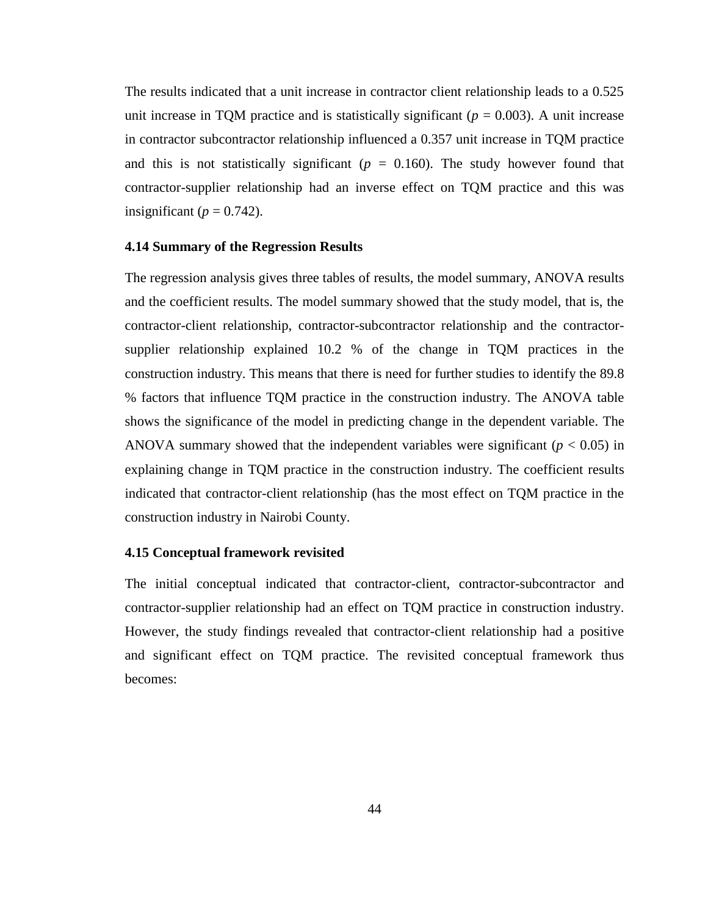The results indicated that a unit increase in contractor client relationship leads to a 0.525 unit increase in TQM practice and is statistically significant ($p = 0.003$). A unit increase in contractor subcontractor relationship influenced a 0.357 unit increase in TQM practice and this is not statistically significant ($p = 0.160$). The study however found that contractor-supplier relationship had an inverse effect on TQM practice and this was insignificant ($p = 0.742$).

### 4.14 Summary of the Regression Results

The regression analysis gives three tables of results, the model summary, ANOVA results and the coefficient results. The model summary showed that the study model, that is, the contractor-client relationship, contractor-subcontractor relationship and the contractor-supplier relationship explained 10.2 % of the change in TQM practices in the construction industry. This means that there is need for further studies to identify the 89.8 % factors that influence TQM practice in the construction industry. The ANOVA table shows the significance of the model in predicting change in the dependent variable. The ANOVA summary showed that the independent variables were significant ($p < 0.05$) in explaining change in TQM practice in the construction industry. The coefficient results indicated that contractor-client relationship (has the most effect on TQM practice in the construction industry in Nairobi County.

### 4.15 Conceptual framework revisited

The initial conceptual indicated that contractor-client, contractor-subcontractor and contractor-supplier relationship had an effect on TQM practice in construction industry. However, the study findings revealed that contractor-client relationship had a positive and significant effect on TQM practice. The revisited conceptual framework thus becomes: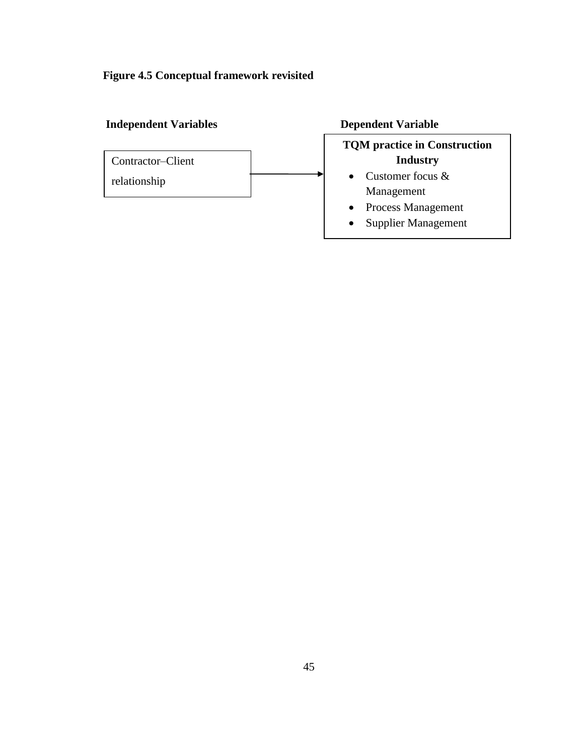**Figure 4.5 Conceptual framework revisited**

**Independent Variables** | **Dependent Variable**

Contractor–Client relationship → **TQM practice in Construction Industry**

- Customer focus & Management
- Process Management
- Supplier Management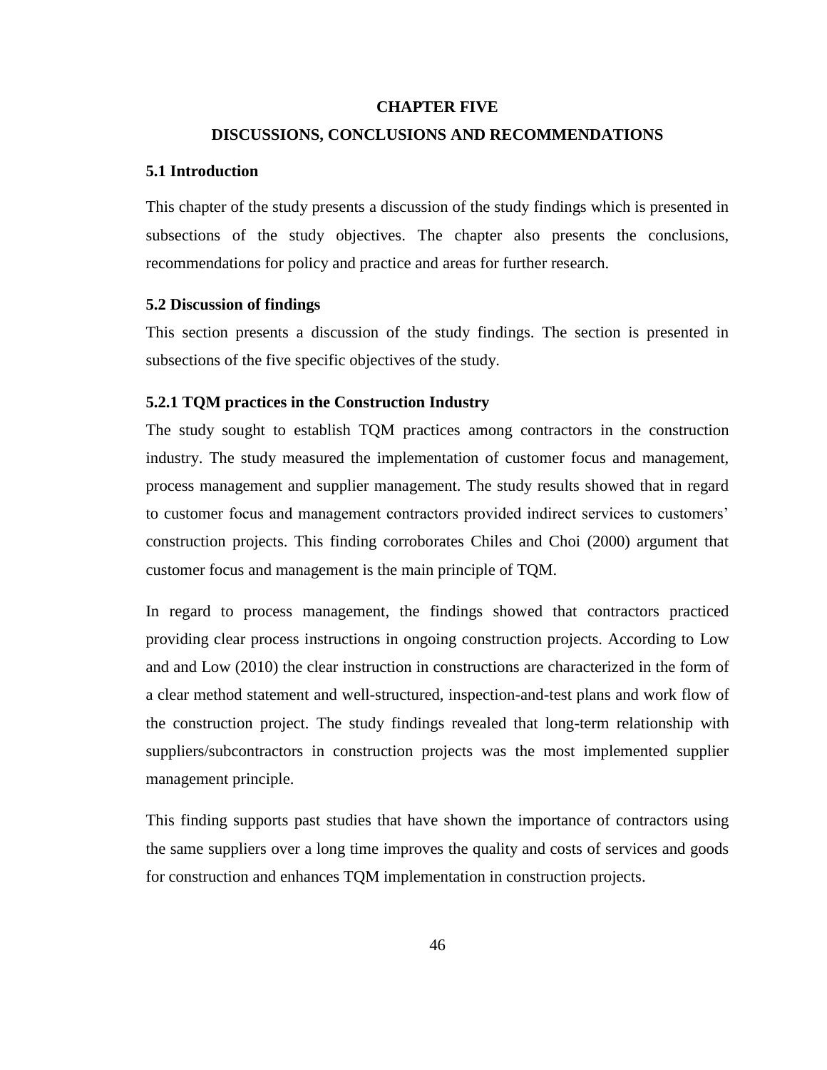# CHAPTER FIVE

# DISCUSSIONS, CONCLUSIONS AND RECOMMENDATIONS

## 5.1 Introduction

This chapter of the study presents a discussion of the study findings which is presented in subsections of the study objectives. The chapter also presents the conclusions, recommendations for policy and practice and areas for further research.

## 5.2 Discussion of findings

This section presents a discussion of the study findings. The section is presented in subsections of the five specific objectives of the study.

### 5.2.1 TQM practices in the Construction Industry

The study sought to establish TQM practices among contractors in the construction industry. The study measured the implementation of customer focus and management, process management and supplier management. The study results showed that in regard to customer focus and management contractors provided indirect services to customers' construction projects. This finding corroborates Chiles and Choi (2000) argument that customer focus and management is the main principle of TQM.

In regard to process management, the findings showed that contractors practiced providing clear process instructions in ongoing construction projects. According to Low and and Low (2010) the clear instruction in constructions are characterized in the form of a clear method statement and well-structured, inspection-and-test plans and work flow of the construction project. The study findings revealed that long-term relationship with suppliers/subcontractors in construction projects was the most implemented supplier management principle.

This finding supports past studies that have shown the importance of contractors using the same suppliers over a long time improves the quality and costs of services and goods for construction and enhances TQM implementation in construction projects.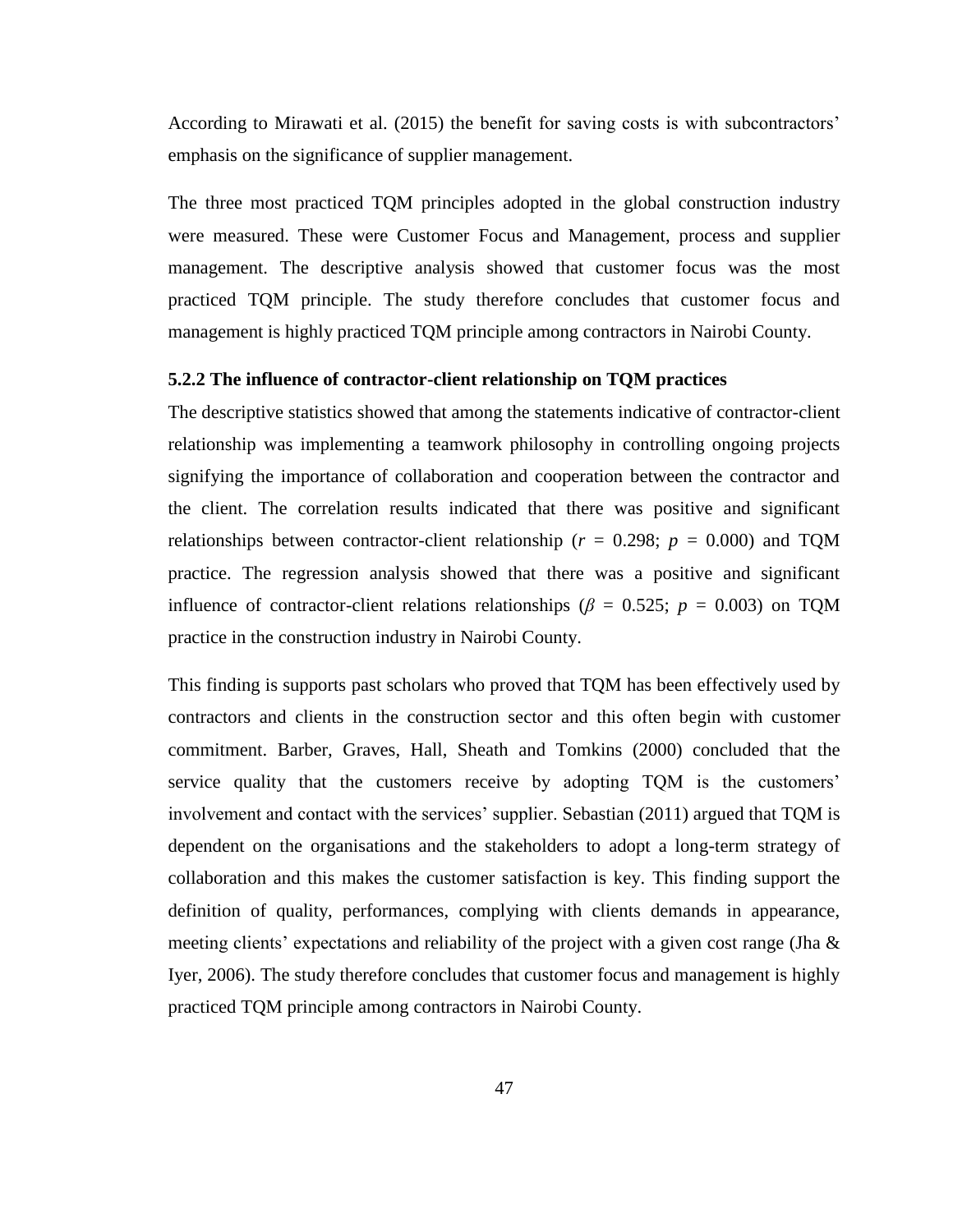According to Mirawati et al. (2015) the benefit for saving costs is with subcontractors' emphasis on the significance of supplier management.

The three most practiced TQM principles adopted in the global construction industry were measured. These were Customer Focus and Management, process and supplier management. The descriptive analysis showed that customer focus was the most practiced TQM principle. The study therefore concludes that customer focus and management is highly practiced TQM principle among contractors in Nairobi County.

### 5.2.2 The influence of contractor-client relationship on TQM practices

The descriptive statistics showed that among the statements indicative of contractor-client relationship was implementing a teamwork philosophy in controlling ongoing projects signifying the importance of collaboration and cooperation between the contractor and the client. The correlation results indicated that there was positive and significant relationships between contractor-client relationship ($r$ = 0.298; $p$ = 0.000) and TQM practice. The regression analysis showed that there was a positive and significant influence of contractor-client relations relationships ($\beta$ = 0.525; $p$ = 0.003) on TQM practice in the construction industry in Nairobi County.

This finding is supports past scholars who proved that TQM has been effectively used by contractors and clients in the construction sector and this often begin with customer commitment. Barber, Graves, Hall, Sheath and Tomkins (2000) concluded that the service quality that the customers receive by adopting TQM is the customers' involvement and contact with the services' supplier. Sebastian (2011) argued that TQM is dependent on the organisations and the stakeholders to adopt a long-term strategy of collaboration and this makes the customer satisfaction is key. This finding support the definition of quality, performances, complying with clients demands in appearance, meeting clients' expectations and reliability of the project with a given cost range (Jha & Iyer, 2006). The study therefore concludes that customer focus and management is highly practiced TQM principle among contractors in Nairobi County.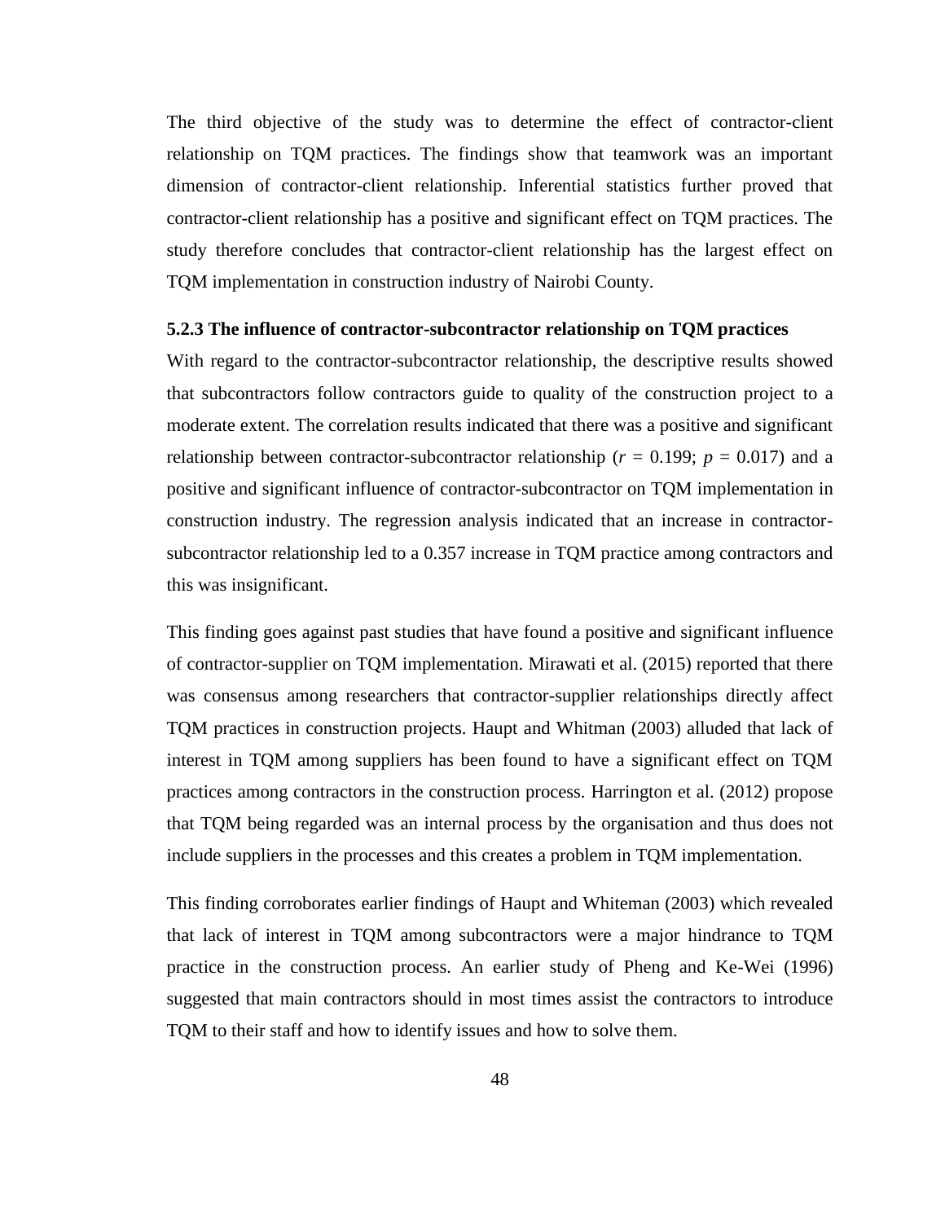The third objective of the study was to determine the effect of contractor-client relationship on TQM practices. The findings show that teamwork was an important dimension of contractor-client relationship. Inferential statistics further proved that contractor-client relationship has a positive and significant effect on TQM practices. The study therefore concludes that contractor-client relationship has the largest effect on TQM implementation in construction industry of Nairobi County.

### 5.2.3 The influence of contractor-subcontractor relationship on TQM practices

With regard to the contractor-subcontractor relationship, the descriptive results showed that subcontractors follow contractors guide to quality of the construction project to a moderate extent. The correlation results indicated that there was a positive and significant relationship between contractor-subcontractor relationship ($r$ = 0.199; $p$ = 0.017) and a positive and significant influence of contractor-subcontractor on TQM implementation in construction industry. The regression analysis indicated that an increase in contractor-subcontractor relationship led to a 0.357 increase in TQM practice among contractors and this was insignificant.

This finding goes against past studies that have found a positive and significant influence of contractor-supplier on TQM implementation. Mirawati et al. (2015) reported that there was consensus among researchers that contractor-supplier relationships directly affect TQM practices in construction projects. Haupt and Whitman (2003) alluded that lack of interest in TQM among suppliers has been found to have a significant effect on TQM practices among contractors in the construction process. Harrington et al. (2012) propose that TQM being regarded was an internal process by the organisation and thus does not include suppliers in the processes and this creates a problem in TQM implementation.

This finding corroborates earlier findings of Haupt and Whiteman (2003) which revealed that lack of interest in TQM among subcontractors were a major hindrance to TQM practice in the construction process. An earlier study of Pheng and Ke-Wei (1996) suggested that main contractors should in most times assist the contractors to introduce TQM to their staff and how to identify issues and how to solve them.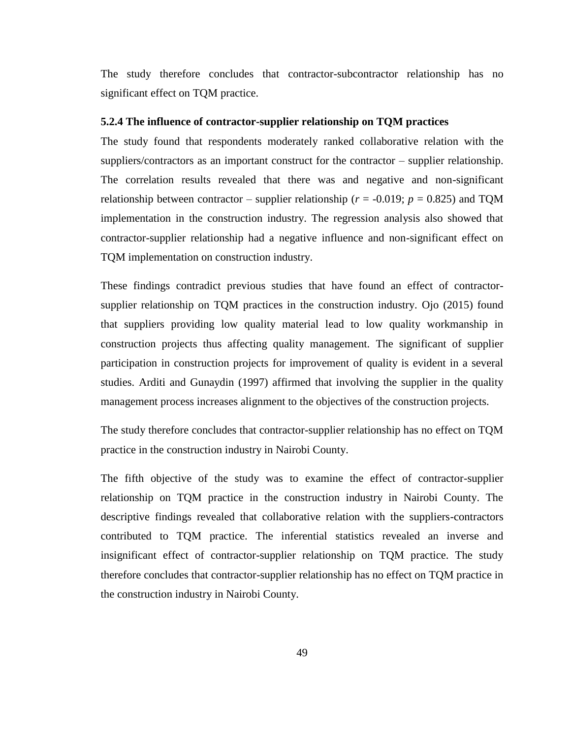The study therefore concludes that contractor-subcontractor relationship has no significant effect on TQM practice.

### 5.2.4 The influence of contractor-supplier relationship on TQM practices

The study found that respondents moderately ranked collaborative relation with the suppliers/contractors as an important construct for the contractor – supplier relationship. The correlation results revealed that there was and negative and non-significant relationship between contractor – supplier relationship ($r$ = -0.019; $p$ = 0.825) and TQM implementation in the construction industry. The regression analysis also showed that contractor-supplier relationship had a negative influence and non-significant effect on TQM implementation on construction industry.

These findings contradict previous studies that have found an effect of contractor-supplier relationship on TQM practices in the construction industry. Ojo (2015) found that suppliers providing low quality material lead to low quality workmanship in construction projects thus affecting quality management. The significant of supplier participation in construction projects for improvement of quality is evident in a several studies. Arditi and Gunaydin (1997) affirmed that involving the supplier in the quality management process increases alignment to the objectives of the construction projects.

The study therefore concludes that contractor-supplier relationship has no effect on TQM practice in the construction industry in Nairobi County.

The fifth objective of the study was to examine the effect of contractor-supplier relationship on TQM practice in the construction industry in Nairobi County. The descriptive findings revealed that collaborative relation with the suppliers-contractors contributed to TQM practice. The inferential statistics revealed an inverse and insignificant effect of contractor-supplier relationship on TQM practice. The study therefore concludes that contractor-supplier relationship has no effect on TQM practice in the construction industry in Nairobi County.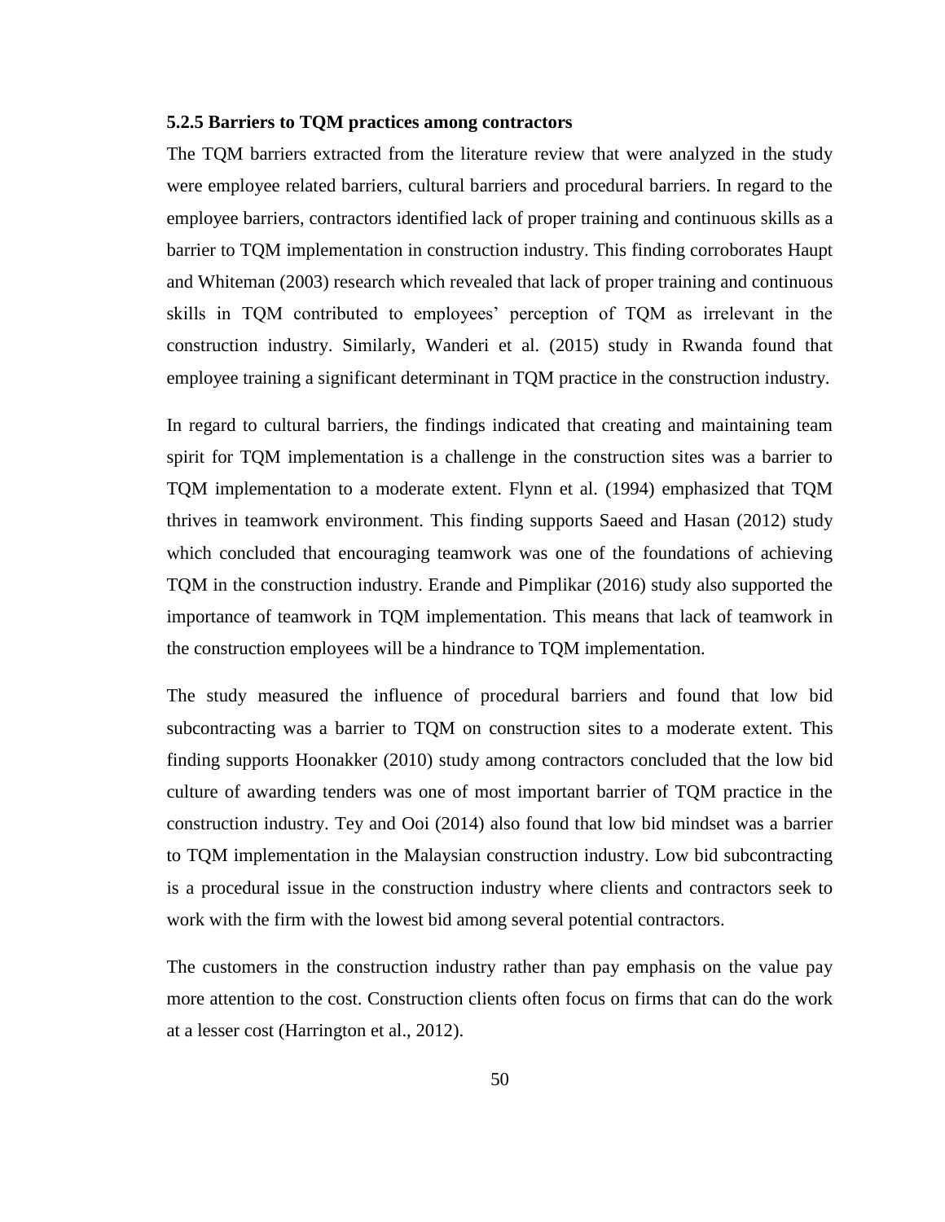### 5.2.5 Barriers to TQM practices among contractors

The TQM barriers extracted from the literature review that were analyzed in the study were employee related barriers, cultural barriers and procedural barriers. In regard to the employee barriers, contractors identified lack of proper training and continuous skills as a barrier to TQM implementation in construction industry. This finding corroborates Haupt and Whiteman (2003) research which revealed that lack of proper training and continuous skills in TQM contributed to employees' perception of TQM as irrelevant in the construction industry. Similarly, Wanderi et al. (2015) study in Rwanda found that employee training a significant determinant in TQM practice in the construction industry.

In regard to cultural barriers, the findings indicated that creating and maintaining team spirit for TQM implementation is a challenge in the construction sites was a barrier to TQM implementation to a moderate extent. Flynn et al. (1994) emphasized that TQM thrives in teamwork environment. This finding supports Saeed and Hasan (2012) study which concluded that encouraging teamwork was one of the foundations of achieving TQM in the construction industry. Erande and Pimplikar (2016) study also supported the importance of teamwork in TQM implementation. This means that lack of teamwork in the construction employees will be a hindrance to TQM implementation.

The study measured the influence of procedural barriers and found that low bid subcontracting was a barrier to TQM on construction sites to a moderate extent. This finding supports Hoonakker (2010) study among contractors concluded that the low bid culture of awarding tenders was one of most important barrier of TQM practice in the construction industry. Tey and Ooi (2014) also found that low bid mindset was a barrier to TQM implementation in the Malaysian construction industry. Low bid subcontracting is a procedural issue in the construction industry where clients and contractors seek to work with the firm with the lowest bid among several potential contractors.

The customers in the construction industry rather than pay emphasis on the value pay more attention to the cost. Construction clients often focus on firms that can do the work at a lesser cost (Harrington et al., 2012).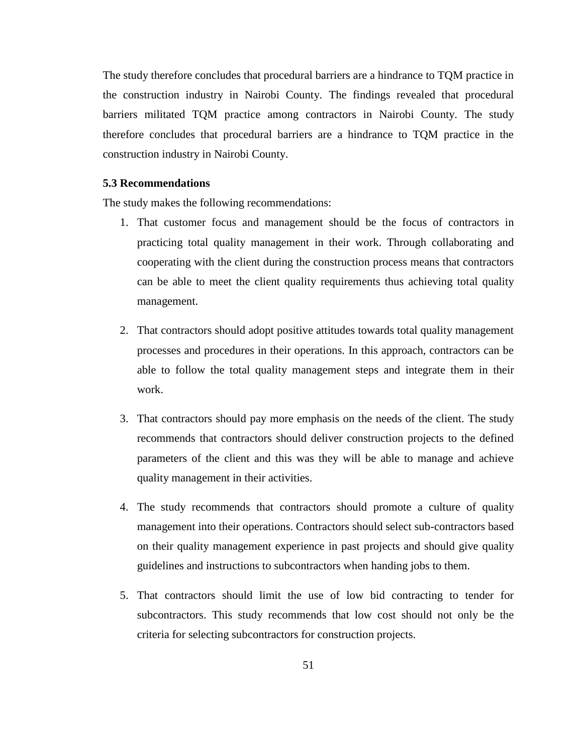The study therefore concludes that procedural barriers are a hindrance to TQM practice in the construction industry in Nairobi County. The findings revealed that procedural barriers militated TQM practice among contractors in Nairobi County. The study therefore concludes that procedural barriers are a hindrance to TQM practice in the construction industry in Nairobi County.

### 5.3 Recommendations

The study makes the following recommendations:

1. That customer focus and management should be the focus of contractors in practicing total quality management in their work. Through collaborating and cooperating with the client during the construction process means that contractors can be able to meet the client quality requirements thus achieving total quality management.

2. That contractors should adopt positive attitudes towards total quality management processes and procedures in their operations. In this approach, contractors can be able to follow the total quality management steps and integrate them in their work.

3. That contractors should pay more emphasis on the needs of the client. The study recommends that contractors should deliver construction projects to the defined parameters of the client and this was they will be able to manage and achieve quality management in their activities.

4. The study recommends that contractors should promote a culture of quality management into their operations. Contractors should select sub-contractors based on their quality management experience in past projects and should give quality guidelines and instructions to subcontractors when handing jobs to them.

5. That contractors should limit the use of low bid contracting to tender for subcontractors. This study recommends that low cost should not only be the criteria for selecting subcontractors for construction projects.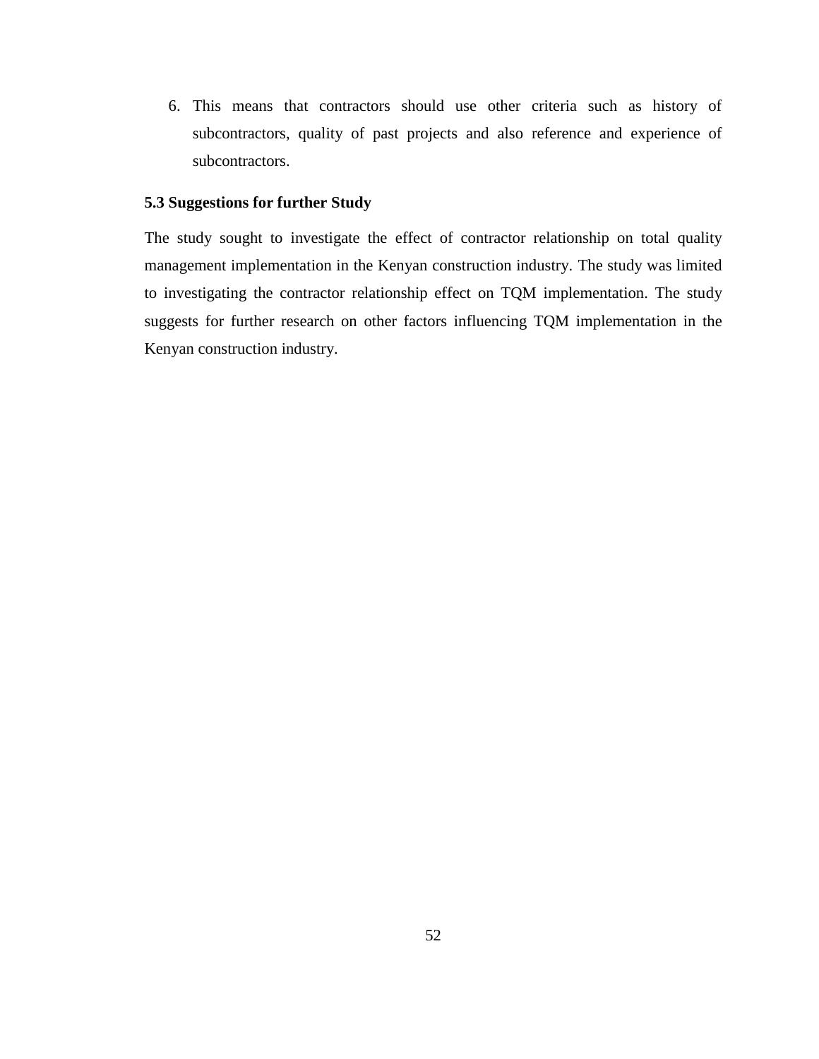6. This means that contractors should use other criteria such as history of subcontractors, quality of past projects and also reference and experience of subcontractors.

### 5.3 Suggestions for further Study

The study sought to investigate the effect of contractor relationship on total quality management implementation in the Kenyan construction industry. The study was limited to investigating the contractor relationship effect on TQM implementation. The study suggests for further research on other factors influencing TQM implementation in the Kenyan construction industry.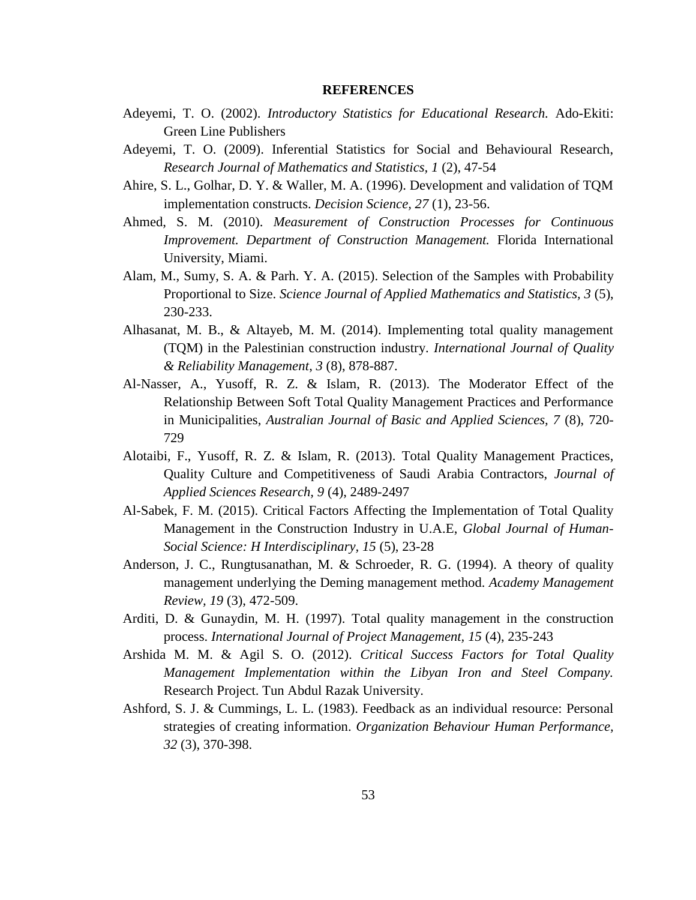# REFERENCES

Adeyemi, T. O. (2002). *Introductory Statistics for Educational Research.* Ado-Ekiti: Green Line Publishers

Adeyemi, T. O. (2009). Inferential Statistics for Social and Behavioural Research, *Research Journal of Mathematics and Statistics, 1* (2), 47-54

Ahire, S. L., Golhar, D. Y. & Waller, M. A. (1996). Development and validation of TQM implementation constructs. *Decision Science, 27* (1), 23-56.

Ahmed, S. M. (2010). *Measurement of Construction Processes for Continuous Improvement. Department of Construction Management.* Florida International University, Miami.

Alam, M., Sumy, S. A. & Parh. Y. A. (2015). Selection of the Samples with Probability Proportional to Size. *Science Journal of Applied Mathematics and Statistics, 3* (5), 230-233.

Alhasanat, M. B., & Altayeb, M. M. (2014). Implementing total quality management (TQM) in the Palestinian construction industry. *International Journal of Quality & Reliability Management, 3* (8), 878-887.

Al-Nasser, A., Yusoff, R. Z. & Islam, R. (2013). The Moderator Effect of the Relationship Between Soft Total Quality Management Practices and Performance in Municipalities, *Australian Journal of Basic and Applied Sciences, 7* (8), 720-729

Alotaibi, F., Yusoff, R. Z. & Islam, R. (2013). Total Quality Management Practices, Quality Culture and Competitiveness of Saudi Arabia Contractors, *Journal of Applied Sciences Research, 9* (4), 2489-2497

Al-Sabek, F. M. (2015). Critical Factors Affecting the Implementation of Total Quality Management in the Construction Industry in U.A.E, *Global Journal of Human-Social Science: H Interdisciplinary, 15* (5), 23-28

Anderson, J. C., Rungtusanathan, M. & Schroeder, R. G. (1994). A theory of quality management underlying the Deming management method. *Academy Management Review, 19* (3), 472-509.

Arditi, D. & Gunaydin, M. H. (1997). Total quality management in the construction process. *International Journal of Project Management, 15* (4), 235-243

Arshida M. M. & Agil S. O. (2012). *Critical Success Factors for Total Quality Management Implementation within the Libyan Iron and Steel Company.* Research Project. Tun Abdul Razak University.

Ashford, S. J. & Cummings, L. L. (1983). Feedback as an individual resource: Personal strategies of creating information. *Organization Behaviour Human Performance, 32* (3), 370-398.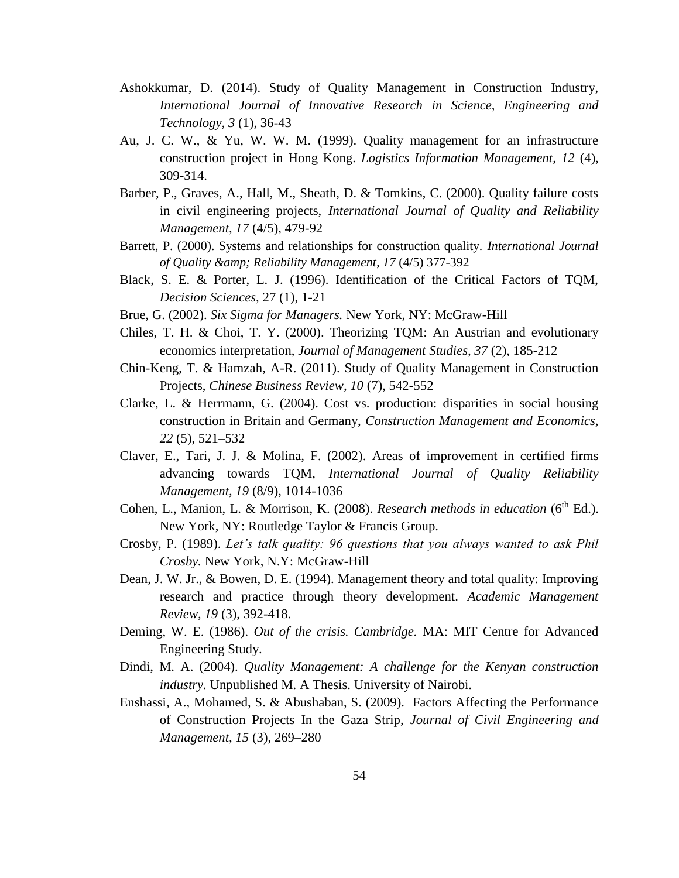Ashokkumar, D. (2014). Study of Quality Management in Construction Industry, *International Journal of Innovative Research in Science, Engineering and Technology, 3* (1), 36-43

Au, J. C. W., & Yu, W. W. M. (1999). Quality management for an infrastructure construction project in Hong Kong. *Logistics Information Management, 12* (4), 309-314.

Barber, P., Graves, A., Hall, M., Sheath, D. & Tomkins, C. (2000). Quality failure costs in civil engineering projects, *International Journal of Quality and Reliability Management, 17* (4/5), 479-92

Barrett, P. (2000). Systems and relationships for construction quality. *International Journal of Quality &amp; Reliability Management, 17* (4/5) 377-392

Black, S. E. & Porter, L. J. (1996). Identification of the Critical Factors of TQM, *Decision Sciences*, 27 (1), 1-21

Brue, G. (2002). *Six Sigma for Managers.* New York, NY: McGraw-Hill

Chiles, T. H. & Choi, T. Y. (2000). Theorizing TQM: An Austrian and evolutionary economics interpretation, *Journal of Management Studies, 37* (2), 185-212

Chin-Keng, T. & Hamzah, A-R. (2011). Study of Quality Management in Construction Projects, *Chinese Business Review, 10* (7), 542-552

Clarke, L. & Herrmann, G. (2004). Cost vs. production: disparities in social housing construction in Britain and Germany, *Construction Management and Economics, 22* (5), 521–532

Claver, E., Tari, J. J. & Molina, F. (2002). Areas of improvement in certified firms advancing towards TQM, *International Journal of Quality Reliability Management, 19* (8/9), 1014-1036

Cohen, L., Manion, L. & Morrison, K. (2008). *Research methods in education* (6th Ed.). New York, NY: Routledge Taylor & Francis Group.

Crosby, P. (1989). *Let's talk quality: 96 questions that you always wanted to ask Phil Crosby.* New York, N.Y: McGraw-Hill

Dean, J. W. Jr., & Bowen, D. E. (1994). Management theory and total quality: Improving research and practice through theory development. *Academic Management Review, 19* (3), 392-418.

Deming, W. E. (1986). *Out of the crisis. Cambridge.* MA: MIT Centre for Advanced Engineering Study.

Dindi, M. A. (2004). *Quality Management: A challenge for the Kenyan construction industry*. Unpublished M. A Thesis. University of Nairobi.

Enshassi, A., Mohamed, S. & Abushaban, S. (2009). Factors Affecting the Performance of Construction Projects In the Gaza Strip, *Journal of Civil Engineering and Management, 15* (3), 269–280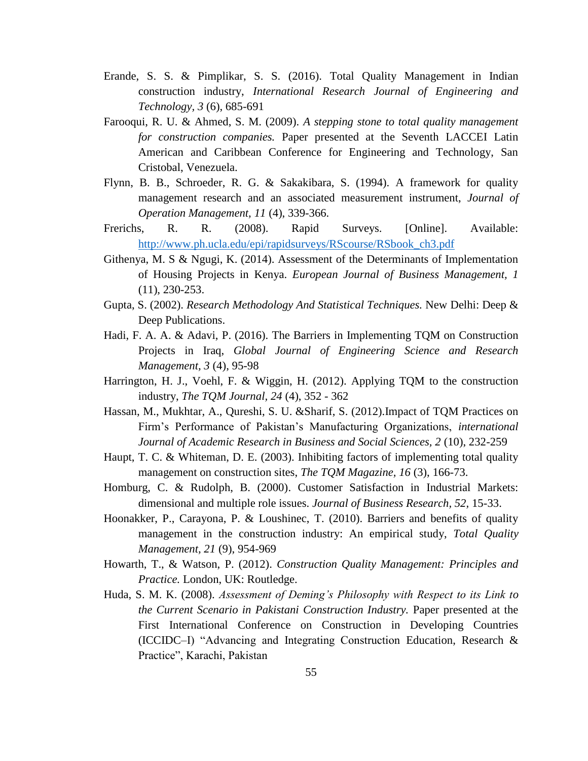Erande, S. S. & Pimplikar, S. S. (2016). Total Quality Management in Indian construction industry, *International Research Journal of Engineering and Technology, 3* (6), 685-691

Farooqui, R. U. & Ahmed, S. M. (2009). *A stepping stone to total quality management for construction companies.* Paper presented at the Seventh LACCEI Latin American and Caribbean Conference for Engineering and Technology, San Cristobal, Venezuela.

Flynn, B. B., Schroeder, R. G. & Sakakibara, S. (1994). A framework for quality management research and an associated measurement instrument, *Journal of Operation Management, 11* (4), 339-366.

Frerichs, R. R. (2008). Rapid Surveys. [Online]. Available: http://www.ph.ucla.edu/epi/rapidsurveys/RScourse/RSbook_ch3.pdf

Githenya, M. S & Ngugi, K. (2014). Assessment of the Determinants of Implementation of Housing Projects in Kenya. *European Journal of Business Management, 1* (11), 230-253.

Gupta, S. (2002). *Research Methodology And Statistical Techniques.* New Delhi: Deep & Deep Publications.

Hadi, F. A. A. & Adavi, P. (2016). The Barriers in Implementing TQM on Construction Projects in Iraq, *Global Journal of Engineering Science and Research Management, 3* (4), 95-98

Harrington, H. J., Voehl, F. & Wiggin, H. (2012). Applying TQM to the construction industry, *The TQM Journal, 24* (4), 352 - 362

Hassan, M., Mukhtar, A., Qureshi, S. U. &Sharif, S. (2012).Impact of TQM Practices on Firm's Performance of Pakistan's Manufacturing Organizations, *international Journal of Academic Research in Business and Social Sciences, 2* (10), 232-259

Haupt, T. C. & Whiteman, D. E. (2003). Inhibiting factors of implementing total quality management on construction sites, *The TQM Magazine, 16* (3), 166-73.

Homburg, C. & Rudolph, B. (2000). Customer Satisfaction in Industrial Markets: dimensional and multiple role issues. *Journal of Business Research, 52,* 15-33.

Hoonakker, P., Carayona, P. & Loushinec, T. (2010). Barriers and benefits of quality management in the construction industry: An empirical study, *Total Quality Management, 21* (9), 954-969

Howarth, T., & Watson, P. (2012). *Construction Quality Management: Principles and Practice.* London, UK: Routledge.

Huda, S. M. K. (2008). *Assessment of Deming's Philosophy with Respect to its Link to the Current Scenario in Pakistani Construction Industry.* Paper presented at the First International Conference on Construction in Developing Countries (ICCIDC–I) "Advancing and Integrating Construction Education, Research & Practice", Karachi, Pakistan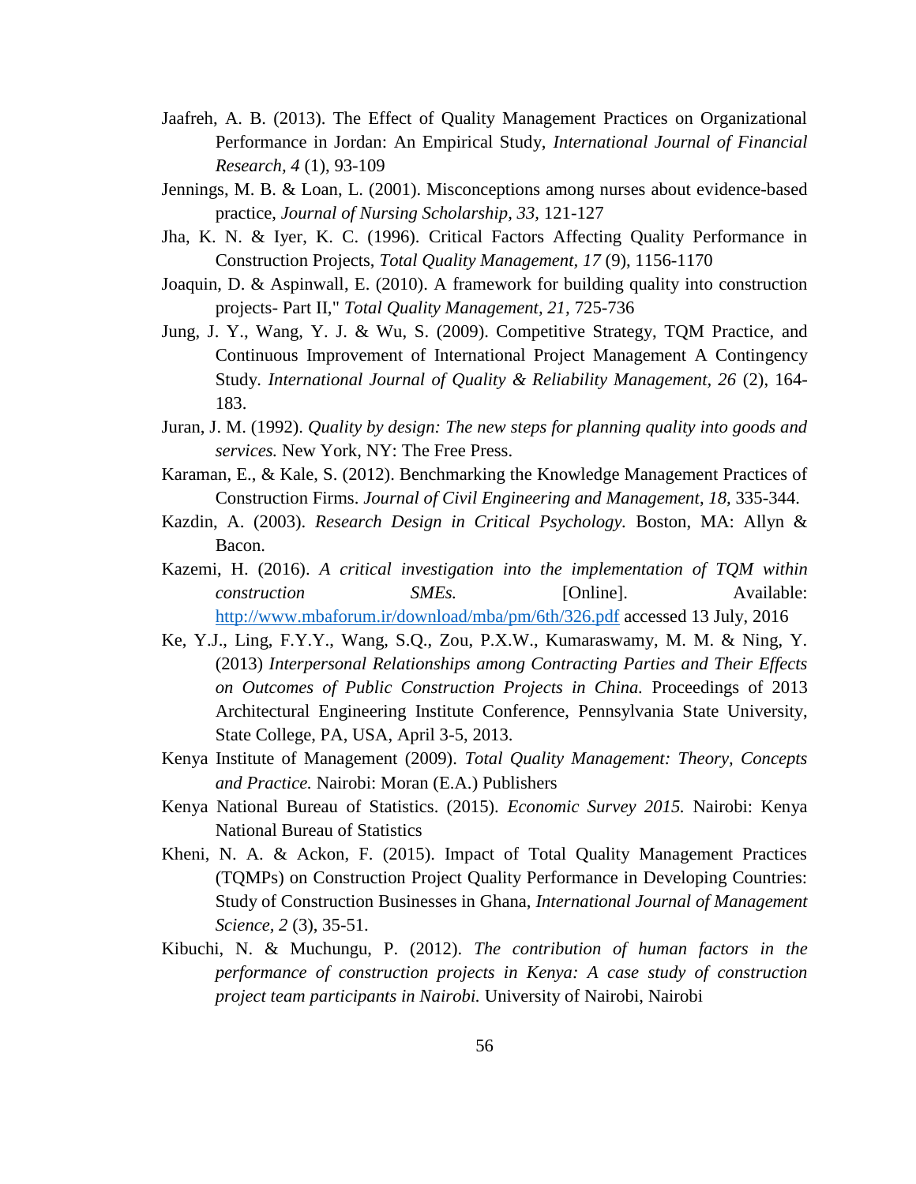Jaafreh, A. B. (2013). The Effect of Quality Management Practices on Organizational Performance in Jordan: An Empirical Study, *International Journal of Financial Research*, *4* (1), 93-109

Jennings, M. B. & Loan, L. (2001). Misconceptions among nurses about evidence-based practice, *Journal of Nursing Scholarship*, *33*, 121-127

Jha, K. N. & Iyer, K. C. (1996). Critical Factors Affecting Quality Performance in Construction Projects, *Total Quality Management*, *17* (9), 1156-1170

Joaquin, D. & Aspinwall, E. (2010). A framework for building quality into construction projects- Part II," *Total Quality Management*, *21*, 725-736

Jung, J. Y., Wang, Y. J. & Wu, S. (2009). Competitive Strategy, TQM Practice, and Continuous Improvement of International Project Management A Contingency Study. *International Journal of Quality & Reliability Management*, *26* (2), 164-183.

Juran, J. M. (1992). *Quality by design: The new steps for planning quality into goods and services.* New York, NY: The Free Press.

Karaman, E., & Kale, S. (2012). Benchmarking the Knowledge Management Practices of Construction Firms. *Journal of Civil Engineering and Management*, *18*, 335-344.

Kazdin, A. (2003). *Research Design in Critical Psychology.* Boston, MA: Allyn & Bacon.

Kazemi, H. (2016). *A critical investigation into the implementation of TQM within construction SMEs.* [Online]. Available: http://www.mbaforum.ir/download/mba/pm/6th/326.pdf accessed 13 July, 2016

Ke, Y.J., Ling, F.Y.Y., Wang, S.Q., Zou, P.X.W., Kumaraswamy, M. M. & Ning, Y. (2013) *Interpersonal Relationships among Contracting Parties and Their Effects on Outcomes of Public Construction Projects in China.* Proceedings of 2013 Architectural Engineering Institute Conference, Pennsylvania State University, State College, PA, USA, April 3-5, 2013.

Kenya Institute of Management (2009). *Total Quality Management: Theory, Concepts and Practice.* Nairobi: Moran (E.A.) Publishers

Kenya National Bureau of Statistics. (2015). *Economic Survey 2015.* Nairobi: Kenya National Bureau of Statistics

Kheni, N. A. & Ackon, F. (2015). Impact of Total Quality Management Practices (TQMPs) on Construction Project Quality Performance in Developing Countries: Study of Construction Businesses in Ghana, *International Journal of Management Science, 2* (3), 35-51.

Kibuchi, N. & Muchungu, P. (2012). *The contribution of human factors in the performance of construction projects in Kenya: A case study of construction project team participants in Nairobi.* University of Nairobi, Nairobi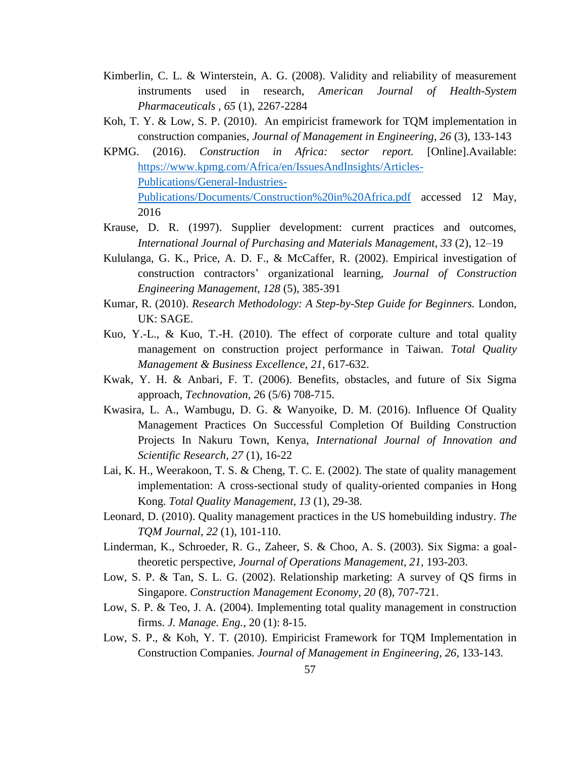Kimberlin, C. L. & Winterstein, A. G. (2008). Validity and reliability of measurement instruments used in research, *American Journal of Health-System Pharmaceuticals , 65* (1), 2267-2284

Koh, T. Y. & Low, S. P. (2010). An empiricist framework for TQM implementation in construction companies, *Journal of Management in Engineering, 26* (3), 133-143

KPMG. (2016). *Construction in Africa: sector report.* [Online].Available: [https://www.kpmg.com/Africa/en/IssuesAndInsights/Articles-Publications/General-Industries-Publications/Documents/Construction%20in%20Africa.pdf](https://www.kpmg.com/Africa/en/IssuesAndInsights/Articles-Publications/General-Industries-Publications/Documents/Construction%20in%20Africa.pdf) accessed 12 May, 2016

Krause, D. R. (1997). Supplier development: current practices and outcomes, *International Journal of Purchasing and Materials Management, 33* (2), 12–19

Kululanga, G. K., Price, A. D. F., & McCaffer, R. (2002). Empirical investigation of construction contractors' organizational learning, *Journal of Construction Engineering Management*, *128* (5), 385-391

Kumar, R. (2010). *Research Methodology: A Step-by-Step Guide for Beginners.* London, UK: SAGE.

Kuo, Y.-L., & Kuo, T.-H. (2010). The effect of corporate culture and total quality management on construction project performance in Taiwan. *Total Quality Management & Business Excellence*, *21,* 617-632.

Kwak, Y. H. & Anbari, F. T. (2006). Benefits, obstacles, and future of Six Sigma approach, *Technovation, 2*6 (5/6) 708-715.

Kwasira, L. A., Wambugu, D. G. & Wanyoike, D. M. (2016). Influence Of Quality Management Practices On Successful Completion Of Building Construction Projects In Nakuru Town, Kenya, *International Journal of Innovation and Scientific Research, 27* (1), 16-22

Lai, K. H., Weerakoon, T. S. & Cheng, T. C. E. (2002). The state of quality management implementation: A cross-sectional study of quality-oriented companies in Hong Kong. *Total Quality Management, 13* (1), 29-38.

Leonard, D. (2010). Quality management practices in the US homebuilding industry. *The TQM Journal*, *22* (1), 101-110.

Linderman, K., Schroeder, R. G., Zaheer, S. & Choo, A. S. (2003). Six Sigma: a goal-theoretic perspective, *Journal of Operations Management, 21,* 193-203.

Low, S. P. & Tan, S. L. G. (2002). Relationship marketing: A survey of QS firms in Singapore. *Construction Management Economy, 20* (8), 707-721.

Low, S. P. & Teo, J. A. (2004). Implementing total quality management in construction firms. *J. Manage. Eng.,* 20 (1): 8-15.

Low, S. P., & Koh, Y. T. (2010). Empiricist Framework for TQM Implementation in Construction Companies. *Journal of Management in Engineering*, *26,* 133-143.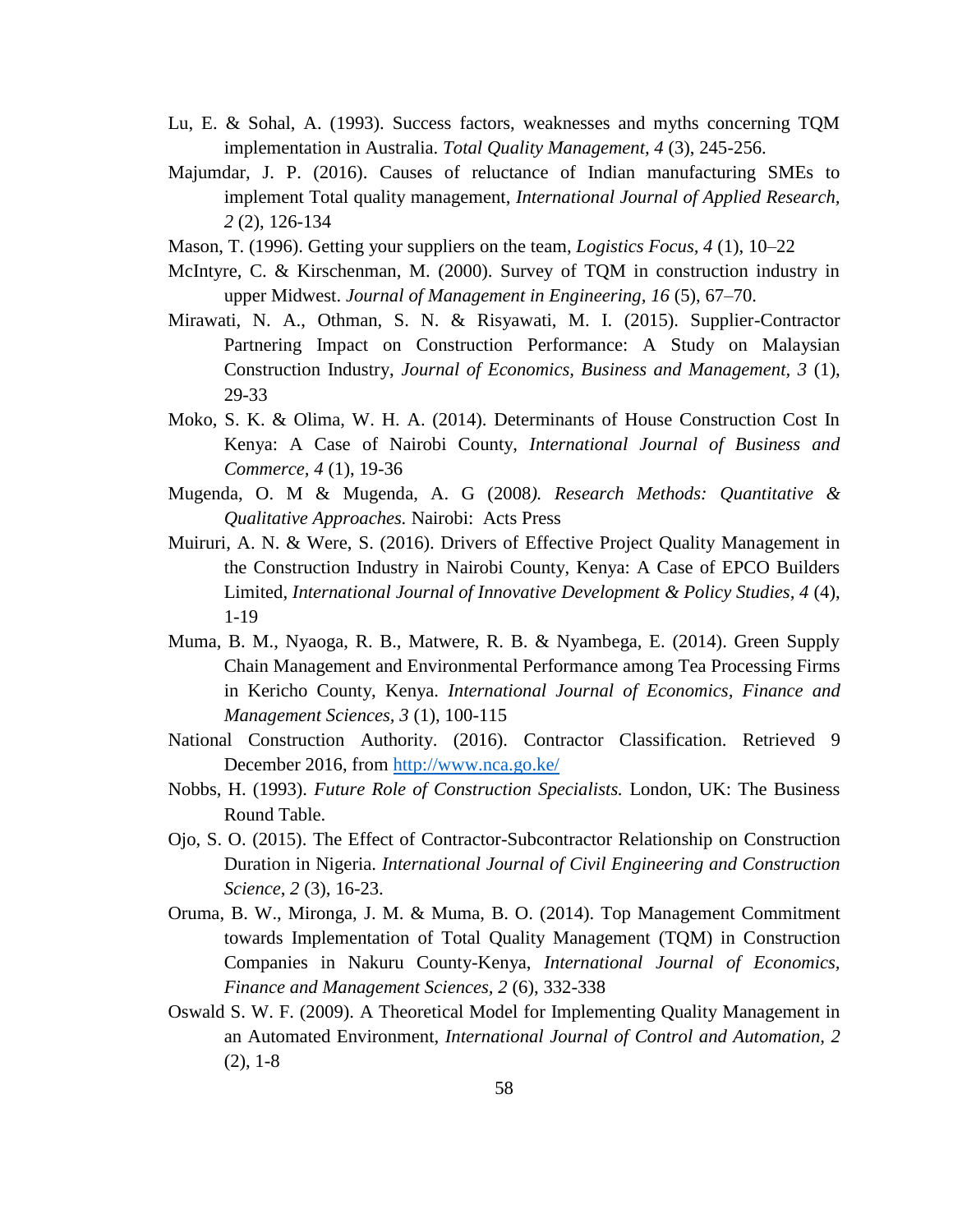Lu, E. & Sohal, A. (1993). Success factors, weaknesses and myths concerning TQM implementation in Australia. *Total Quality Management, 4* (3), 245-256.

Majumdar, J. P. (2016). Causes of reluctance of Indian manufacturing SMEs to implement Total quality management, *International Journal of Applied Research, 2* (2), 126-134

Mason, T. (1996). Getting your suppliers on the team, *Logistics Focus, 4* (1), 10–22

McIntyre, C. & Kirschenman, M. (2000). Survey of TQM in construction industry in upper Midwest. *Journal of Management in Engineering, 16* (5), 67–70.

Mirawati, N. A., Othman, S. N. & Risyawati, M. I. (2015). Supplier-Contractor Partnering Impact on Construction Performance: A Study on Malaysian Construction Industry, *Journal of Economics, Business and Management, 3* (1), 29-33

Moko, S. K. & Olima, W. H. A. (2014). Determinants of House Construction Cost In Kenya: A Case of Nairobi County, *International Journal of Business and Commerce, 4* (1), 19-36

Mugenda, O. M & Mugenda, A. G (2008*). Research Methods: Quantitative & Qualitative Approaches.* Nairobi: Acts Press

Muiruri, A. N. & Were, S. (2016). Drivers of Effective Project Quality Management in the Construction Industry in Nairobi County, Kenya: A Case of EPCO Builders Limited, *International Journal of Innovative Development & Policy Studies, 4* (4), 1-19

Muma, B. M., Nyaoga, R. B., Matwere, R. B. & Nyambega, E. (2014). Green Supply Chain Management and Environmental Performance among Tea Processing Firms in Kericho County, Kenya. *International Journal of Economics, Finance and Management Sciences, 3* (1), 100-115

National Construction Authority. (2016). Contractor Classification. Retrieved 9 December 2016, from http://www.nca.go.ke/

Nobbs, H. (1993). *Future Role of Construction Specialists.* London, UK: The Business Round Table.

Ojo, S. O. (2015). The Effect of Contractor-Subcontractor Relationship on Construction Duration in Nigeria. *International Journal of Civil Engineering and Construction Science, 2* (3), 16-23.

Oruma, B. W., Mironga, J. M. & Muma, B. O. (2014). Top Management Commitment towards Implementation of Total Quality Management (TQM) in Construction Companies in Nakuru County-Kenya, *International Journal of Economics, Finance and Management Sciences, 2* (6), 332-338

Oswald S. W. F. (2009). A Theoretical Model for Implementing Quality Management in an Automated Environment, *International Journal of Control and Automation, 2* (2), 1-8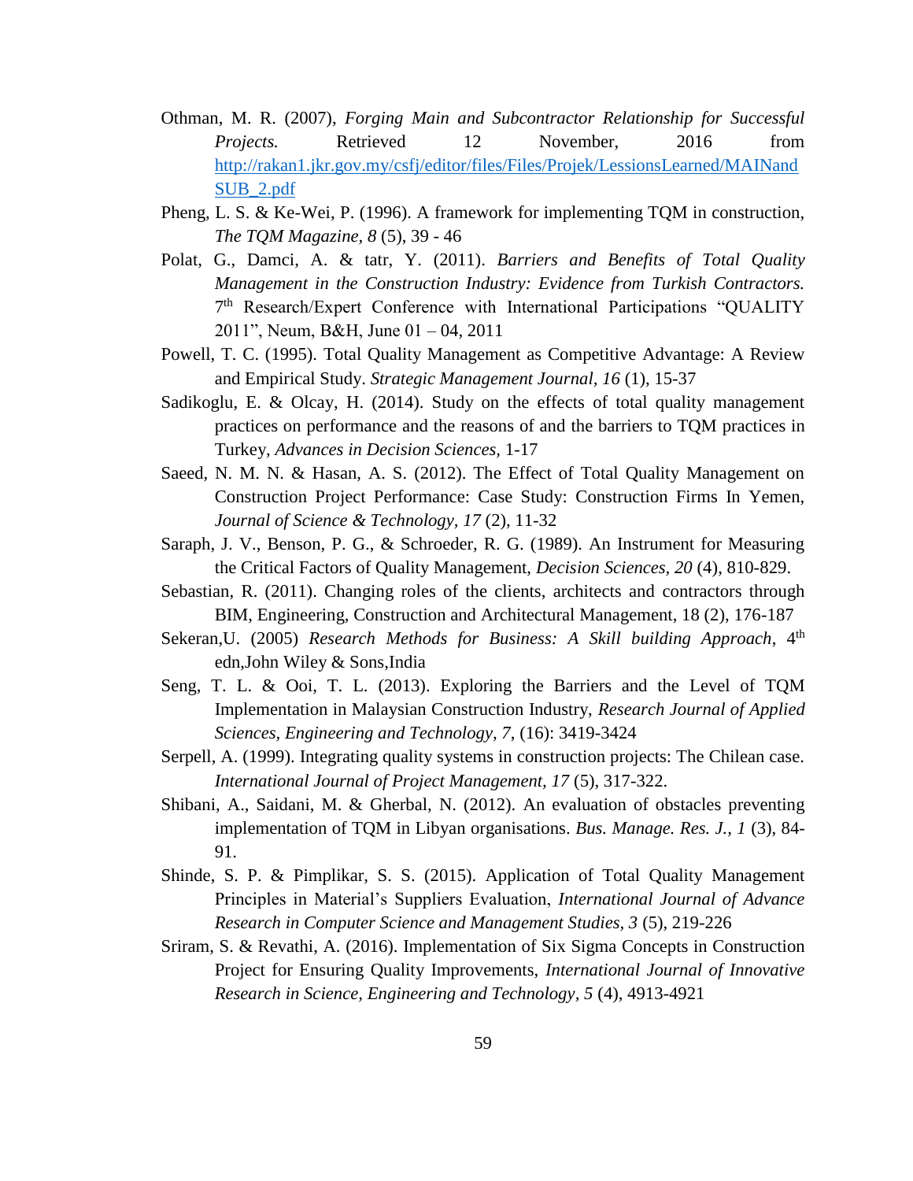Othman, M. R. (2007), *Forging Main and Subcontractor Relationship for Successful Projects.* Retrieved 12 November, 2016 from [http://rakan1.jkr.gov.my/csfj/editor/files/Files/Projek/LessionsLearned/MAINandSUB_2.pdf](http://rakan1.jkr.gov.my/csfj/editor/files/Files/Projek/LessionsLearned/MAINandSUB_2.pdf)

Pheng, L. S. & Ke-Wei, P. (1996). A framework for implementing TQM in construction, *The TQM Magazine*, *8* (5), 39 - 46

Polat, G., Damci, A. & tatr, Y. (2011). *Barriers and Benefits of Total Quality Management in the Construction Industry: Evidence from Turkish Contractors.* 7th Research/Expert Conference with International Participations "QUALITY 2011", Neum, B&H, June 01 – 04, 2011

Powell, T. C. (1995). Total Quality Management as Competitive Advantage: A Review and Empirical Study. *Strategic Management Journal, 16* (1), 15-37

Sadikoglu, E. & Olcay, H. (2014). Study on the effects of total quality management practices on performance and the reasons of and the barriers to TQM practices in Turkey, *Advances in Decision Sciences,* 1-17

Saeed, N. M. N. & Hasan, A. S. (2012). The Effect of Total Quality Management on Construction Project Performance: Case Study: Construction Firms In Yemen, *Journal of Science & Technology, 17* (2), 11-32

Saraph, J. V., Benson, P. G., & Schroeder, R. G. (1989). An Instrument for Measuring the Critical Factors of Quality Management, *Decision Sciences, 20* (4), 810-829.

Sebastian, R. (2011). Changing roles of the clients, architects and contractors through BIM, Engineering, Construction and Architectural Management, 18 (2), 176-187

Sekeran,U. (2005) *Research Methods for Business: A Skill building Approach*, 4th edn,John Wiley & Sons,India

Seng, T. L. & Ooi, T. L. (2013). Exploring the Barriers and the Level of TQM Implementation in Malaysian Construction Industry, *Research Journal of Applied Sciences, Engineering and Technology, 7*, (16): 3419-3424

Serpell, A. (1999). Integrating quality systems in construction projects: The Chilean case. *International Journal of Project Management, 17* (5), 317-322.

Shibani, A., Saidani, M. & Gherbal, N. (2012). An evaluation of obstacles preventing implementation of TQM in Libyan organisations. *Bus. Manage. Res. J., 1* (3), 84-91.

Shinde, S. P. & Pimplikar, S. S. (2015). Application of Total Quality Management Principles in Material's Suppliers Evaluation, *International Journal of Advance Research in Computer Science and Management Studies, 3* (5), 219-226

Sriram, S. & Revathi, A. (2016). Implementation of Six Sigma Concepts in Construction Project for Ensuring Quality Improvements, *International Journal of Innovative Research in Science, Engineering and Technology, 5* (4), 4913-4921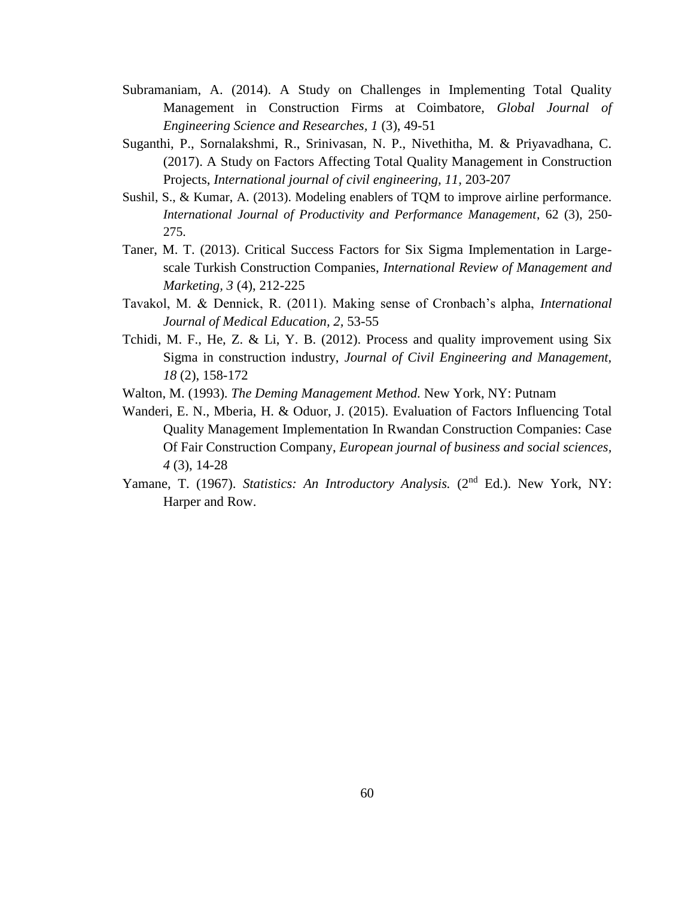Subramaniam, A. (2014). A Study on Challenges in Implementing Total Quality Management in Construction Firms at Coimbatore, *Global Journal of Engineering Science and Researches, 1* (3), 49-51

Suganthi, P., Sornalakshmi, R., Srinivasan, N. P., Nivethitha, M. & Priyavadhana, C. (2017). A Study on Factors Affecting Total Quality Management in Construction Projects, *International journal of civil engineering, 11*, 203-207

Sushil, S., & Kumar, A. (2013). Modeling enablers of TQM to improve airline performance. *International Journal of Productivity and Performance Management*, 62 (3), 250-275.

Taner, M. T. (2013). Critical Success Factors for Six Sigma Implementation in Large-scale Turkish Construction Companies, *International Review of Management and Marketing, 3* (4), 212-225

Tavakol, M. & Dennick, R. (2011). Making sense of Cronbach's alpha, *International Journal of Medical Education, 2*, 53-55

Tchidi, M. F., He, Z. & Li, Y. B. (2012). Process and quality improvement using Six Sigma in construction industry, *Journal of Civil Engineering and Management, 18* (2), 158-172

Walton, M. (1993). *The Deming Management Method.* New York, NY: Putnam

Wanderi, E. N., Mberia, H. & Oduor, J. (2015). Evaluation of Factors Influencing Total Quality Management Implementation In Rwandan Construction Companies: Case Of Fair Construction Company, *European journal of business and social sciences, 4* (3), 14-28

Yamane, T. (1967). *Statistics: An Introductory Analysis.* (2nd Ed.). New York, NY: Harper and Row.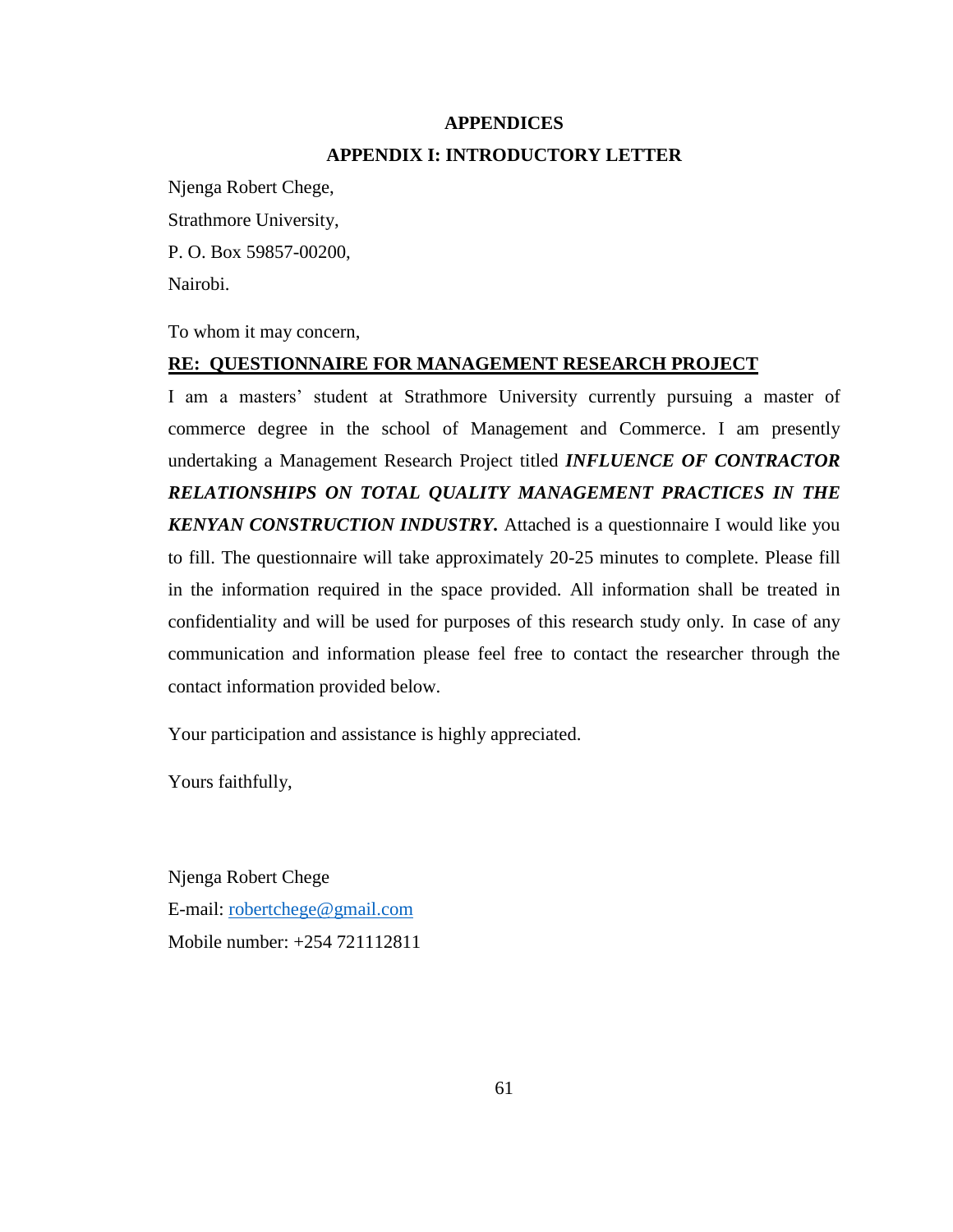# APPENDICES

## APPENDIX I: INTRODUCTORY LETTER

Njenga Robert Chege,

Strathmore University,

P. O. Box 59857-00200,

Nairobi.

To whom it may concern,

**RE: QUESTIONNAIRE FOR MANAGEMENT RESEARCH PROJECT**

I am a masters' student at Strathmore University currently pursuing a master of commerce degree in the school of Management and Commerce. I am presently undertaking a Management Research Project titled ***INFLUENCE OF CONTRACTOR RELATIONSHIPS ON TOTAL QUALITY MANAGEMENT PRACTICES IN THE KENYAN CONSTRUCTION INDUSTRY.*** Attached is a questionnaire I would like you to fill. The questionnaire will take approximately 20-25 minutes to complete. Please fill in the information required in the space provided. All information shall be treated in confidentiality and will be used for purposes of this research study only. In case of any communication and information please feel free to contact the researcher through the contact information provided below.

Your participation and assistance is highly appreciated.

Yours faithfully,

Njenga Robert Chege

E-mail: robertchege@gmail.com

Mobile number: +254 721112811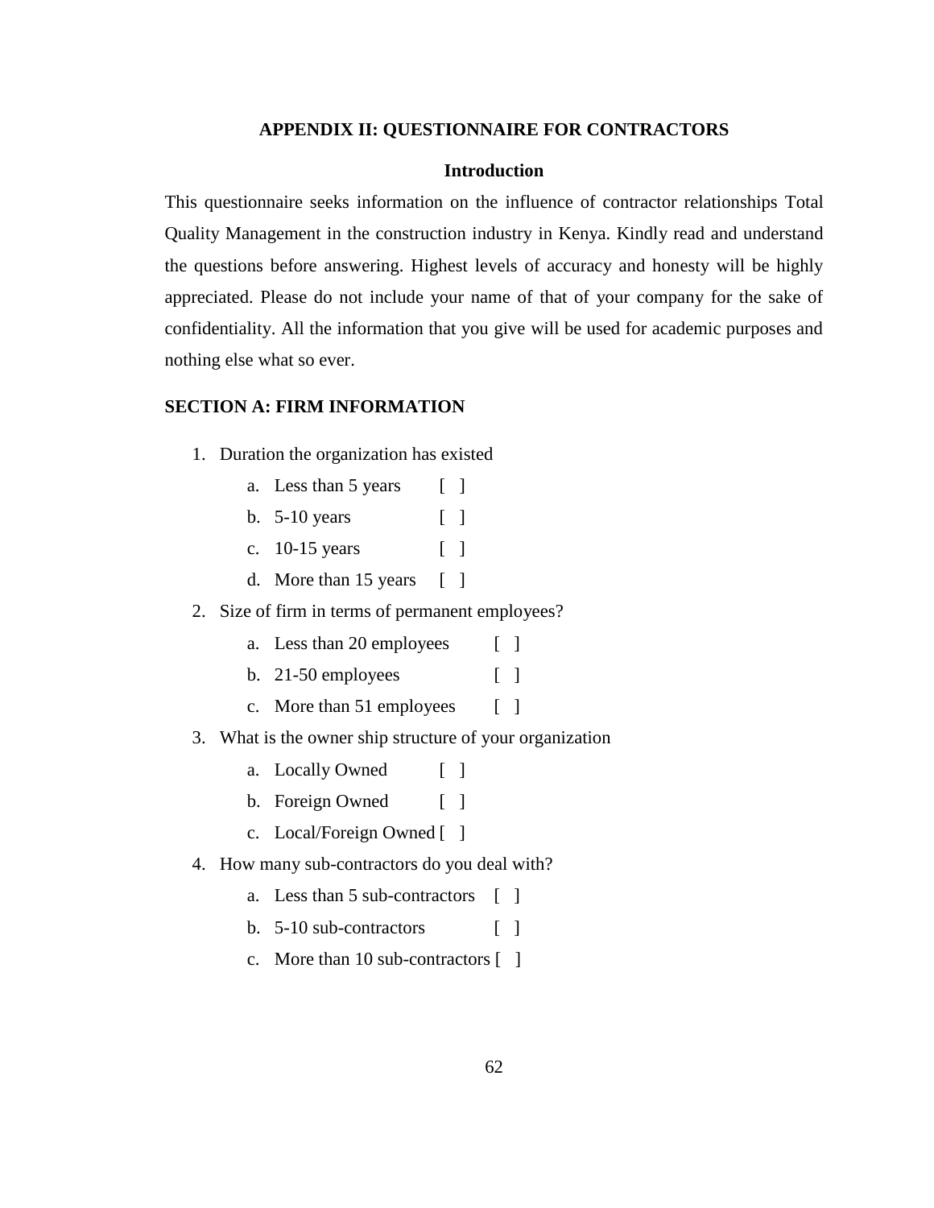## APPENDIX II: QUESTIONNAIRE FOR CONTRACTORS

### Introduction

This questionnaire seeks information on the influence of contractor relationships Total Quality Management in the construction industry in Kenya. Kindly read and understand the questions before answering. Highest levels of accuracy and honesty will be highly appreciated. Please do not include your name of that of your company for the sake of confidentiality. All the information that you give will be used for academic purposes and nothing else what so ever.

### SECTION A: FIRM INFORMATION

1. Duration the organization has existed
    a. Less than 5 years [ ]
    b. 5-10 years [ ]
    c. 10-15 years [ ]
    d. More than 15 years [ ]
2. Size of firm in terms of permanent employees?
    a. Less than 20 employees [ ]
    b. 21-50 employees [ ]
    c. More than 51 employees [ ]
3. What is the owner ship structure of your organization
    a. Locally Owned [ ]
    b. Foreign Owned [ ]
    c. Local/Foreign Owned [ ]
4. How many sub-contractors do you deal with?
    a. Less than 5 sub-contractors [ ]
    b. 5-10 sub-contractors [ ]
    c. More than 10 sub-contractors [ ]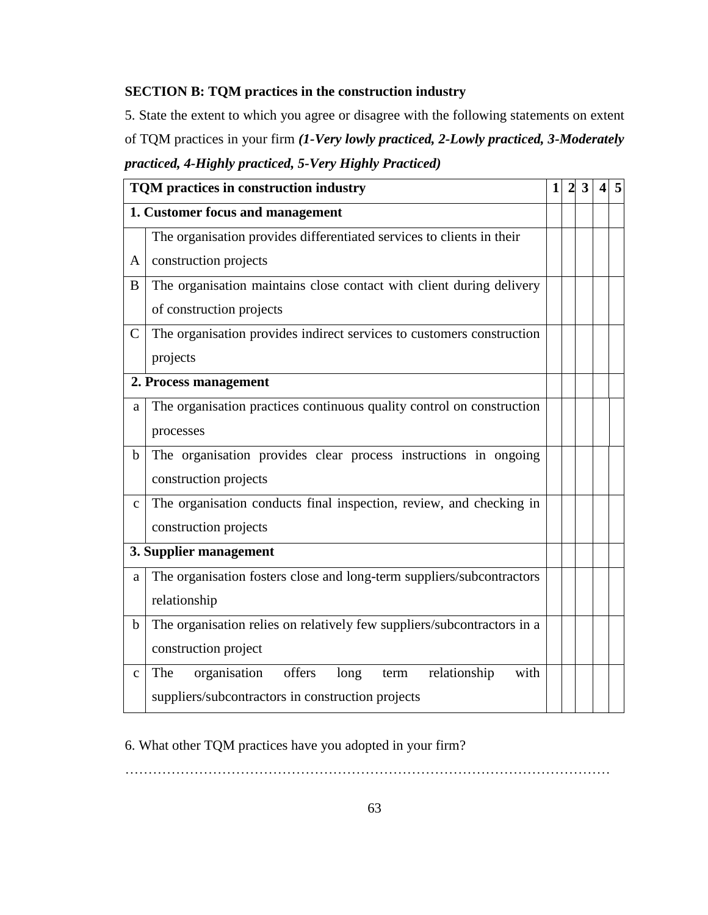**SECTION B: TQM practices in the construction industry**

5. State the extent to which you agree or disagree with the following statements on extent of TQM practices in your firm ***(1-Very lowly practiced, 2-Lowly practiced, 3-Moderately practiced, 4-Highly practiced, 5-Very Highly Practiced)***

| | TQM practices in construction industry | 1 | 2 | 3 | 4 | 5 |
|---|---|---|---|---|---|---|
| **1. Customer focus and management** | | | | | | |
| A | The organisation provides differentiated services to clients in their construction projects | | | | | |
| B | The organisation maintains close contact with client during delivery of construction projects | | | | | |
| C | The organisation provides indirect services to customers construction projects | | | | | |
| **2. Process management** | | | | | | |
| a | The organisation practices continuous quality control on construction processes | | | | | |
| b | The organisation provides clear process instructions in ongoing construction projects | | | | | |
| c | The organisation conducts final inspection, review, and checking in construction projects | | | | | |
| **3. Supplier management** | | | | | | |
| a | The organisation fosters close and long-term suppliers/subcontractors relationship | | | | | |
| b | The organisation relies on relatively few suppliers/subcontractors in a construction project | | | | | |
| c | The organisation offers long term relationship with suppliers/subcontractors in construction projects | | | | | |

6. What other TQM practices have you adopted in your firm?

…………………………………………………………………………………………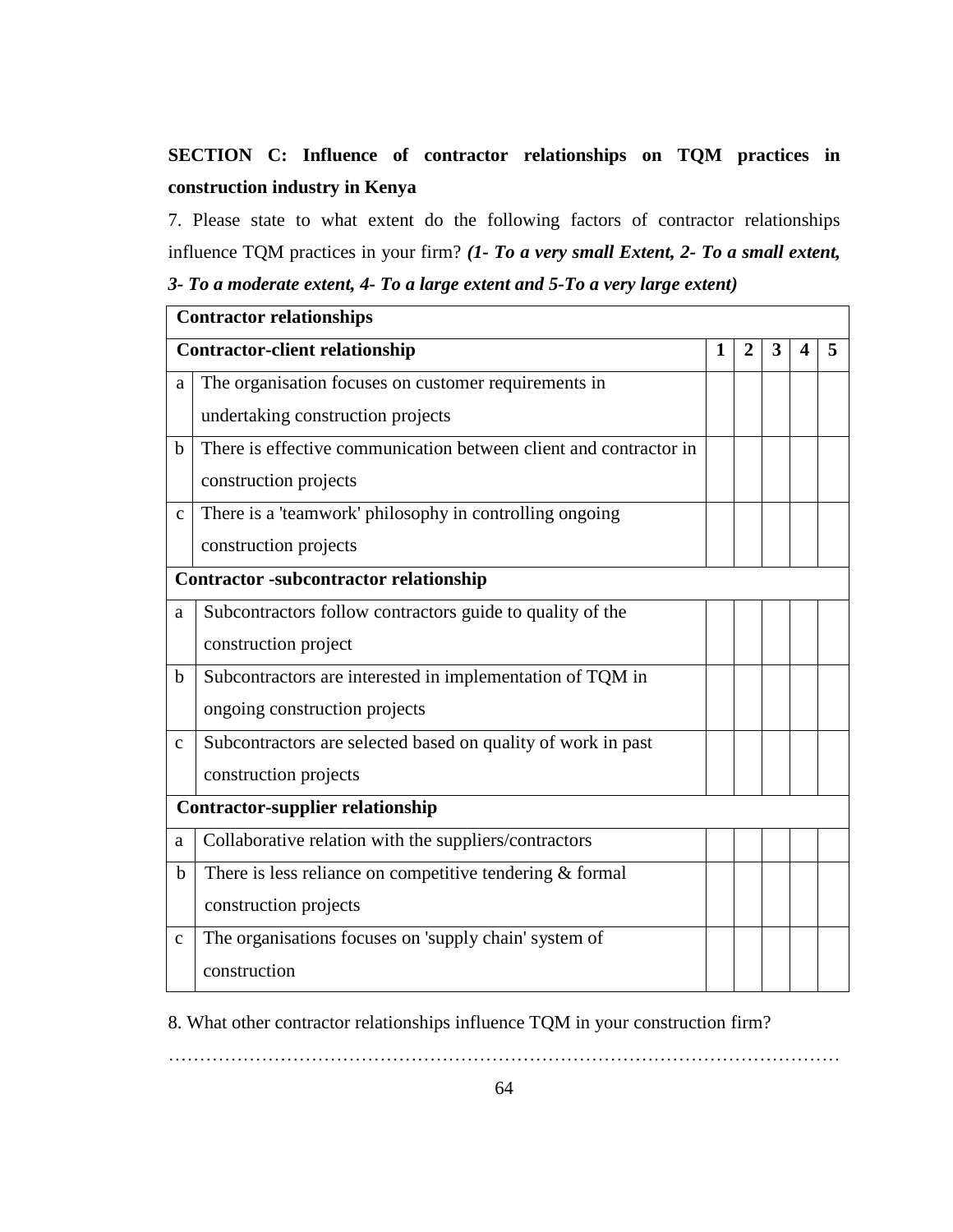**SECTION C: Influence of contractor relationships on TQM practices in construction industry in Kenya**

7. Please state to what extent do the following factors of contractor relationships influence TQM practices in your firm? ***(1- To a very small Extent, 2- To a small extent, 3- To a moderate extent, 4- To a large extent and 5-To a very large extent)***

| **Contractor relationships** | | | | | | |
|---|---|---|---|---|---|---|
| **Contractor-client relationship** | | **1** | **2** | **3** | **4** | **5** |
| a | The organisation focuses on customer requirements in undertaking construction projects | | | | | |
| b | There is effective communication between client and contractor in construction projects | | | | | |
| c | There is a 'teamwork' philosophy in controlling ongoing construction projects | | | | | |
| **Contractor -subcontractor relationship** | | | | | | |
| a | Subcontractors follow contractors guide to quality of the construction project | | | | | |
| b | Subcontractors are interested in implementation of TQM in ongoing construction projects | | | | | |
| c | Subcontractors are selected based on quality of work in past construction projects | | | | | |
| **Contractor-supplier relationship** | | | | | | |
| a | Collaborative relation with the suppliers/contractors | | | | | |
| b | There is less reliance on competitive tendering & formal construction projects | | | | | |
| c | The organisations focuses on 'supply chain' system of construction | | | | | |

8. What other contractor relationships influence TQM in your construction firm?

…………………………………………………………………………………………………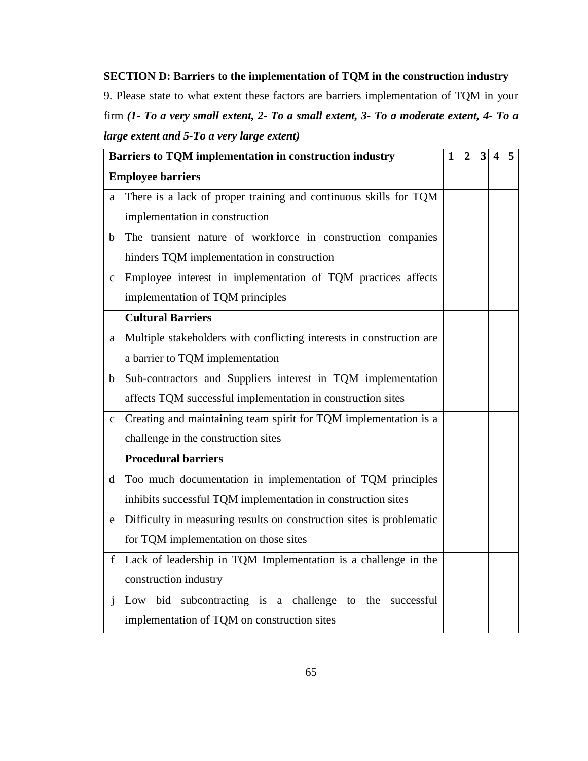**SECTION D: Barriers to the implementation of TQM in the construction industry**

9. Please state to what extent these factors are barriers implementation of TQM in your firm ***(1- To a very small extent, 2- To a small extent, 3- To a moderate extent, 4- To a large extent and 5-To a very large extent)***

| | Barriers to TQM implementation in construction industry | 1 | 2 | 3 | 4 | 5 |
|---|---|---|---|---|---|---|
| | **Employee barriers** | | | | | |
| a | There is a lack of proper training and continuous skills for TQM implementation in construction | | | | | |
| b | The transient nature of workforce in construction companies hinders TQM implementation in construction | | | | | |
| c | Employee interest in implementation of TQM practices affects implementation of TQM principles | | | | | |
| | **Cultural Barriers** | | | | | |
| a | Multiple stakeholders with conflicting interests in construction are a barrier to TQM implementation | | | | | |
| b | Sub-contractors and Suppliers interest in TQM implementation affects TQM successful implementation in construction sites | | | | | |
| c | Creating and maintaining team spirit for TQM implementation is a challenge in the construction sites | | | | | |
| | **Procedural barriers** | | | | | |
| d | Too much documentation in implementation of TQM principles inhibits successful TQM implementation in construction sites | | | | | |
| e | Difficulty in measuring results on construction sites is problematic for TQM implementation on those sites | | | | | |
| f | Lack of leadership in TQM Implementation is a challenge in the construction industry | | | | | |
| j | Low bid subcontracting is a challenge to the successful implementation of TQM on construction sites | | | | | |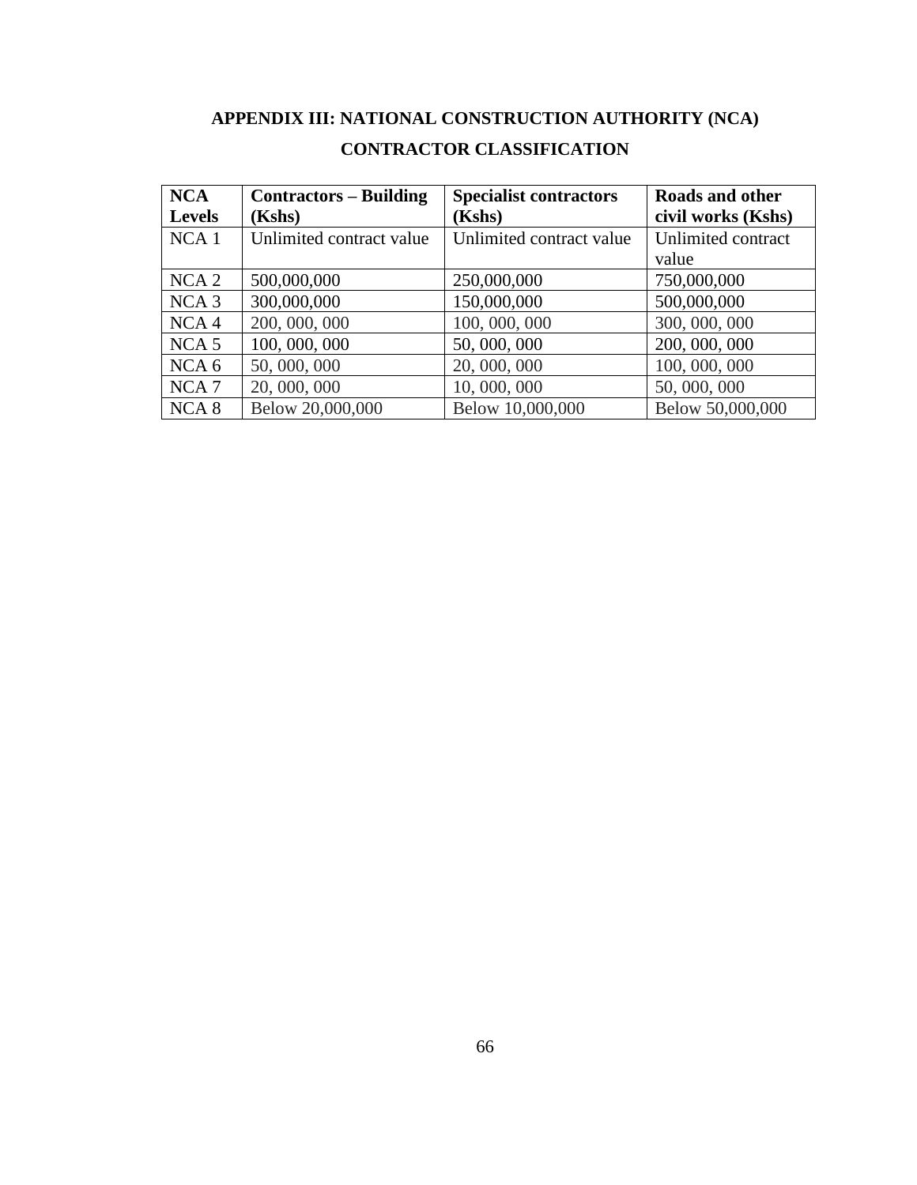# APPENDIX III: NATIONAL CONSTRUCTION AUTHORITY (NCA) CONTRACTOR CLASSIFICATION

| NCA Levels | Contractors – Building (Kshs) | Specialist contractors (Kshs) | Roads and other civil works (Kshs) |
|---|---|---|---|
| NCA 1 | Unlimited contract value | Unlimited contract value | Unlimited contract value |
| NCA 2 | 500,000,000 | 250,000,000 | 750,000,000 |
| NCA 3 | 300,000,000 | 150,000,000 | 500,000,000 |
| NCA 4 | 200, 000, 000 | 100, 000, 000 | 300, 000, 000 |
| NCA 5 | 100, 000, 000 | 50, 000, 000 | 200, 000, 000 |
| NCA 6 | 50, 000, 000 | 20, 000, 000 | 100, 000, 000 |
| NCA 7 | 20, 000, 000 | 10, 000, 000 | 50, 000, 000 |
| NCA 8 | Below 20,000,000 | Below 10,000,000 | Below 50,000,000 |